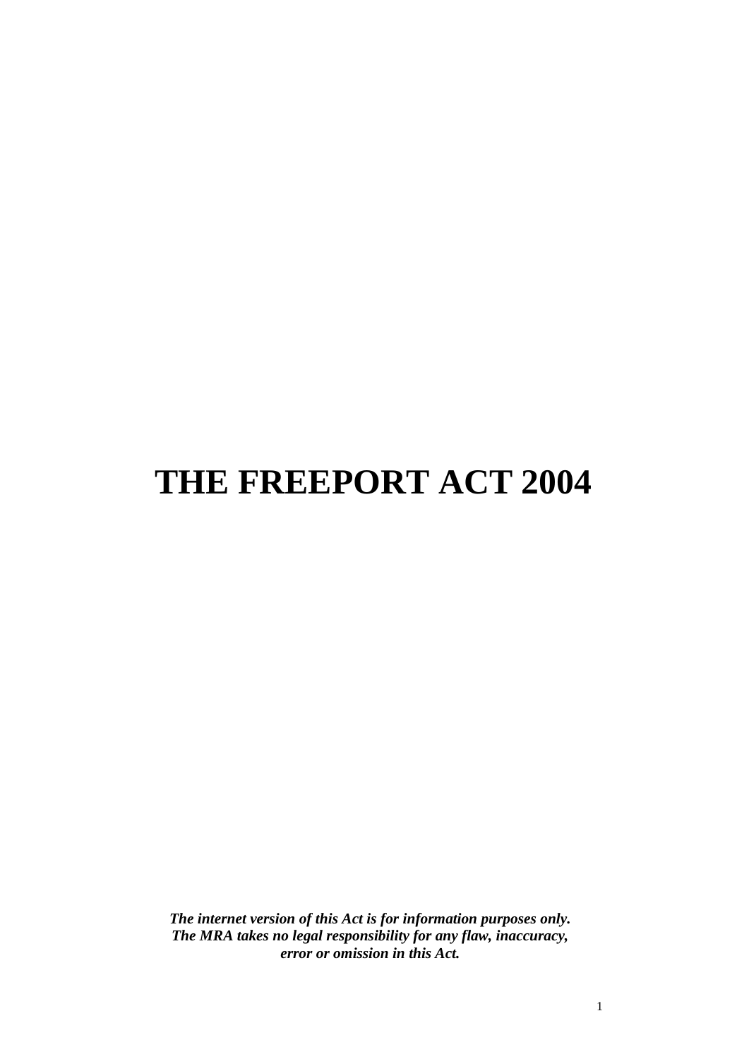# THE FREEPORT ACT 2004

***The internet version of this Act is for information purposes only. The MRA takes no legal responsibility for any flaw, inaccuracy, error or omission in this Act.***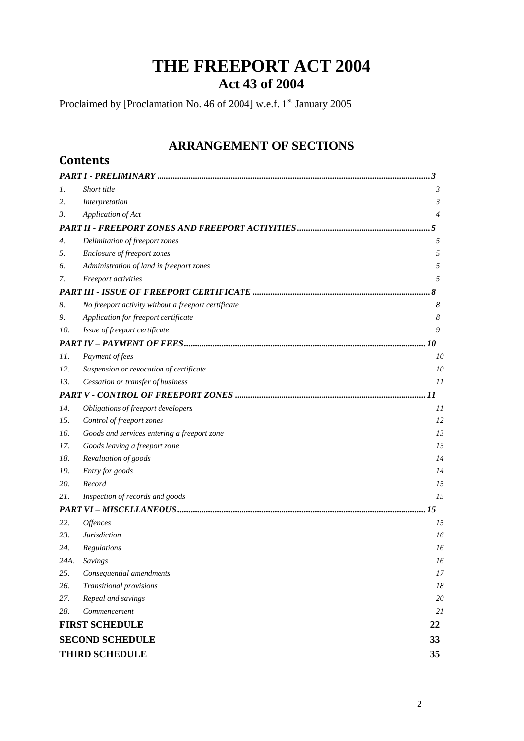# THE FREEPORT ACT 2004

## Act 43 of 2004

Proclaimed by [Proclamation No. 46 of 2004] w.e.f. 1st January 2005

## ARRANGEMENT OF SECTIONS

### Contents

| | | |
|---|---|---|
| ***PART I - PRELIMINARY*** | | ***3*** |
| *1.* | *Short title* | *3* |
| *2.* | *Interpretation* | *3* |
| *3.* | *Application of Act* | *4* |
| ***PART II - FREEPORT ZONES AND FREEPORT ACTIYITIES*** | | ***5*** |
| *4.* | *Delimitation of freeport zones* | *5* |
| *5.* | *Enclosure of freeport zones* | *5* |
| *6.* | *Administration of land in freeport zones* | *5* |
| *7.* | *Freeport activities* | *5* |
| ***PART III - ISSUE OF FREEPORT CERTIFICATE*** | | ***8*** |
| *8.* | *No freeport activity without a freeport certificate* | *8* |
| *9.* | *Application for freeport certificate* | *8* |
| *10.* | *Issue of freeport certificate* | *9* |
| ***PART IV – PAYMENT OF FEES*** | | ***10*** |
| *11.* | *Payment of fees* | *10* |
| *12.* | *Suspension or revocation of certificate* | *10* |
| *13.* | *Cessation or transfer of business* | *11* |
| ***PART V - CONTROL OF FREEPORT ZONES*** | | ***11*** |
| *14.* | *Obligations of freeport developers* | *11* |
| *15.* | *Control of freeport zones* | *12* |
| *16.* | *Goods and services entering a freeport zone* | *13* |
| *17.* | *Goods leaving a freeport zone* | *13* |
| *18.* | *Revaluation of goods* | *14* |
| *19.* | *Entry for goods* | *14* |
| *20.* | *Record* | *15* |
| *21.* | *Inspection of records and goods* | *15* |
| ***PART VI – MISCELLANEOUS*** | | ***15*** |
| *22.* | *Offences* | *15* |
| *23.* | *Jurisdiction* | *16* |
| *24.* | *Regulations* | *16* |
| *24A.* | *Savings* | *16* |
| *25.* | *Consequential amendments* | *17* |
| *26.* | *Transitional provisions* | *18* |
| *27.* | *Repeal and savings* | *20* |
| *28.* | *Commencement* | *21* |
| **FIRST SCHEDULE** | | **22** |
| **SECOND SCHEDULE** | | **33** |
| **THIRD SCHEDULE** | | **35** |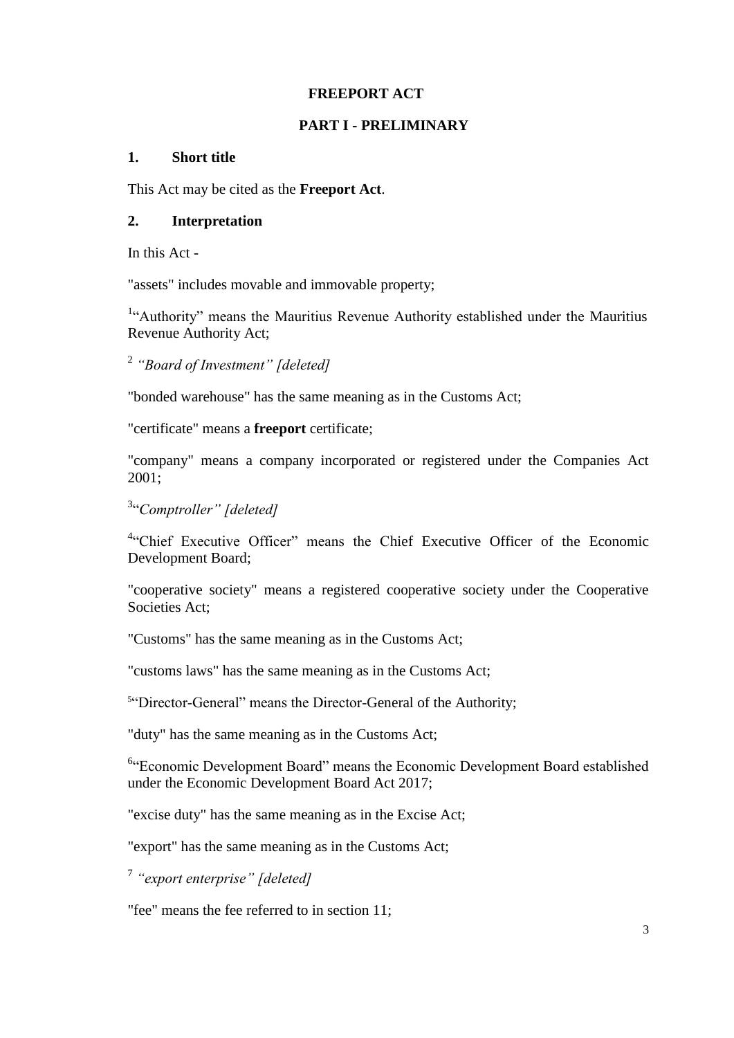# FREEPORT ACT

## PART I - PRELIMINARY

### 1. Short title

This Act may be cited as the **Freeport Act**.

### 2. Interpretation

In this Act -

"assets" includes movable and immovable property;

[1]"Authority" means the Mauritius Revenue Authority established under the Mauritius Revenue Authority Act;

[2] *"Board of Investment" [deleted]*

"bonded warehouse" has the same meaning as in the Customs Act;

"certificate" means a **freeport** certificate;

"company" means a company incorporated or registered under the Companies Act 2001;

[3]*"Comptroller" [deleted]*

[4]"Chief Executive Officer" means the Chief Executive Officer of the Economic Development Board;

"cooperative society" means a registered cooperative society under the Cooperative Societies Act;

"Customs" has the same meaning as in the Customs Act;

"customs laws" has the same meaning as in the Customs Act;

[5]"Director-General" means the Director-General of the Authority;

"duty" has the same meaning as in the Customs Act;

[6]"Economic Development Board" means the Economic Development Board established under the Economic Development Board Act 2017;

"excise duty" has the same meaning as in the Excise Act;

"export" has the same meaning as in the Customs Act;

[7] *"export enterprise" [deleted]*

"fee" means the fee referred to in section 11;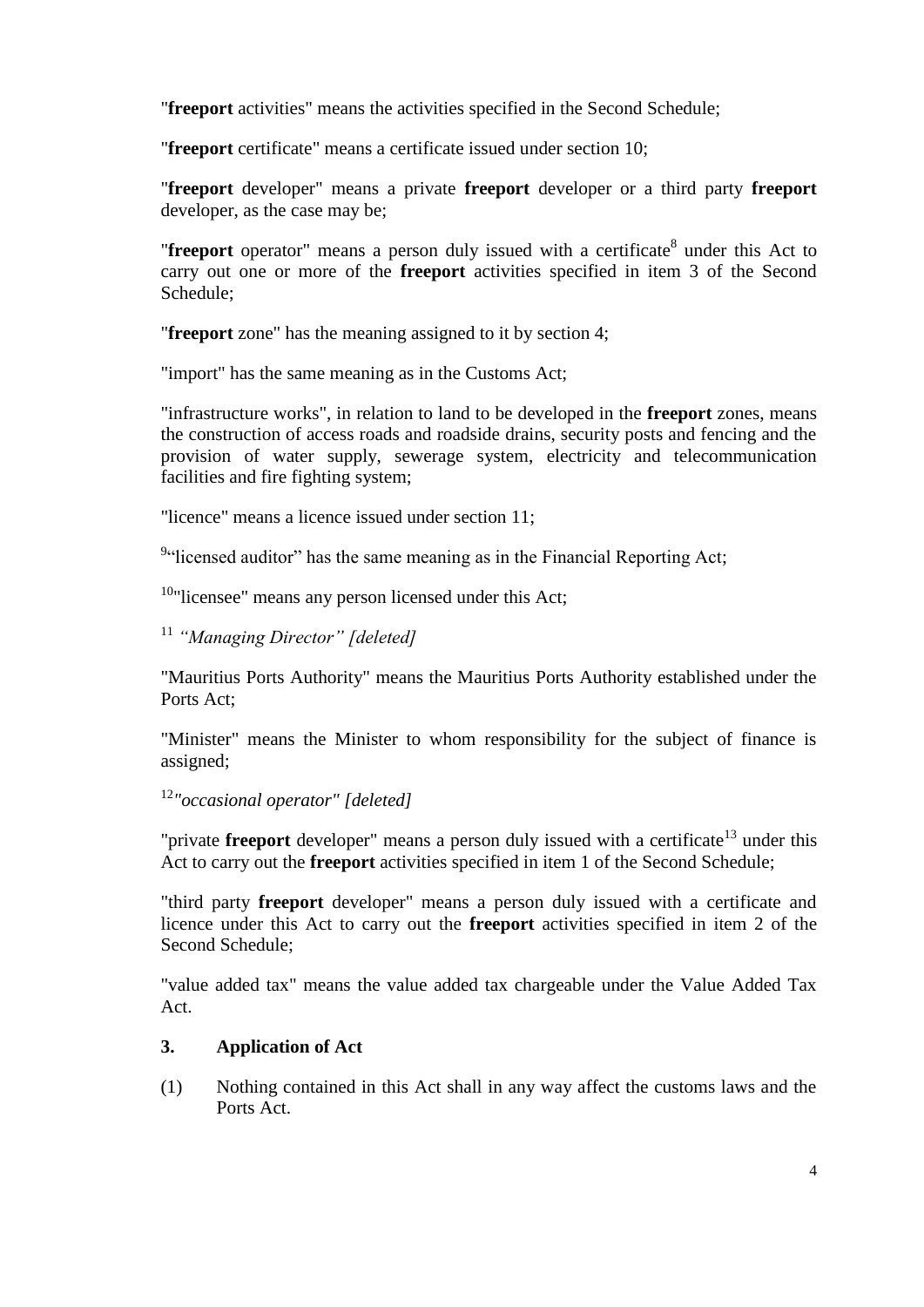"**freeport** activities" means the activities specified in the Second Schedule;

"**freeport** certificate" means a certificate issued under section 10;

"**freeport** developer" means a private **freeport** developer or a third party **freeport** developer, as the case may be;

"**freeport** operator" means a person duly issued with a certificate[8] under this Act to carry out one or more of the **freeport** activities specified in item 3 of the Second Schedule;

"**freeport** zone" has the meaning assigned to it by section 4;

"import" has the same meaning as in the Customs Act;

"infrastructure works", in relation to land to be developed in the **freeport** zones, means the construction of access roads and roadside drains, security posts and fencing and the provision of water supply, sewerage system, electricity and telecommunication facilities and fire fighting system;

"licence" means a licence issued under section 11;

[9]"licensed auditor" has the same meaning as in the Financial Reporting Act;

[10]"licensee" means any person licensed under this Act;

[11] *"Managing Director" [deleted]*

"Mauritius Ports Authority" means the Mauritius Ports Authority established under the Ports Act;

"Minister" means the Minister to whom responsibility for the subject of finance is assigned;

[12]*"occasional operator" [deleted]*

"private **freeport** developer" means a person duly issued with a certificate[13] under this Act to carry out the **freeport** activities specified in item 1 of the Second Schedule;

"third party **freeport** developer" means a person duly issued with a certificate and licence under this Act to carry out the **freeport** activities specified in item 2 of the Second Schedule;

"value added tax" means the value added tax chargeable under the Value Added Tax Act.

### 3. Application of Act

(1) Nothing contained in this Act shall in any way affect the customs laws and the Ports Act.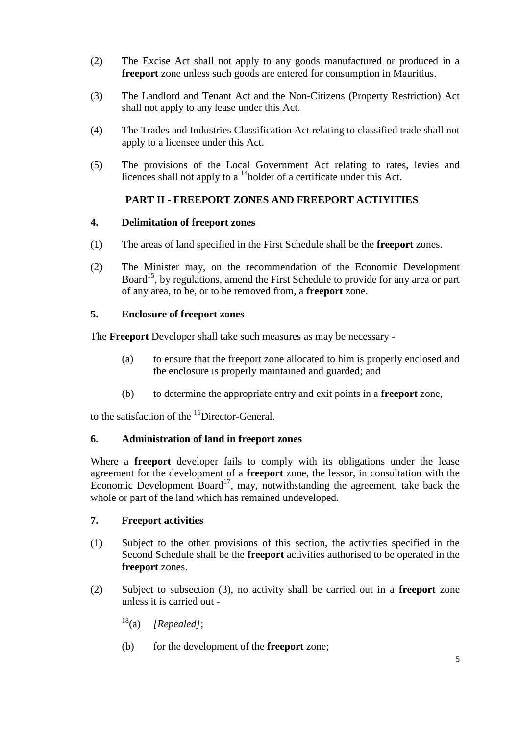(2) The Excise Act shall not apply to any goods manufactured or produced in a **freeport** zone unless such goods are entered for consumption in Mauritius.

(3) The Landlord and Tenant Act and the Non-Citizens (Property Restriction) Act shall not apply to any lease under this Act.

(4) The Trades and Industries Classification Act relating to classified trade shall not apply to a licensee under this Act.

(5) The provisions of the Local Government Act relating to rates, levies and licences shall not apply to a [14]holder of a certificate under this Act.

## PART II - FREEPORT ZONES AND FREEPORT ACTIYITIES

### 4. Delimitation of freeport zones

(1) The areas of land specified in the First Schedule shall be the **freeport** zones.

(2) The Minister may, on the recommendation of the Economic Development Board[15], by regulations, amend the First Schedule to provide for any area or part of any area, to be, or to be removed from, a **freeport** zone.

### 5. Enclosure of freeport zones

The **Freeport** Developer shall take such measures as may be necessary -

(a) to ensure that the freeport zone allocated to him is properly enclosed and the enclosure is properly maintained and guarded; and

(b) to determine the appropriate entry and exit points in a **freeport** zone,

to the satisfaction of the [16]Director-General.

### 6. Administration of land in freeport zones

Where a **freeport** developer fails to comply with its obligations under the lease agreement for the development of a **freeport** zone, the lessor, in consultation with the Economic Development Board[17], may, notwithstanding the agreement, take back the whole or part of the land which has remained undeveloped.

### 7. Freeport activities

(1) Subject to the other provisions of this section, the activities specified in the Second Schedule shall be the **freeport** activities authorised to be operated in the **freeport** zones.

(2) Subject to subsection (3), no activity shall be carried out in a **freeport** zone unless it is carried out -

[18](a) *[Repealed]*;

(b) for the development of the **freeport** zone;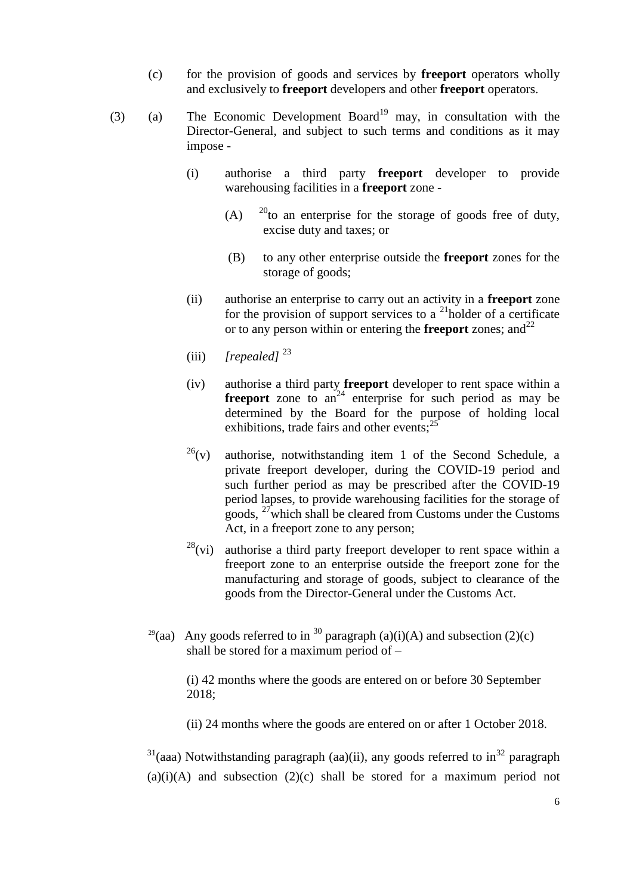(c) for the provision of goods and services by **freeport** operators wholly and exclusively to **freeport** developers and other **freeport** operators.

(3) (a) The Economic Development Board[19] may, in consultation with the Director-General, and subject to such terms and conditions as it may impose -

(i) authorise a third party **freeport** developer to provide warehousing facilities in a **freeport** zone -

(A) [20]to an enterprise for the storage of goods free of duty, excise duty and taxes; or

(B) to any other enterprise outside the **freeport** zones for the storage of goods;

(ii) authorise an enterprise to carry out an activity in a **freeport** zone for the provision of support services to a [21]holder of a certificate or to any person within or entering the **freeport** zones; and[22]

(iii) *[repealed]* [23]

(iv) authorise a third party **freeport** developer to rent space within a **freeport** zone to an[24] enterprise for such period as may be determined by the Board for the purpose of holding local exhibitions, trade fairs and other events;[25]

[26](v) authorise, notwithstanding item 1 of the Second Schedule, a private freeport developer, during the COVID-19 period and such further period as may be prescribed after the COVID-19 period lapses, to provide warehousing facilities for the storage of goods, [27]which shall be cleared from Customs under the Customs Act, in a freeport zone to any person;

[28](vi) authorise a third party freeport developer to rent space within a freeport zone to an enterprise outside the freeport zone for the manufacturing and storage of goods, subject to clearance of the goods from the Director-General under the Customs Act.

[29](aa) Any goods referred to in [30] paragraph (a)(i)(A) and subsection (2)(c) shall be stored for a maximum period of –

(i) 42 months where the goods are entered on or before 30 September 2018;

(ii) 24 months where the goods are entered on or after 1 October 2018.

[31](aaa) Notwithstanding paragraph (aa)(ii), any goods referred to in[32] paragraph (a)(i)(A) and subsection (2)(c) shall be stored for a maximum period not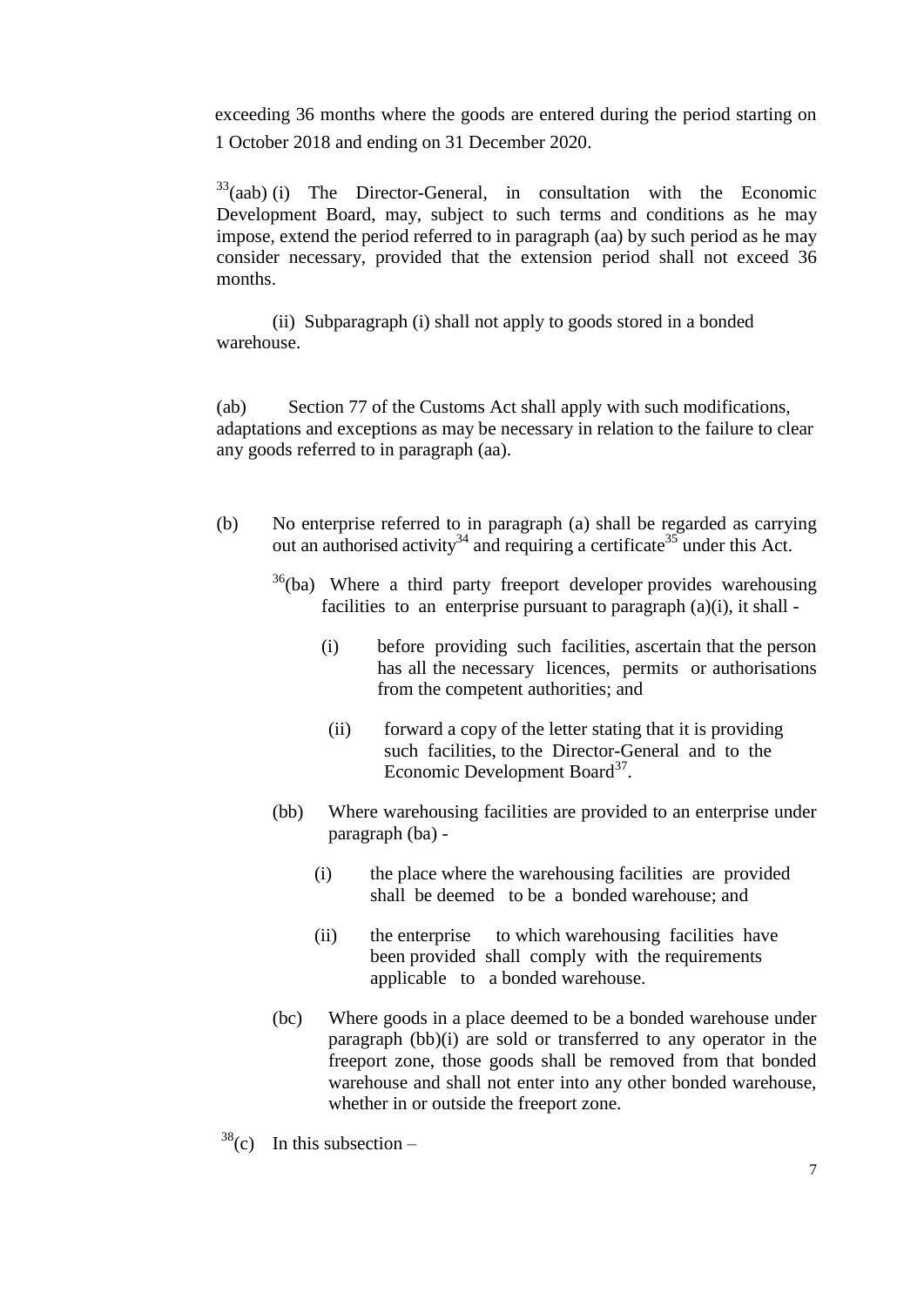exceeding 36 months where the goods are entered during the period starting on 1 October 2018 and ending on 31 December 2020.

[33](aab) (i) The Director-General, in consultation with the Economic Development Board, may, subject to such terms and conditions as he may impose, extend the period referred to in paragraph (aa) by such period as he may consider necessary, provided that the extension period shall not exceed 36 months.

(ii) Subparagraph (i) shall not apply to goods stored in a bonded warehouse.

(ab) Section 77 of the Customs Act shall apply with such modifications, adaptations and exceptions as may be necessary in relation to the failure to clear any goods referred to in paragraph (aa).

(b) No enterprise referred to in paragraph (a) shall be regarded as carrying out an authorised activity[34] and requiring a certificate[35] under this Act.

[36](ba) Where a third party freeport developer provides warehousing facilities to an enterprise pursuant to paragraph (a)(i), it shall -

(i) before providing such facilities, ascertain that the person has all the necessary licences, permits or authorisations from the competent authorities; and

(ii) forward a copy of the letter stating that it is providing such facilities, to the Director-General and to the Economic Development Board[37].

(bb) Where warehousing facilities are provided to an enterprise under paragraph (ba) -

(i) the place where the warehousing facilities are provided shall be deemed to be a bonded warehouse; and

(ii) the enterprise to which warehousing facilities have been provided shall comply with the requirements applicable to a bonded warehouse.

(bc) Where goods in a place deemed to be a bonded warehouse under paragraph (bb)(i) are sold or transferred to any operator in the freeport zone, those goods shall be removed from that bonded warehouse and shall not enter into any other bonded warehouse, whether in or outside the freeport zone.

[38](c) In this subsection –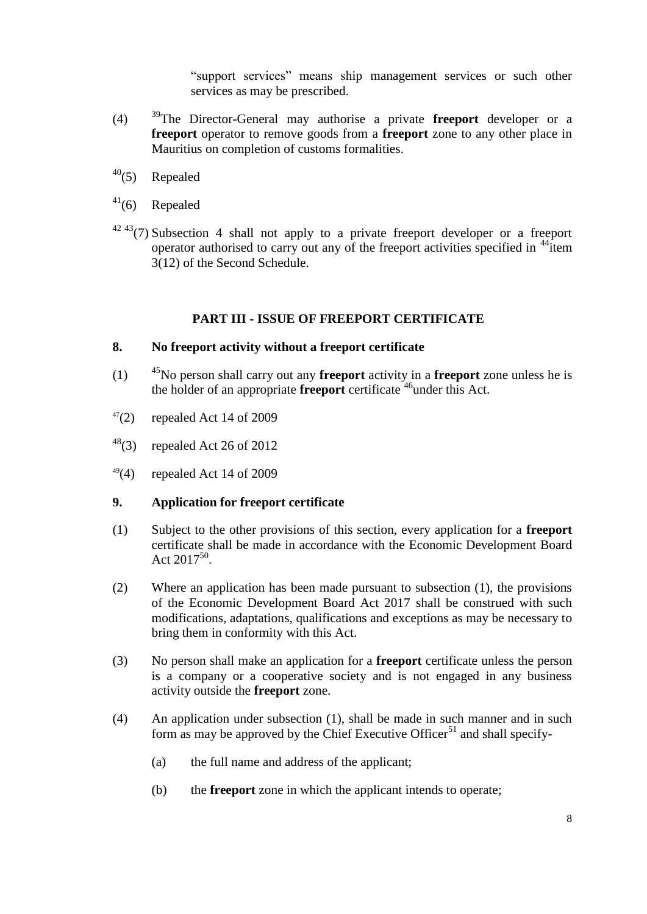"support services" means ship management services or such other services as may be prescribed.

(4) [39]The Director-General may authorise a private **freeport** developer or a **freeport** operator to remove goods from a **freeport** zone to any other place in Mauritius on completion of customs formalities.

[40](5) Repealed

[41](6) Repealed

[42 43](7) Subsection 4 shall not apply to a private freeport developer or a freeport operator authorised to carry out any of the freeport activities specified in [44]item 3(12) of the Second Schedule.

## PART III - ISSUE OF FREEPORT CERTIFICATE

### 8. No freeport activity without a freeport certificate

(1) [45]No person shall carry out any **freeport** activity in a **freeport** zone unless he is the holder of an appropriate **freeport** certificate [46]under this Act.

[47](2) repealed Act 14 of 2009

[48](3) repealed Act 26 of 2012

[49](4) repealed Act 14 of 2009

### 9. Application for freeport certificate

(1) Subject to the other provisions of this section, every application for a **freeport** certificate shall be made in accordance with the Economic Development Board Act 2017[50].

(2) Where an application has been made pursuant to subsection (1), the provisions of the Economic Development Board Act 2017 shall be construed with such modifications, adaptations, qualifications and exceptions as may be necessary to bring them in conformity with this Act.

(3) No person shall make an application for a **freeport** certificate unless the person is a company or a cooperative society and is not engaged in any business activity outside the **freeport** zone.

(4) An application under subsection (1), shall be made in such manner and in such form as may be approved by the Chief Executive Officer[51] and shall specify-

(a) the full name and address of the applicant;

(b) the **freeport** zone in which the applicant intends to operate;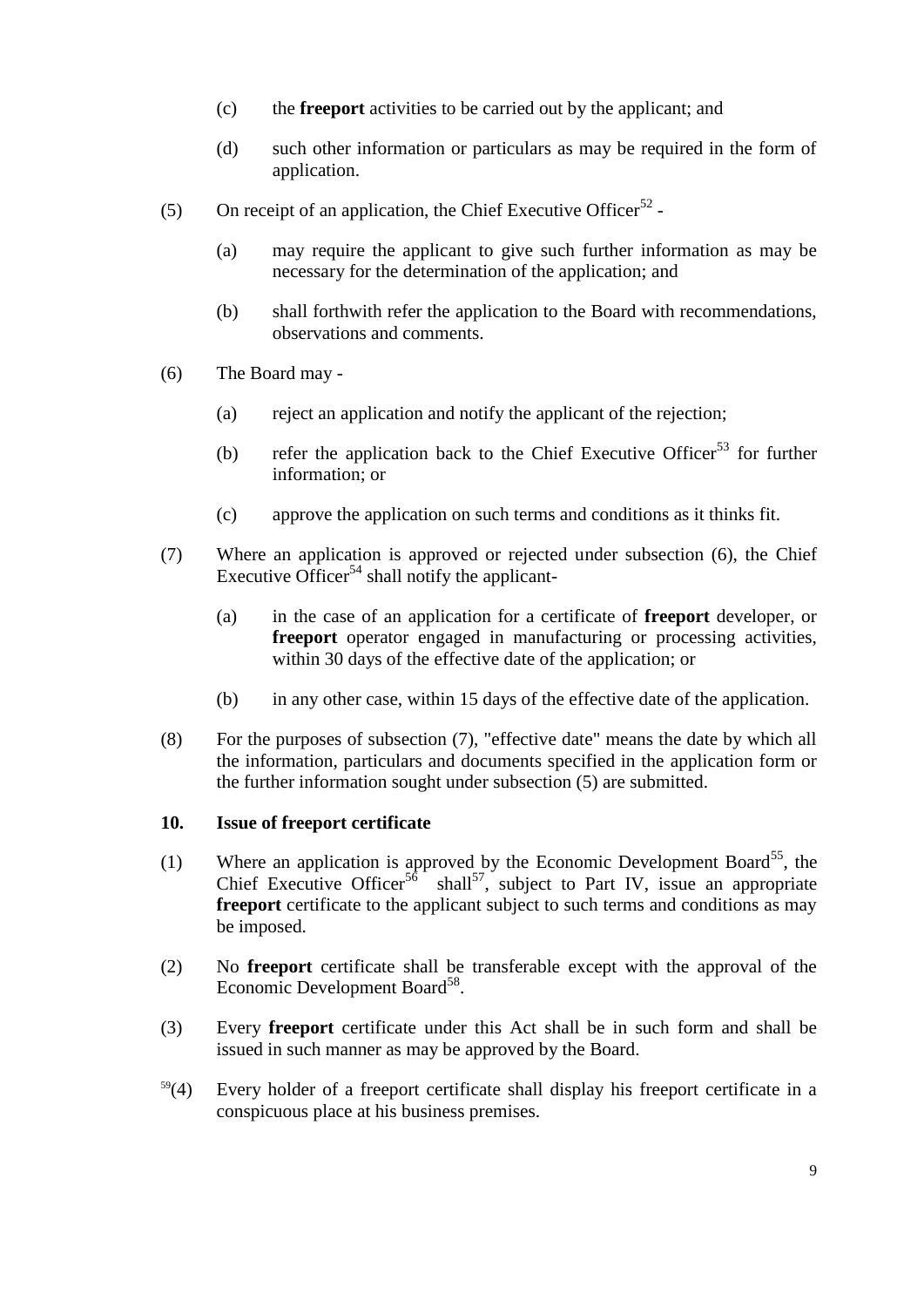(c) the **freeport** activities to be carried out by the applicant; and

(d) such other information or particulars as may be required in the form of application.

(5) On receipt of an application, the Chief Executive Officer[52] -

(a) may require the applicant to give such further information as may be necessary for the determination of the application; and

(b) shall forthwith refer the application to the Board with recommendations, observations and comments.

(6) The Board may -

(a) reject an application and notify the applicant of the rejection;

(b) refer the application back to the Chief Executive Officer[53] for further information; or

(c) approve the application on such terms and conditions as it thinks fit.

(7) Where an application is approved or rejected under subsection (6), the Chief Executive Officer[54] shall notify the applicant-

(a) in the case of an application for a certificate of **freeport** developer, or **freeport** operator engaged in manufacturing or processing activities, within 30 days of the effective date of the application; or

(b) in any other case, within 15 days of the effective date of the application.

(8) For the purposes of subsection (7), "effective date" means the date by which all the information, particulars and documents specified in the application form or the further information sought under subsection (5) are submitted.

**10. Issue of freeport certificate**

(1) Where an application is approved by the Economic Development Board[55], the Chief Executive Officer[56] shall[57], subject to Part IV, issue an appropriate **freeport** certificate to the applicant subject to such terms and conditions as may be imposed.

(2) No **freeport** certificate shall be transferable except with the approval of the Economic Development Board[58].

(3) Every **freeport** certificate under this Act shall be in such form and shall be issued in such manner as may be approved by the Board.

[59](4) Every holder of a freeport certificate shall display his freeport certificate in a conspicuous place at his business premises.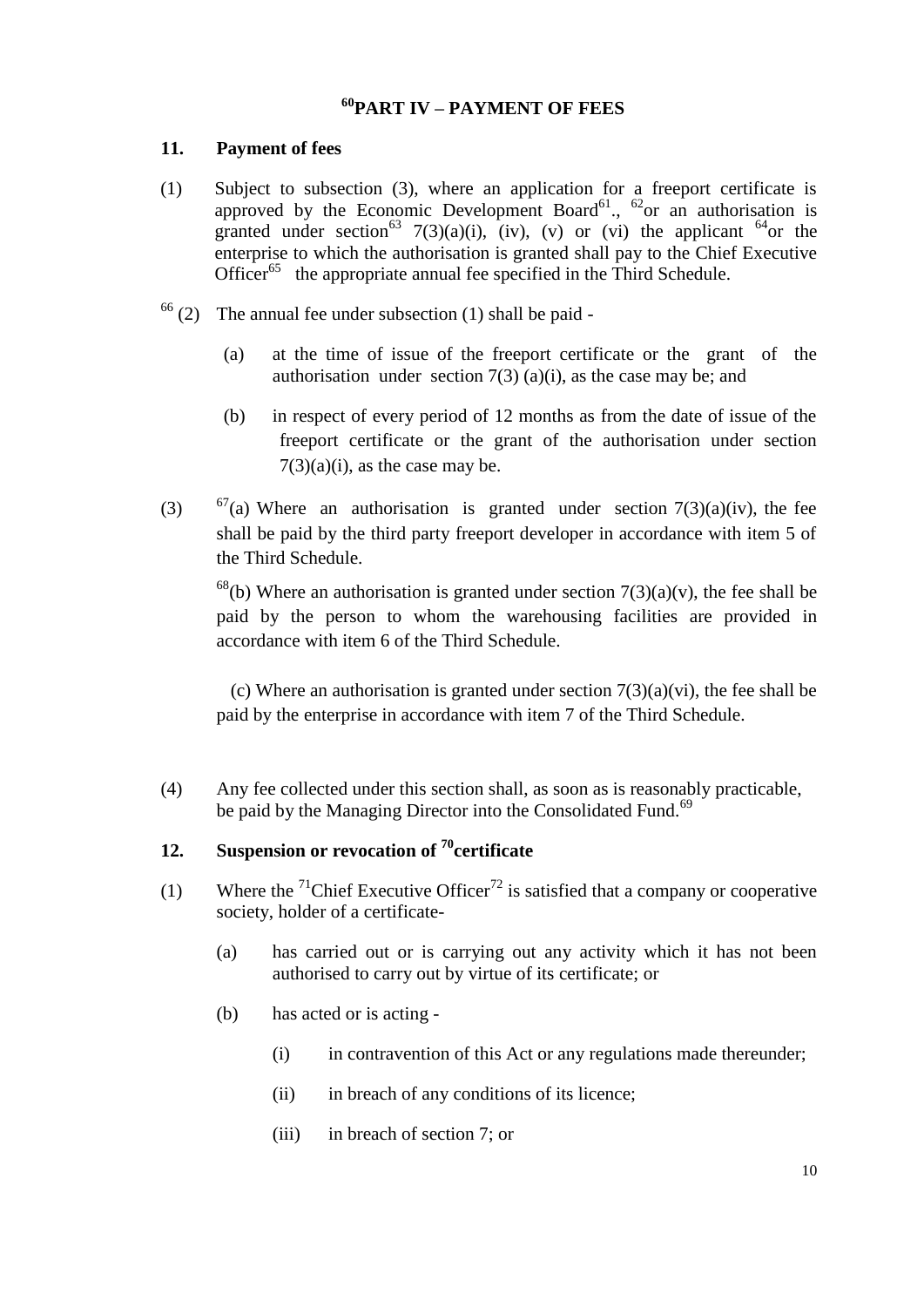## [60]PART IV – PAYMENT OF FEES

### 11. Payment of fees

(1) Subject to subsection (3), where an application for a freeport certificate is approved by the Economic Development Board[61]., [62]or an authorisation is granted under section[63] 7(3)(a)(i), (iv), (v) or (vi) the applicant [64]or the enterprise to which the authorisation is granted shall pay to the Chief Executive Officer[65] the appropriate annual fee specified in the Third Schedule.

[66] (2) The annual fee under subsection (1) shall be paid -

(a) at the time of issue of the freeport certificate or the grant of the authorisation under section 7(3) (a)(i), as the case may be; and

(b) in respect of every period of 12 months as from the date of issue of the freeport certificate or the grant of the authorisation under section 7(3)(a)(i), as the case may be.

(3) [67](a) Where an authorisation is granted under section 7(3)(a)(iv), the fee shall be paid by the third party freeport developer in accordance with item 5 of the Third Schedule.

[68](b) Where an authorisation is granted under section 7(3)(a)(v), the fee shall be paid by the person to whom the warehousing facilities are provided in accordance with item 6 of the Third Schedule.

(c) Where an authorisation is granted under section 7(3)(a)(vi), the fee shall be paid by the enterprise in accordance with item 7 of the Third Schedule.

(4) Any fee collected under this section shall, as soon as is reasonably practicable, be paid by the Managing Director into the Consolidated Fund.[69]

### 12. Suspension or revocation of [70]certificate

(1) Where the [71]Chief Executive Officer[72] is satisfied that a company or cooperative society, holder of a certificate-

(a) has carried out or is carrying out any activity which it has not been authorised to carry out by virtue of its certificate; or

(b) has acted or is acting -

(i) in contravention of this Act or any regulations made thereunder;

(ii) in breach of any conditions of its licence;

(iii) in breach of section 7; or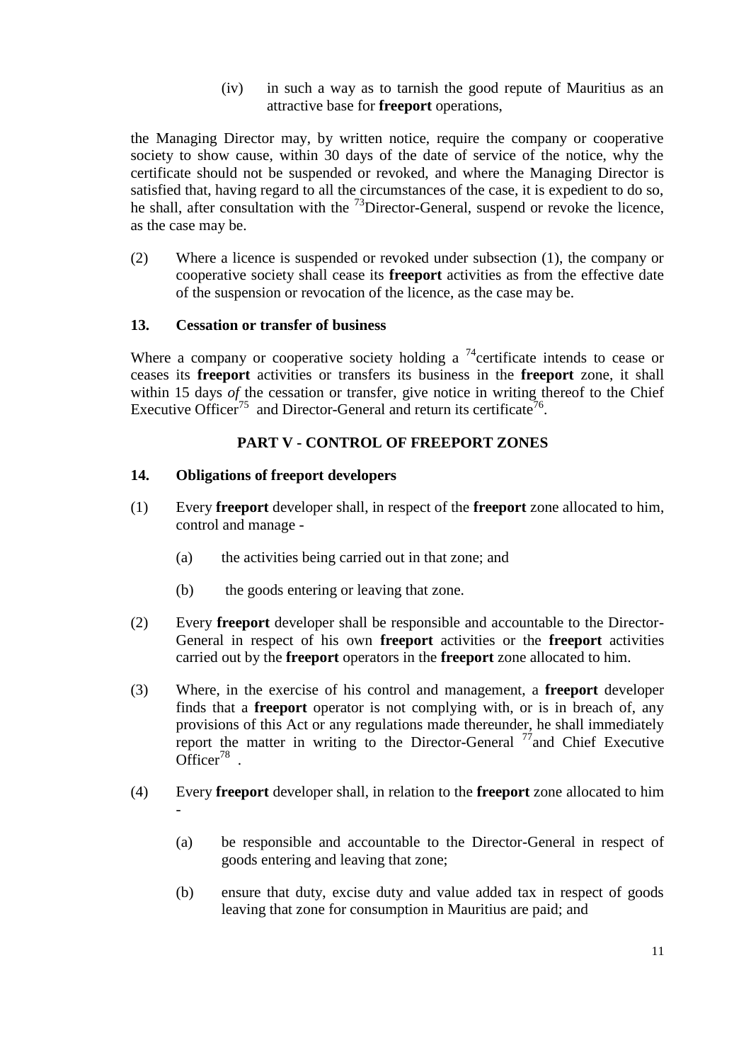(iv) in such a way as to tarnish the good repute of Mauritius as an attractive base for **freeport** operations,

the Managing Director may, by written notice, require the company or cooperative society to show cause, within 30 days of the date of service of the notice, why the certificate should not be suspended or revoked, and where the Managing Director is satisfied that, having regard to all the circumstances of the case, it is expedient to do so, he shall, after consultation with the [73]Director-General, suspend or revoke the licence, as the case may be.

(2) Where a licence is suspended or revoked under subsection (1), the company or cooperative society shall cease its **freeport** activities as from the effective date of the suspension or revocation of the licence, as the case may be.

### 13. Cessation or transfer of business

Where a company or cooperative society holding a [74]certificate intends to cease or ceases its **freeport** activities or transfers its business in the **freeport** zone, it shall within 15 days *of* the cessation or transfer, give notice in writing thereof to the Chief Executive Officer[75] and Director-General and return its certificate[76].

## PART V - CONTROL OF FREEPORT ZONES

### 14. Obligations of freeport developers

(1) Every **freeport** developer shall, in respect of the **freeport** zone allocated to him, control and manage -

(a) the activities being carried out in that zone; and

(b) the goods entering or leaving that zone.

(2) Every **freeport** developer shall be responsible and accountable to the Director-General in respect of his own **freeport** activities or the **freeport** activities carried out by the **freeport** operators in the **freeport** zone allocated to him.

(3) Where, in the exercise of his control and management, a **freeport** developer finds that a **freeport** operator is not complying with, or is in breach of, any provisions of this Act or any regulations made thereunder, he shall immediately report the matter in writing to the Director-General [77]and Chief Executive Officer[78] .

(4) Every **freeport** developer shall, in relation to the **freeport** zone allocated to him -

(a) be responsible and accountable to the Director-General in respect of goods entering and leaving that zone;

(b) ensure that duty, excise duty and value added tax in respect of goods leaving that zone for consumption in Mauritius are paid; and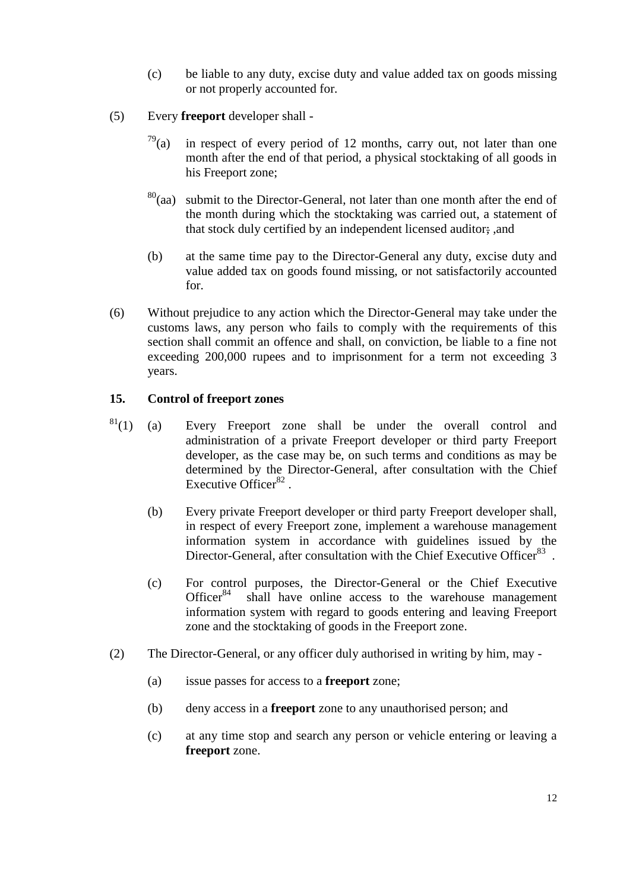(c) be liable to any duty, excise duty and value added tax on goods missing or not properly accounted for.

(5) Every **freeport** developer shall -

[79](a) in respect of every period of 12 months, carry out, not later than one month after the end of that period, a physical stocktaking of all goods in his Freeport zone;

[80](aa) submit to the Director-General, not later than one month after the end of the month during which the stocktaking was carried out, a statement of that stock duly certified by an independent licensed auditor; ,and

(b) at the same time pay to the Director-General any duty, excise duty and value added tax on goods found missing, or not satisfactorily accounted for.

(6) Without prejudice to any action which the Director-General may take under the customs laws, any person who fails to comply with the requirements of this section shall commit an offence and shall, on conviction, be liable to a fine not exceeding 200,000 rupees and to imprisonment for a term not exceeding 3 years.

### 15. Control of freeport zones

[81](1) (a) Every Freeport zone shall be under the overall control and administration of a private Freeport developer or third party Freeport developer, as the case may be, on such terms and conditions as may be determined by the Director-General, after consultation with the Chief Executive Officer[82] .

(b) Every private Freeport developer or third party Freeport developer shall, in respect of every Freeport zone, implement a warehouse management information system in accordance with guidelines issued by the Director-General, after consultation with the Chief Executive Officer[83] .

(c) For control purposes, the Director-General or the Chief Executive Officer[84] shall have online access to the warehouse management information system with regard to goods entering and leaving Freeport zone and the stocktaking of goods in the Freeport zone.

(2) The Director-General, or any officer duly authorised in writing by him, may -

(a) issue passes for access to a **freeport** zone;

(b) deny access in a **freeport** zone to any unauthorised person; and

(c) at any time stop and search any person or vehicle entering or leaving a **freeport** zone.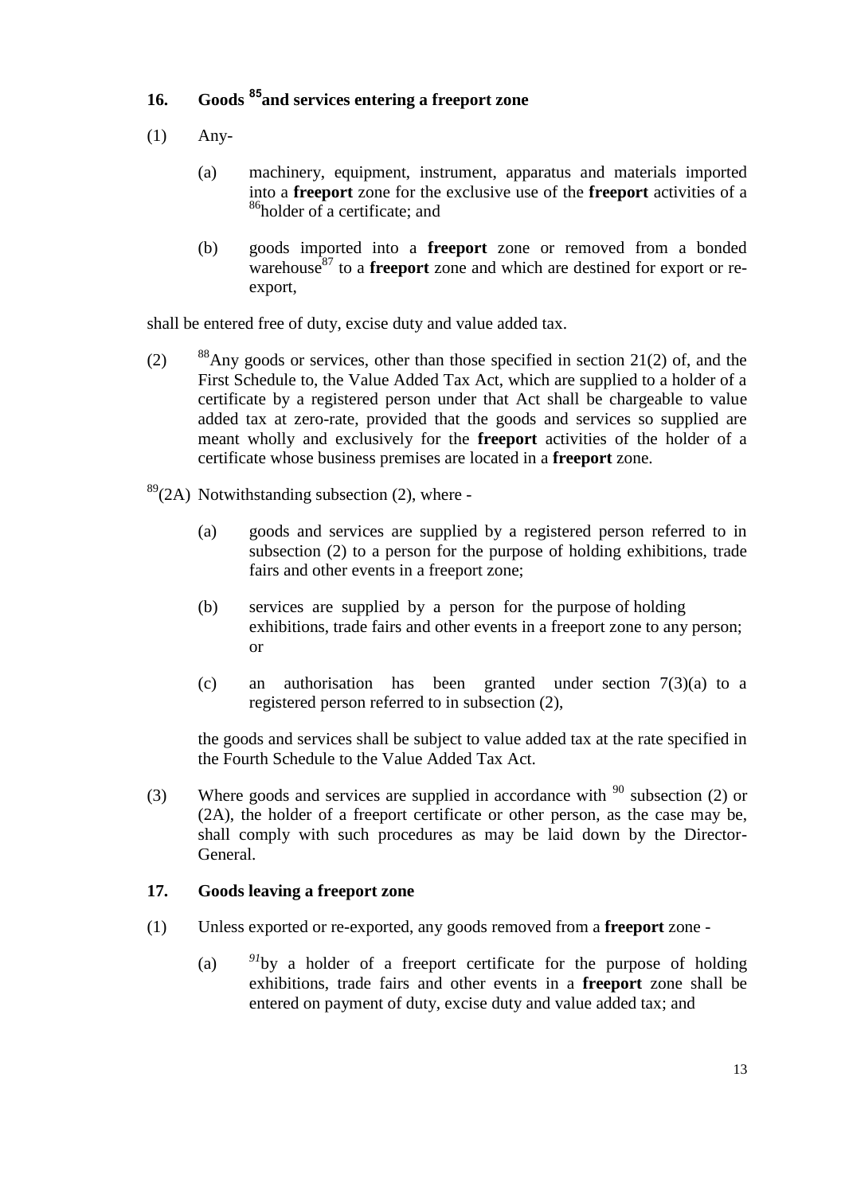## 16. Goods [85]and services entering a freeport zone

(1) Any-

(a) machinery, equipment, instrument, apparatus and materials imported into a **freeport** zone for the exclusive use of the **freeport** activities of a [86]holder of a certificate; and

(b) goods imported into a **freeport** zone or removed from a bonded warehouse[87] to a **freeport** zone and which are destined for export or re-export,

shall be entered free of duty, excise duty and value added tax.

(2) [88]Any goods or services, other than those specified in section 21(2) of, and the First Schedule to, the Value Added Tax Act, which are supplied to a holder of a certificate by a registered person under that Act shall be chargeable to value added tax at zero-rate, provided that the goods and services so supplied are meant wholly and exclusively for the **freeport** activities of the holder of a certificate whose business premises are located in a **freeport** zone.

[89](2A) Notwithstanding subsection (2), where -

(a) goods and services are supplied by a registered person referred to in subsection (2) to a person for the purpose of holding exhibitions, trade fairs and other events in a freeport zone;

(b) services are supplied by a person for the purpose of holding exhibitions, trade fairs and other events in a freeport zone to any person; or

(c) an authorisation has been granted under section 7(3)(a) to a registered person referred to in subsection (2),

the goods and services shall be subject to value added tax at the rate specified in the Fourth Schedule to the Value Added Tax Act.

(3) Where goods and services are supplied in accordance with [90] subsection (2) or (2A), the holder of a freeport certificate or other person, as the case may be, shall comply with such procedures as may be laid down by the Director-General.

## 17. Goods leaving a freeport zone

(1) Unless exported or re-exported, any goods removed from a **freeport** zone -

(a) [91]by a holder of a freeport certificate for the purpose of holding exhibitions, trade fairs and other events in a **freeport** zone shall be entered on payment of duty, excise duty and value added tax; and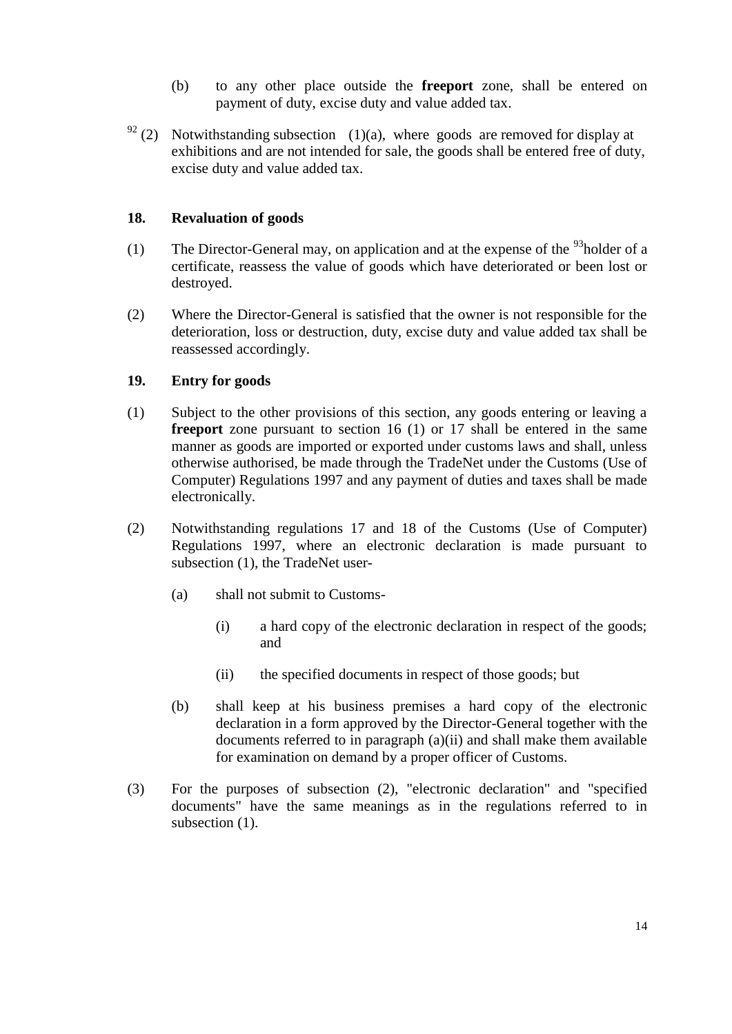(b) to any other place outside the **freeport** zone, shall be entered on payment of duty, excise duty and value added tax.

[92] (2) Notwithstanding subsection (1)(a), where goods are removed for display at exhibitions and are not intended for sale, the goods shall be entered free of duty, excise duty and value added tax.

### 18. Revaluation of goods

(1) The Director-General may, on application and at the expense of the [93]holder of a certificate, reassess the value of goods which have deteriorated or been lost or destroyed.

(2) Where the Director-General is satisfied that the owner is not responsible for the deterioration, loss or destruction, duty, excise duty and value added tax shall be reassessed accordingly.

### 19. Entry for goods

(1) Subject to the other provisions of this section, any goods entering or leaving a **freeport** zone pursuant to section 16 (1) or 17 shall be entered in the same manner as goods are imported or exported under customs laws and shall, unless otherwise authorised, be made through the TradeNet under the Customs (Use of Computer) Regulations 1997 and any payment of duties and taxes shall be made electronically.

(2) Notwithstanding regulations 17 and 18 of the Customs (Use of Computer) Regulations 1997, where an electronic declaration is made pursuant to subsection (1), the TradeNet user-

(a) shall not submit to Customs-

(i) a hard copy of the electronic declaration in respect of the goods; and

(ii) the specified documents in respect of those goods; but

(b) shall keep at his business premises a hard copy of the electronic declaration in a form approved by the Director-General together with the documents referred to in paragraph (a)(ii) and shall make them available for examination on demand by a proper officer of Customs.

(3) For the purposes of subsection (2), "electronic declaration" and "specified documents" have the same meanings as in the regulations referred to in subsection (1).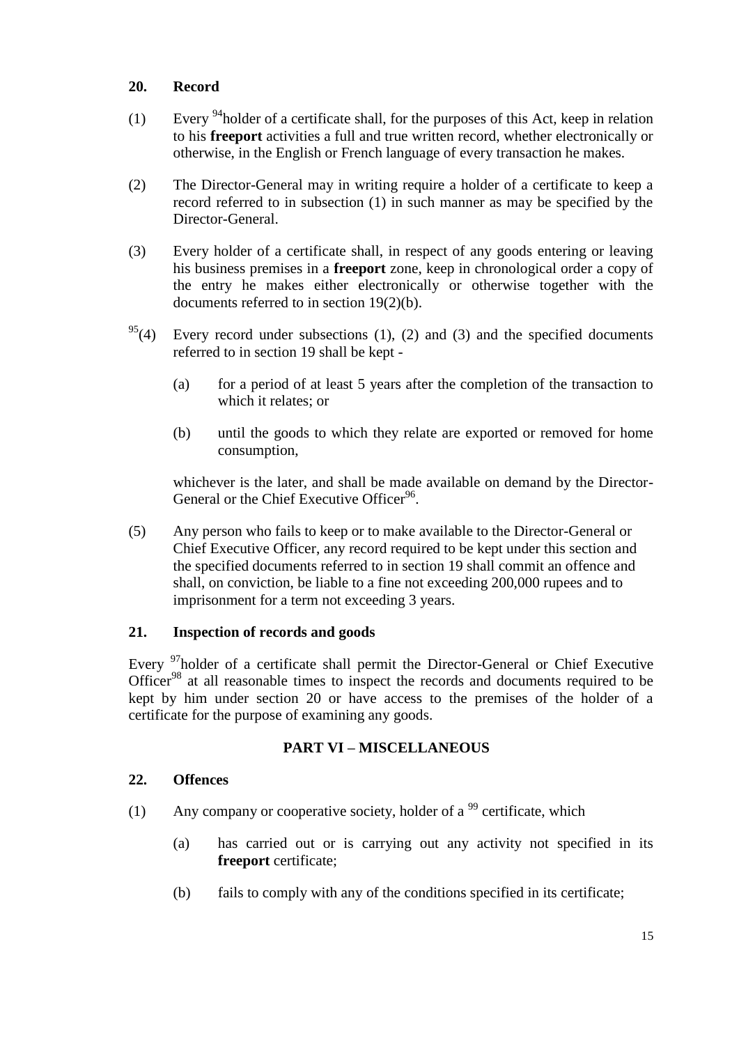### 20. Record

(1) Every [94]holder of a certificate shall, for the purposes of this Act, keep in relation to his **freeport** activities a full and true written record, whether electronically or otherwise, in the English or French language of every transaction he makes.

(2) The Director-General may in writing require a holder of a certificate to keep a record referred to in subsection (1) in such manner as may be specified by the Director-General.

(3) Every holder of a certificate shall, in respect of any goods entering or leaving his business premises in a **freeport** zone, keep in chronological order a copy of the entry he makes either electronically or otherwise together with the documents referred to in section 19(2)(b).

[95](4) Every record under subsections (1), (2) and (3) and the specified documents referred to in section 19 shall be kept -

(a) for a period of at least 5 years after the completion of the transaction to which it relates; or

(b) until the goods to which they relate are exported or removed for home consumption,

whichever is the later, and shall be made available on demand by the Director-General or the Chief Executive Officer[96].

(5) Any person who fails to keep or to make available to the Director-General or Chief Executive Officer, any record required to be kept under this section and the specified documents referred to in section 19 shall commit an offence and shall, on conviction, be liable to a fine not exceeding 200,000 rupees and to imprisonment for a term not exceeding 3 years.

### 21. Inspection of records and goods

Every [97]holder of a certificate shall permit the Director-General or Chief Executive Officer[98] at all reasonable times to inspect the records and documents required to be kept by him under section 20 or have access to the premises of the holder of a certificate for the purpose of examining any goods.

## PART VI – MISCELLANEOUS

### 22. Offences

(1) Any company or cooperative society, holder of a [99] certificate, which

(a) has carried out or is carrying out any activity not specified in its **freeport** certificate;

(b) fails to comply with any of the conditions specified in its certificate;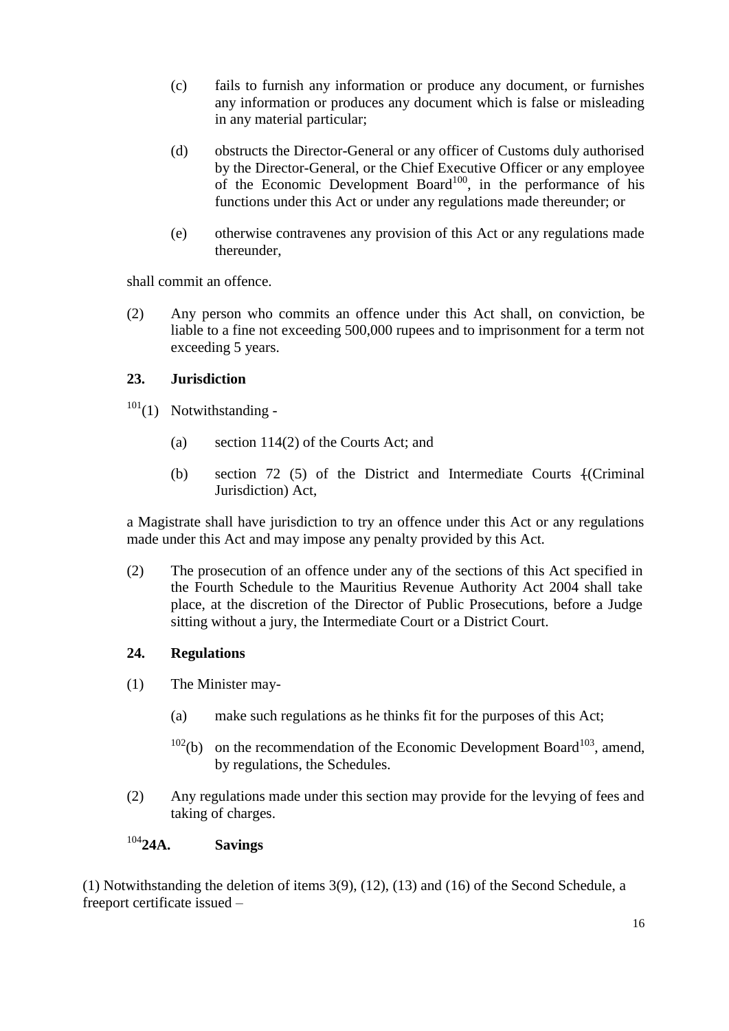(c) fails to furnish any information or produce any document, or furnishes any information or produces any document which is false or misleading in any material particular;

(d) obstructs the Director-General or any officer of Customs duly authorised by the Director-General, or the Chief Executive Officer or any employee of the Economic Development Board[100], in the performance of his functions under this Act or under any regulations made thereunder; or

(e) otherwise contravenes any provision of this Act or any regulations made thereunder,

shall commit an offence.

(2) Any person who commits an offence under this Act shall, on conviction, be liable to a fine not exceeding 500,000 rupees and to imprisonment for a term not exceeding 5 years.

**23. Jurisdiction**

[101](1) Notwithstanding -

(a) section 114(2) of the Courts Act; and

(b) section 72 (5) of the District and Intermediate Courts (Criminal Jurisdiction) Act,

a Magistrate shall have jurisdiction to try an offence under this Act or any regulations made under this Act and may impose any penalty provided by this Act.

(2) The prosecution of an offence under any of the sections of this Act specified in the Fourth Schedule to the Mauritius Revenue Authority Act 2004 shall take place, at the discretion of the Director of Public Prosecutions, before a Judge sitting without a jury, the Intermediate Court or a District Court.

**24. Regulations**

(1) The Minister may-

(a) make such regulations as he thinks fit for the purposes of this Act;

[102](b) on the recommendation of the Economic Development Board[103], amend, by regulations, the Schedules.

(2) Any regulations made under this section may provide for the levying of fees and taking of charges.

[104]**24A. Savings**

(1) Notwithstanding the deletion of items 3(9), (12), (13) and (16) of the Second Schedule, a freeport certificate issued –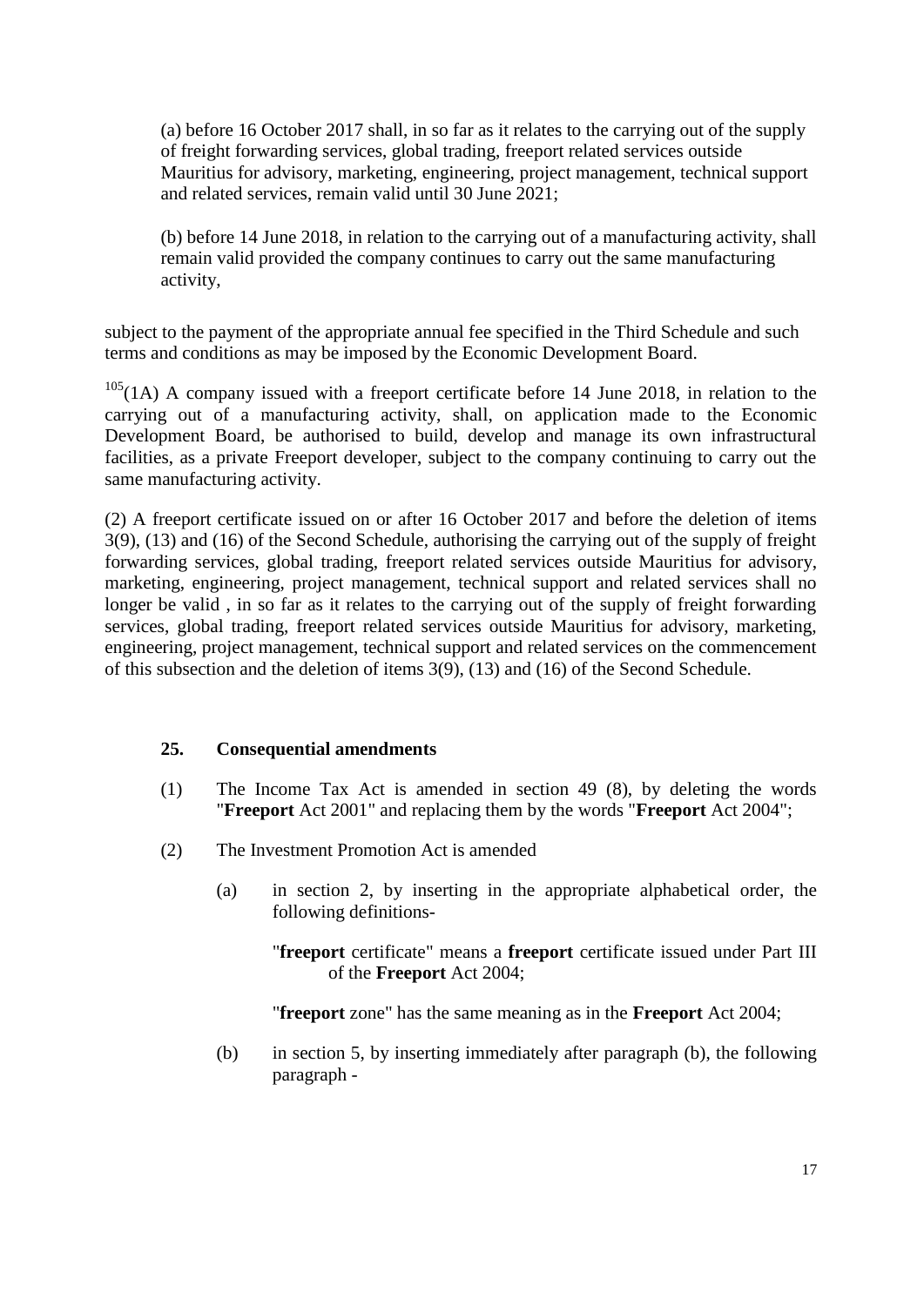(a) before 16 October 2017 shall, in so far as it relates to the carrying out of the supply of freight forwarding services, global trading, freeport related services outside Mauritius for advisory, marketing, engineering, project management, technical support and related services, remain valid until 30 June 2021;

(b) before 14 June 2018, in relation to the carrying out of a manufacturing activity, shall remain valid provided the company continues to carry out the same manufacturing activity,

subject to the payment of the appropriate annual fee specified in the Third Schedule and such terms and conditions as may be imposed by the Economic Development Board.

[105](1A) A company issued with a freeport certificate before 14 June 2018, in relation to the carrying out of a manufacturing activity, shall, on application made to the Economic Development Board, be authorised to build, develop and manage its own infrastructural facilities, as a private Freeport developer, subject to the company continuing to carry out the same manufacturing activity.

(2) A freeport certificate issued on or after 16 October 2017 and before the deletion of items 3(9), (13) and (16) of the Second Schedule, authorising the carrying out of the supply of freight forwarding services, global trading, freeport related services outside Mauritius for advisory, marketing, engineering, project management, technical support and related services shall no longer be valid , in so far as it relates to the carrying out of the supply of freight forwarding services, global trading, freeport related services outside Mauritius for advisory, marketing, engineering, project management, technical support and related services on the commencement of this subsection and the deletion of items 3(9), (13) and (16) of the Second Schedule.

### 25. Consequential amendments

(1) The Income Tax Act is amended in section 49 (8), by deleting the words "**Freeport** Act 2001" and replacing them by the words "**Freeport** Act 2004";

(2) The Investment Promotion Act is amended

(a) in section 2, by inserting in the appropriate alphabetical order, the following definitions-

"**freeport** certificate" means a **freeport** certificate issued under Part III of the **Freeport** Act 2004;

"**freeport** zone" has the same meaning as in the **Freeport** Act 2004;

(b) in section 5, by inserting immediately after paragraph (b), the following paragraph -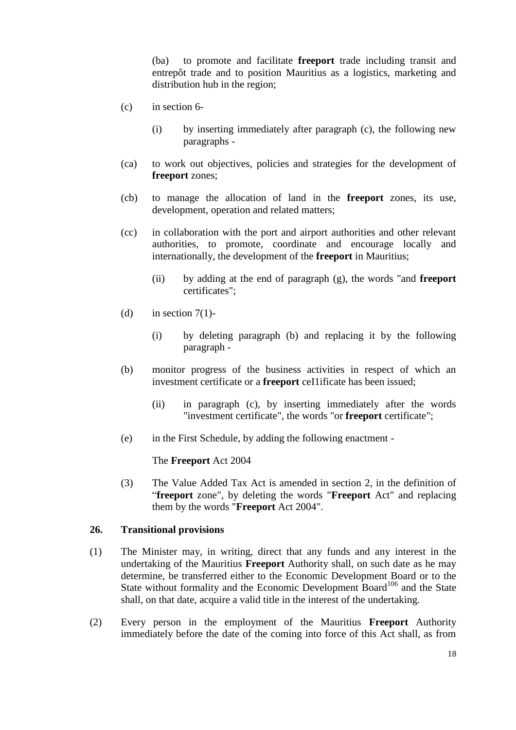(ba) to promote and facilitate **freeport** trade including transit and entrepôt trade and to position Mauritius as a logistics, marketing and distribution hub in the region;

(c) in section 6-

(i) by inserting immediately after paragraph (c), the following new paragraphs -

(ca) to work out objectives, policies and strategies for the development of **freeport** zones;

(cb) to manage the allocation of land in the **freeport** zones, its use, development, operation and related matters;

(cc) in collaboration with the port and airport authorities and other relevant authorities, to promote, coordinate and encourage locally and internationally, the development of the **freeport** in Mauritius;

(ii) by adding at the end of paragraph (g), the words "and **freeport** certificates";

(d) in section 7(1)-

(i) by deleting paragraph (b) and replacing it by the following paragraph -

(b) monitor progress of the business activities in respect of which an investment certificate or a **freeport** ceI1ificate has been issued;

(ii) in paragraph (c), by inserting immediately after the words "investment certificate", the words "or **freeport** certificate";

(e) in the First Schedule, by adding the following enactment -

The **Freeport** Act 2004

(3) The Value Added Tax Act is amended in section 2, in the definition of "**freeport** zone", by deleting the words "**Freeport** Act" and replacing them by the words "**Freeport** Act 2004".

**26. Transitional provisions**

(1) The Minister may, in writing, direct that any funds and any interest in the undertaking of the Mauritius **Freeport** Authority shall, on such date as he may determine, be transferred either to the Economic Development Board or to the State without formality and the Economic Development Board[106] and the State shall, on that date, acquire a valid title in the interest of the undertaking.

(2) Every person in the employment of the Mauritius **Freeport** Authority immediately before the date of the coming into force of this Act shall, as from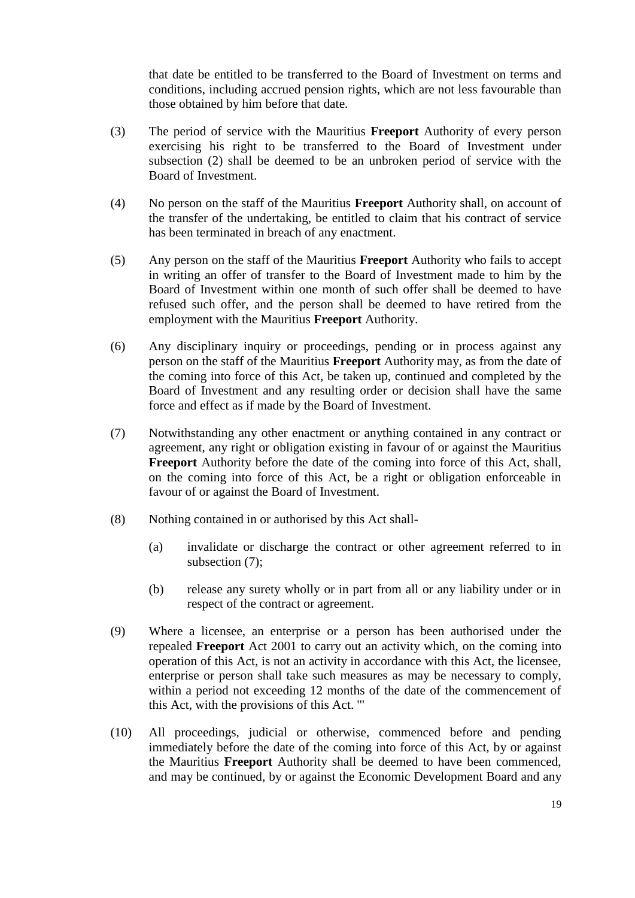that date be entitled to be transferred to the Board of Investment on terms and conditions, including accrued pension rights, which are not less favourable than those obtained by him before that date.

(3) The period of service with the Mauritius **Freeport** Authority of every person exercising his right to be transferred to the Board of Investment under subsection (2) shall be deemed to be an unbroken period of service with the Board of Investment.

(4) No person on the staff of the Mauritius **Freeport** Authority shall, on account of the transfer of the undertaking, be entitled to claim that his contract of service has been terminated in breach of any enactment.

(5) Any person on the staff of the Mauritius **Freeport** Authority who fails to accept in writing an offer of transfer to the Board of Investment made to him by the Board of Investment within one month of such offer shall be deemed to have refused such offer, and the person shall be deemed to have retired from the employment with the Mauritius **Freeport** Authority.

(6) Any disciplinary inquiry or proceedings, pending or in process against any person on the staff of the Mauritius **Freeport** Authority may, as from the date of the coming into force of this Act, be taken up, continued and completed by the Board of Investment and any resulting order or decision shall have the same force and effect as if made by the Board of Investment.

(7) Notwithstanding any other enactment or anything contained in any contract or agreement, any right or obligation existing in favour of or against the Mauritius **Freeport** Authority before the date of the coming into force of this Act, shall, on the coming into force of this Act, be a right or obligation enforceable in favour of or against the Board of Investment.

(8) Nothing contained in or authorised by this Act shall-

(a) invalidate or discharge the contract or other agreement referred to in subsection (7);

(b) release any surety wholly or in part from all or any liability under or in respect of the contract or agreement.

(9) Where a licensee, an enterprise or a person has been authorised under the repealed **Freeport** Act 2001 to carry out an activity which, on the coming into operation of this Act, is not an activity in accordance with this Act, the licensee, enterprise or person shall take such measures as may be necessary to comply, within a period not exceeding 12 months of the date of the commencement of this Act, with the provisions of this Act. '"

(10) All proceedings, judicial or otherwise, commenced before and pending immediately before the date of the coming into force of this Act, by or against the Mauritius **Freeport** Authority shall be deemed to have been commenced, and may be continued, by or against the Economic Development Board and any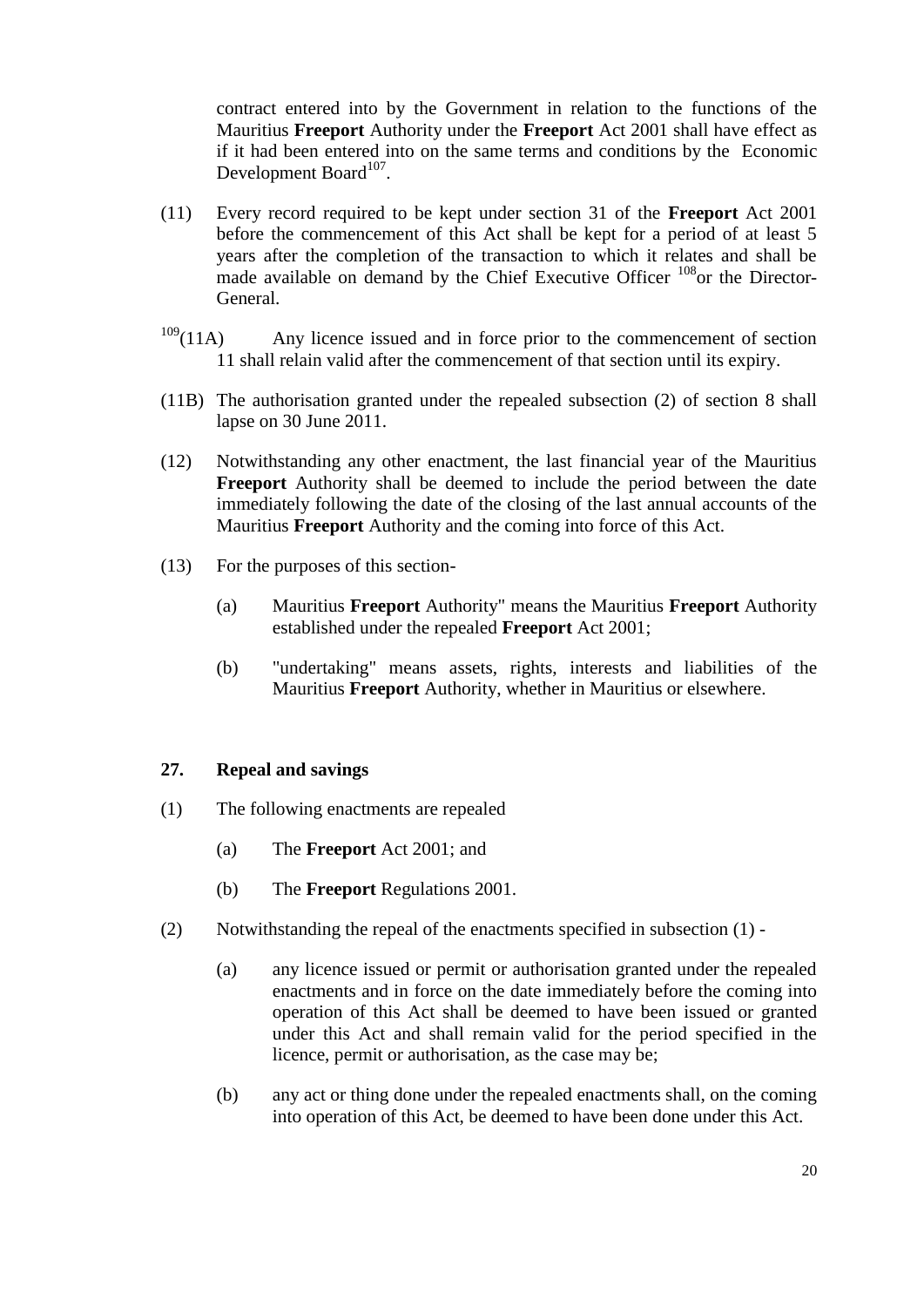contract entered into by the Government in relation to the functions of the Mauritius **Freeport** Authority under the **Freeport** Act 2001 shall have effect as if it had been entered into on the same terms and conditions by the Economic Development Board[107].

(11) Every record required to be kept under section 31 of the **Freeport** Act 2001 before the commencement of this Act shall be kept for a period of at least 5 years after the completion of the transaction to which it relates and shall be made available on demand by the Chief Executive Officer [108]or the Director-General.

[109](11A) Any licence issued and in force prior to the commencement of section 11 shall relain valid after the commencement of that section until its expiry.

(11B) The authorisation granted under the repealed subsection (2) of section 8 shall lapse on 30 June 2011.

(12) Notwithstanding any other enactment, the last financial year of the Mauritius **Freeport** Authority shall be deemed to include the period between the date immediately following the date of the closing of the last annual accounts of the Mauritius **Freeport** Authority and the coming into force of this Act.

(13) For the purposes of this section-

(a) Mauritius **Freeport** Authority" means the Mauritius **Freeport** Authority established under the repealed **Freeport** Act 2001;

(b) "undertaking" means assets, rights, interests and liabilities of the Mauritius **Freeport** Authority, whether in Mauritius or elsewhere.

**27. Repeal and savings**

(1) The following enactments are repealed

(a) The **Freeport** Act 2001; and

(b) The **Freeport** Regulations 2001.

(2) Notwithstanding the repeal of the enactments specified in subsection (1) -

(a) any licence issued or permit or authorisation granted under the repealed enactments and in force on the date immediately before the coming into operation of this Act shall be deemed to have been issued or granted under this Act and shall remain valid for the period specified in the licence, permit or authorisation, as the case may be;

(b) any act or thing done under the repealed enactments shall, on the coming into operation of this Act, be deemed to have been done under this Act.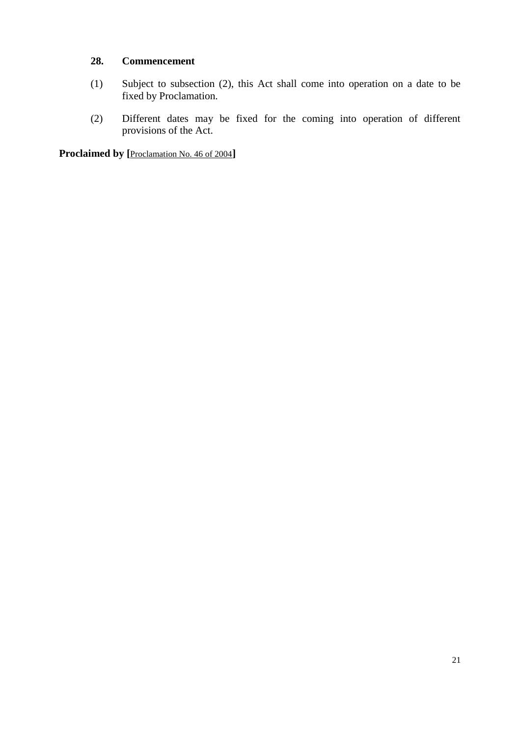### 28. Commencement

(1) Subject to subsection (2), this Act shall come into operation on a date to be fixed by Proclamation.

(2) Different dates may be fixed for the coming into operation of different provisions of the Act.

**Proclaimed by [**Proclamation No. 46 of 2004**]**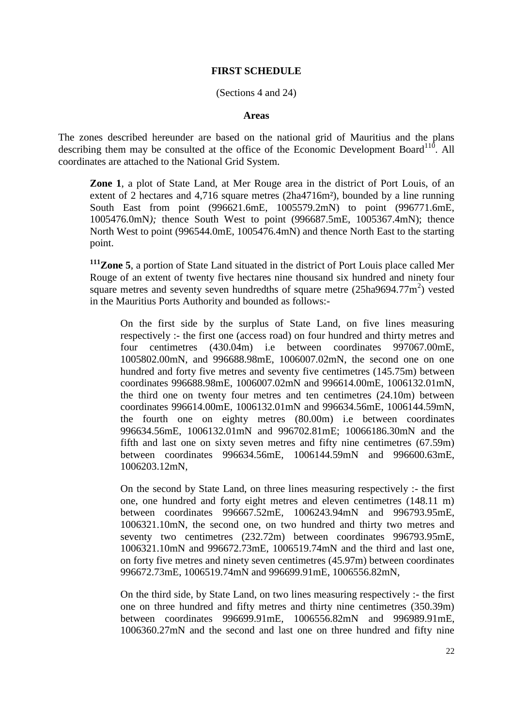**FIRST SCHEDULE**

(Sections 4 and 24)

**Areas**

The zones described hereunder are based on the national grid of Mauritius and the plans describing them may be consulted at the office of the Economic Development Board[110]. All coordinates are attached to the National Grid System.

> **Zone 1**, a plot of State Land, at Mer Rouge area in the district of Port Louis, of an extent of 2 hectares and 4,716 square metres (2ha4716m²), bounded by a line running South East from point (996621.6mE, 1005579.2mN) to point (996771.6mE, 1005476.0mN*);* thence South West to point (996687.5mE, 1005367.4mN); thence North West to point (996544.0mE, 1005476.4mN) and thence North East to the starting point.
>
> [111]**Zone 5**, a portion of State Land situated in the district of Port Louis place called Mer Rouge of an extent of twenty five hectares nine thousand six hundred and ninety four square metres and seventy seven hundredths of square metre (25ha9694.77m²) vested in the Mauritius Ports Authority and bounded as follows:-
>
> > On the first side by the surplus of State Land, on five lines measuring respectively :- the first one (access road) on four hundred and thirty metres and four centimetres (430.04m) i.e between coordinates 997067.00mE, 1005802.00mN, and 996688.98mE, 1006007.02mN, the second one on one hundred and forty five metres and seventy five centimetres (145.75m) between coordinates 996688.98mE, 1006007.02mN and 996614.00mE, 1006132.01mN, the third one on twenty four metres and ten centimetres (24.10m) between coordinates 996614.00mE, 1006132.01mN and 996634.56mE, 1006144.59mN, the fourth one on eighty metres (80.00m) i.e between coordinates 996634.56mE, 1006132.01mN and 996702.81mE; 10066186.30mN and the fifth and last one on sixty seven metres and fifty nine centimetres (67.59m) between coordinates 996634.56mE, 1006144.59mN and 996600.63mE, 1006203.12mN,
> >
> > On the second by State Land, on three lines measuring respectively :- the first one, one hundred and forty eight metres and eleven centimetres (148.11 m) between coordinates 996667.52mE, 1006243.94mN and 996793.95mE, 1006321.10mN, the second one, on two hundred and thirty two metres and seventy two centimetres (232.72m) between coordinates 996793.95mE, 1006321.10mN and 996672.73mE, 1006519.74mN and the third and last one, on forty five metres and ninety seven centimetres (45.97m) between coordinates 996672.73mE, 1006519.74mN and 996699.91mE, 1006556.82mN,
> >
> > On the third side, by State Land, on two lines measuring respectively :- the first one on three hundred and fifty metres and thirty nine centimetres (350.39m) between coordinates 996699.91mE, 1006556.82mN and 996989.91mE, 1006360.27mN and the second and last one on three hundred and fifty nine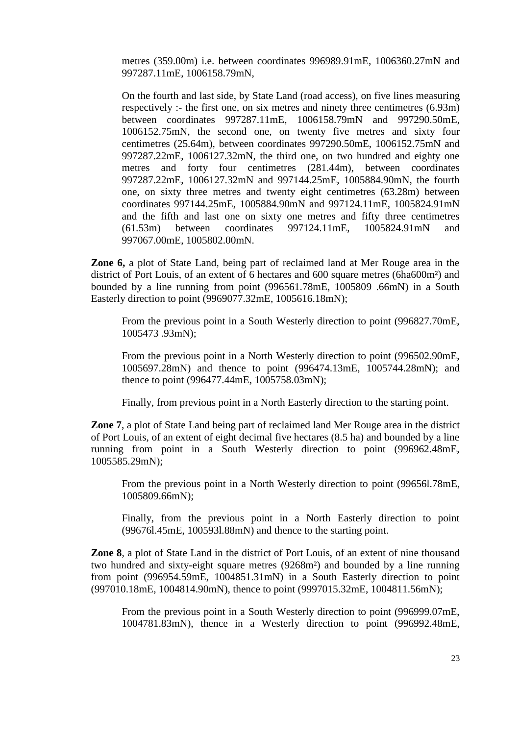metres (359.00m) i.e. between coordinates 996989.91mE, 1006360.27mN and 997287.11mE, 1006158.79mN,

On the fourth and last side, by State Land (road access), on five lines measuring respectively :- the first one, on six metres and ninety three centimetres (6.93m) between coordinates 997287.11mE, 1006158.79mN and 997290.50mE, 1006152.75mN, the second one, on twenty five metres and sixty four centimetres (25.64m), between coordinates 997290.50mE, 1006152.75mN and 997287.22mE, 1006127.32mN, the third one, on two hundred and eighty one metres and forty four centimetres (281.44m), between coordinates 997287.22mE, 1006127.32mN and 997144.25mE, 1005884.90mN, the fourth one, on sixty three metres and twenty eight centimetres (63.28m) between coordinates 997144.25mE, 1005884.90mN and 997124.11mE, 1005824.91mN and the fifth and last one on sixty one metres and fifty three centimetres (61.53m) between coordinates 997124.11mE, 1005824.91mN and 997067.00mE, 1005802.00mN.

**Zone 6,** a plot of State Land, being part of reclaimed land at Mer Rouge area in the district of Port Louis, of an extent of 6 hectares and 600 square metres (6ha600m²) and bounded by a line running from point (996561.78mE, 1005809 .66mN) in a South Easterly direction to point (9969077.32mE, 1005616.18mN);

From the previous point in a South Westerly direction to point (996827.70mE, 1005473 .93mN);

From the previous point in a North Westerly direction to point (996502.90mE, 1005697.28mN) and thence to point (996474.13mE, 1005744.28mN); and thence to point (996477.44mE, 1005758.03mN);

Finally, from previous point in a North Easterly direction to the starting point.

**Zone 7**, a plot of State Land being part of reclaimed land Mer Rouge area in the district of Port Louis, of an extent of eight decimal five hectares (8.5 ha) and bounded by a line running from point in a South Westerly direction to point (996962.48mE, 1005585.29mN);

From the previous point in a North Westerly direction to point (99656l.78mE, 1005809.66mN);

Finally, from the previous point in a North Easterly direction to point (99676l.45mE, 100593l.88mN) and thence to the starting point.

**Zone 8**, a plot of State Land in the district of Port Louis, of an extent of nine thousand two hundred and sixty-eight square metres (9268m²) and bounded by a line running from point (996954.59mE, 1004851.31mN) in a South Easterly direction to point (997010.18mE, 1004814.90mN), thence to point (9997015.32mE, 1004811.56mN);

From the previous point in a South Westerly direction to point (996999.07mE, 1004781.83mN), thence in a Westerly direction to point (996992.48mE,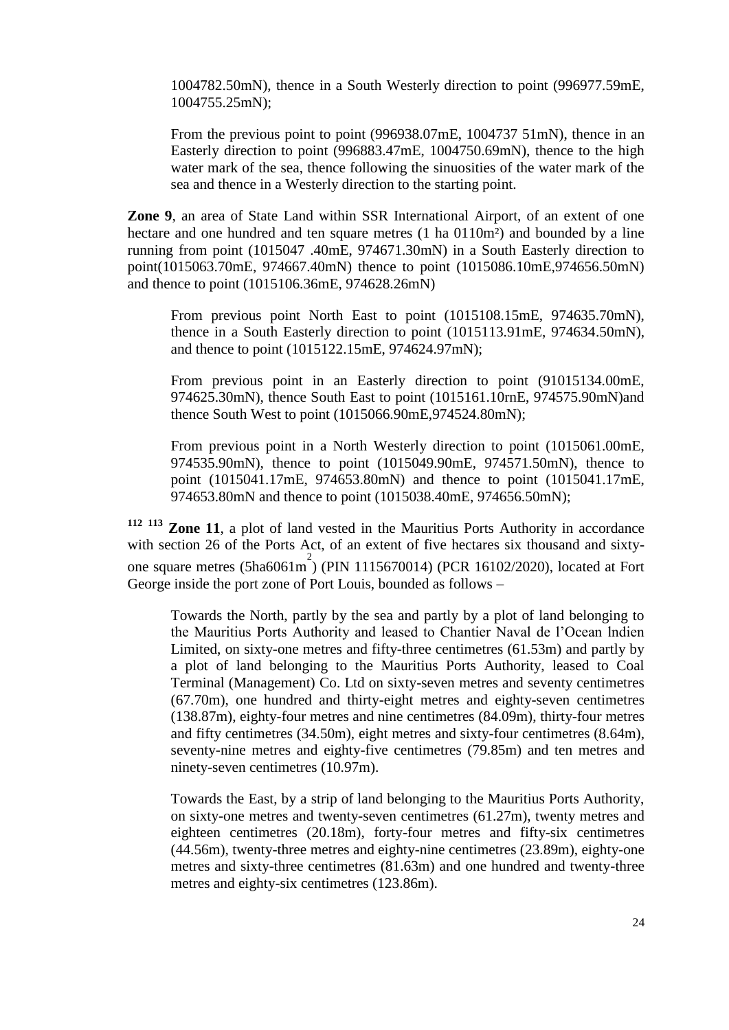1004782.50mN), thence in a South Westerly direction to point (996977.59mE, 1004755.25mN);

From the previous point to point (996938.07mE, 1004737 51mN), thence in an Easterly direction to point (996883.47mE, 1004750.69mN), thence to the high water mark of the sea, thence following the sinuosities of the water mark of the sea and thence in a Westerly direction to the starting point.

**Zone 9**, an area of State Land within SSR International Airport, of an extent of one hectare and one hundred and ten square metres (1 ha 0110m²) and bounded by a line running from point (1015047 .40mE, 974671.30mN) in a South Easterly direction to point(1015063.70mE, 974667.40mN) thence to point (1015086.10mE,974656.50mN) and thence to point (1015106.36mE, 974628.26mN)

From previous point North East to point (1015108.15mE, 974635.70mN), thence in a South Easterly direction to point (1015113.91mE, 974634.50mN), and thence to point (1015122.15mE, 974624.97mN);

From previous point in an Easterly direction to point (91015134.00mE, 974625.30mN), thence South East to point (1015161.10rnE, 974575.90mN)and thence South West to point (1015066.90mE,974524.80mN);

From previous point in a North Westerly direction to point (1015061.00mE, 974535.90mN), thence to point (1015049.90mE, 974571.50mN), thence to point (1015041.17mE, 974653.80mN) and thence to point (1015041.17mE, 974653.80mN and thence to point (1015038.40mE, 974656.50mN);

[112] [113] **Zone 11**, a plot of land vested in the Mauritius Ports Authority in accordance with section 26 of the Ports Act, of an extent of five hectares six thousand and sixty-one square metres (5ha6061m$^2$) (PIN 1115670014) (PCR 16102/2020), located at Fort George inside the port zone of Port Louis, bounded as follows –

Towards the North, partly by the sea and partly by a plot of land belonging to the Mauritius Ports Authority and leased to Chantier Naval de l'Ocean lndien Limited, on sixty-one metres and fifty-three centimetres (61.53m) and partly by a plot of land belonging to the Mauritius Ports Authority, leased to Coal Terminal (Management) Co. Ltd on sixty-seven metres and seventy centimetres (67.70m), one hundred and thirty-eight metres and eighty-seven centimetres (138.87m), eighty-four metres and nine centimetres (84.09m), thirty-four metres and fifty centimetres (34.50m), eight metres and sixty-four centimetres (8.64m), seventy-nine metres and eighty-five centimetres (79.85m) and ten metres and ninety-seven centimetres (10.97m).

Towards the East, by a strip of land belonging to the Mauritius Ports Authority, on sixty-one metres and twenty-seven centimetres (61.27m), twenty metres and eighteen centimetres (20.18m), forty-four metres and fifty-six centimetres (44.56m), twenty-three metres and eighty-nine centimetres (23.89m), eighty-one metres and sixty-three centimetres (81.63m) and one hundred and twenty-three metres and eighty-six centimetres (123.86m).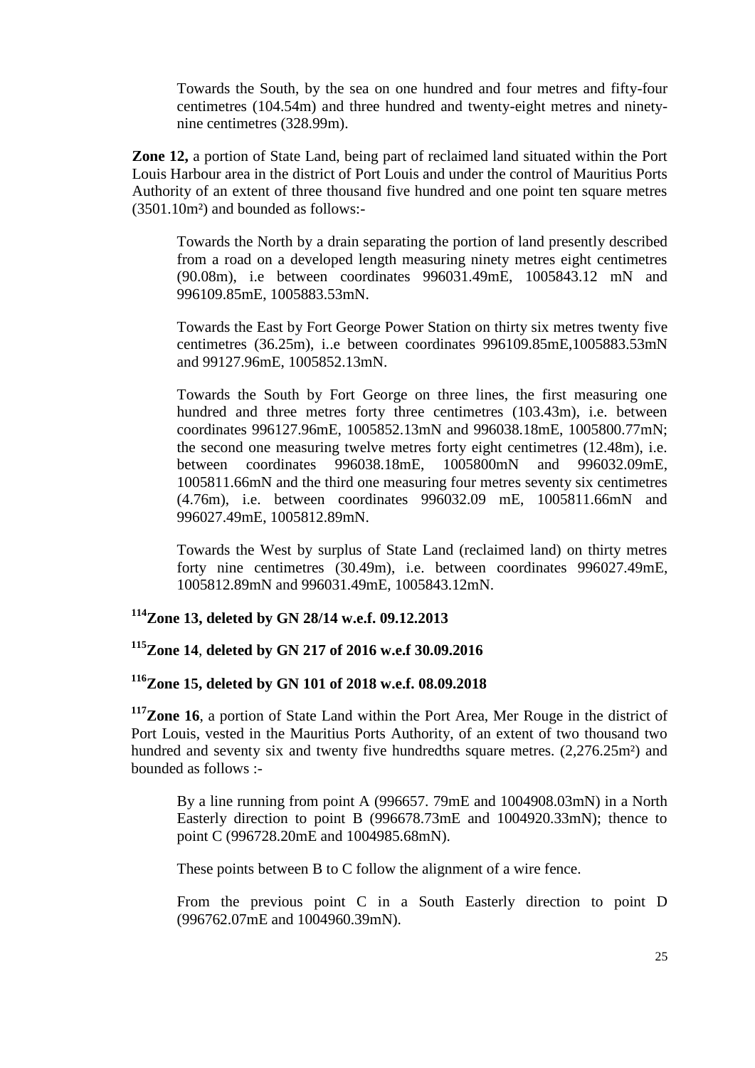Towards the South, by the sea on one hundred and four metres and fifty-four centimetres (104.54m) and three hundred and twenty-eight metres and ninety-nine centimetres (328.99m).

**Zone 12,** a portion of State Land, being part of reclaimed land situated within the Port Louis Harbour area in the district of Port Louis and under the control of Mauritius Ports Authority of an extent of three thousand five hundred and one point ten square metres (3501.10m²) and bounded as follows:-

Towards the North by a drain separating the portion of land presently described from a road on a developed length measuring ninety metres eight centimetres (90.08m), i.e between coordinates 996031.49mE, 1005843.12 mN and 996109.85mE, 1005883.53mN.

Towards the East by Fort George Power Station on thirty six metres twenty five centimetres (36.25m), i..e between coordinates 996109.85mE,1005883.53mN and 99127.96mE, 1005852.13mN.

Towards the South by Fort George on three lines, the first measuring one hundred and three metres forty three centimetres (103.43m), i.e. between coordinates 996127.96mE, 1005852.13mN and 996038.18mE, 1005800.77mN; the second one measuring twelve metres forty eight centimetres (12.48m), i.e. between coordinates 996038.18mE, 1005800mN and 996032.09mE, 1005811.66mN and the third one measuring four metres seventy six centimetres (4.76m), i.e. between coordinates 996032.09 mE, 1005811.66mN and 996027.49mE, 1005812.89mN.

Towards the West by surplus of State Land (reclaimed land) on thirty metres forty nine centimetres (30.49m), i.e. between coordinates 996027.49mE, 1005812.89mN and 996031.49mE, 1005843.12mN.

**[114]Zone 13, deleted by GN 28/14 w.e.f. 09.12.2013**

**[115]Zone 14**, **deleted by GN 217 of 2016 w.e.f 30.09.2016**

**[116]Zone 15, deleted by GN 101 of 2018 w.e.f. 08.09.2018**

**[117]Zone 16**, a portion of State Land within the Port Area, Mer Rouge in the district of Port Louis, vested in the Mauritius Ports Authority, of an extent of two thousand two hundred and seventy six and twenty five hundredths square metres. (2,276.25m²) and bounded as follows :-

By a line running from point A (996657. 79mE and 1004908.03mN) in a North Easterly direction to point B (996678.73mE and 1004920.33mN); thence to point C (996728.20mE and 1004985.68mN).

These points between B to C follow the alignment of a wire fence.

From the previous point C in a South Easterly direction to point D (996762.07mE and 1004960.39mN).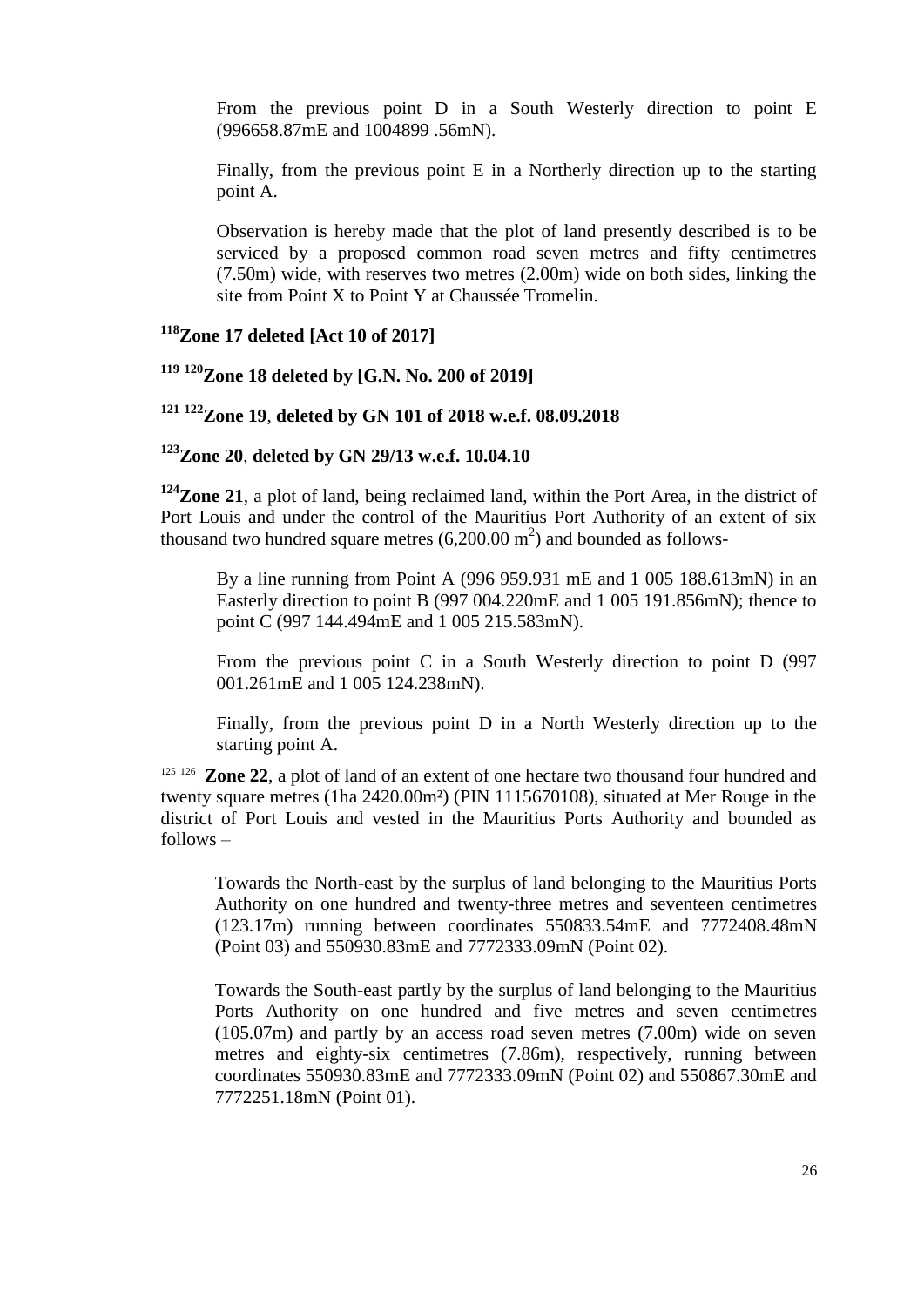From the previous point D in a South Westerly direction to point E (996658.87mE and 1004899 .56mN).

Finally, from the previous point E in a Northerly direction up to the starting point A.

Observation is hereby made that the plot of land presently described is to be serviced by a proposed common road seven metres and fifty centimetres (7.50m) wide, with reserves two metres (2.00m) wide on both sides, linking the site from Point X to Point Y at Chaussée Tromelin.

**[118]Zone 17 deleted [Act 10 of 2017]**

**[119] [120]Zone 18 deleted by [G.N. No. 200 of 2019]**

**[121] [122]Zone 19**, **deleted by GN 101 of 2018 w.e.f. 08.09.2018**

**[123]Zone 20**, **deleted by GN 29/13 w.e.f. 10.04.10**

**[124]Zone 21**, a plot of land, being reclaimed land, within the Port Area, in the district of Port Louis and under the control of the Mauritius Port Authority of an extent of six thousand two hundred square metres (6,200.00 $m^2$) and bounded as follows-

By a line running from Point A (996 959.931 mE and 1 005 188.613mN) in an Easterly direction to point B (997 004.220mE and 1 005 191.856mN); thence to point C (997 144.494mE and 1 005 215.583mN).

From the previous point C in a South Westerly direction to point D (997 001.261mE and 1 005 124.238mN).

Finally, from the previous point D in a North Westerly direction up to the starting point A.

[125] [126] **Zone 22**, a plot of land of an extent of one hectare two thousand four hundred and twenty square metres (1ha 2420.00m²) (PIN 1115670108), situated at Mer Rouge in the district of Port Louis and vested in the Mauritius Ports Authority and bounded as follows –

Towards the North-east by the surplus of land belonging to the Mauritius Ports Authority on one hundred and twenty-three metres and seventeen centimetres (123.17m) running between coordinates 550833.54mE and 7772408.48mN (Point 03) and 550930.83mE and 7772333.09mN (Point 02).

Towards the South-east partly by the surplus of land belonging to the Mauritius Ports Authority on one hundred and five metres and seven centimetres (105.07m) and partly by an access road seven metres (7.00m) wide on seven metres and eighty-six centimetres (7.86m), respectively, running between coordinates 550930.83mE and 7772333.09mN (Point 02) and 550867.30mE and 7772251.18mN (Point 01).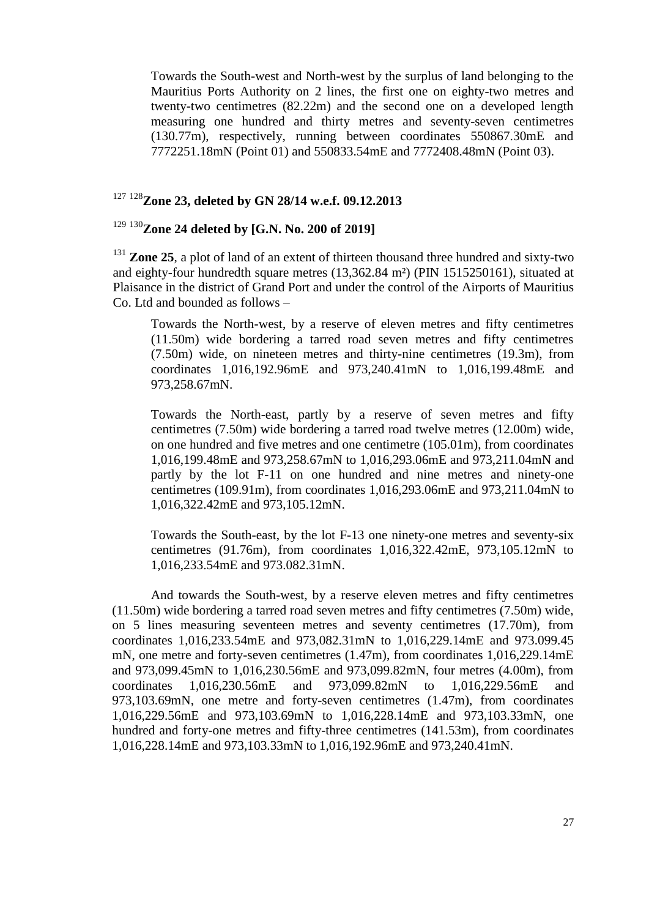Towards the South-west and North-west by the surplus of land belonging to the Mauritius Ports Authority on 2 lines, the first one on eighty-two metres and twenty-two centimetres (82.22m) and the second one on a developed length measuring one hundred and thirty metres and seventy-seven centimetres (130.77m), respectively, running between coordinates 550867.30mE and 7772251.18mN (Point 01) and 550833.54mE and 7772408.48mN (Point 03).

[127] [128]**Zone 23, deleted by GN 28/14 w.e.f. 09.12.2013**

[129] [130]**Zone 24 deleted by [G.N. No. 200 of 2019]**

[131] **Zone 25**, a plot of land of an extent of thirteen thousand three hundred and sixty-two and eighty-four hundredth square metres (13,362.84 m²) (PIN 1515250161), situated at Plaisance in the district of Grand Port and under the control of the Airports of Mauritius Co. Ltd and bounded as follows –

Towards the North-west, by a reserve of eleven metres and fifty centimetres (11.50m) wide bordering a tarred road seven metres and fifty centimetres (7.50m) wide, on nineteen metres and thirty-nine centimetres (19.3m), from coordinates 1,016,192.96mE and 973,240.41mN to 1,016,199.48mE and 973,258.67mN.

Towards the North-east, partly by a reserve of seven metres and fifty centimetres (7.50m) wide bordering a tarred road twelve metres (12.00m) wide, on one hundred and five metres and one centimetre (105.01m), from coordinates 1,016,199.48mE and 973,258.67mN to 1,016,293.06mE and 973,211.04mN and partly by the lot F-11 on one hundred and nine metres and ninety-one centimetres (109.91m), from coordinates 1,016,293.06mE and 973,211.04mN to 1,016,322.42mE and 973,105.12mN.

Towards the South-east, by the lot F-13 one ninety-one metres and seventy-six centimetres (91.76m), from coordinates 1,016,322.42mE, 973,105.12mN to 1,016,233.54mE and 973.082.31mN.

And towards the South-west, by a reserve eleven metres and fifty centimetres (11.50m) wide bordering a tarred road seven metres and fifty centimetres (7.50m) wide, on 5 lines measuring seventeen metres and seventy centimetres (17.70m), from coordinates 1,016,233.54mE and 973,082.31mN to 1,016,229.14mE and 973.099.45 mN, one metre and forty-seven centimetres (1.47m), from coordinates 1,016,229.14mE and 973,099.45mN to 1,016,230.56mE and 973,099.82mN, four metres (4.00m), from coordinates 1,016,230.56mE and 973,099.82mN to 1,016,229.56mE and 973,103.69mN, one metre and forty-seven centimetres (1.47m), from coordinates 1,016,229.56mE and 973,103.69mN to 1,016,228.14mE and 973,103.33mN, one hundred and forty-one metres and fifty-three centimetres (141.53m), from coordinates 1,016,228.14mE and 973,103.33mN to 1,016,192.96mE and 973,240.41mN.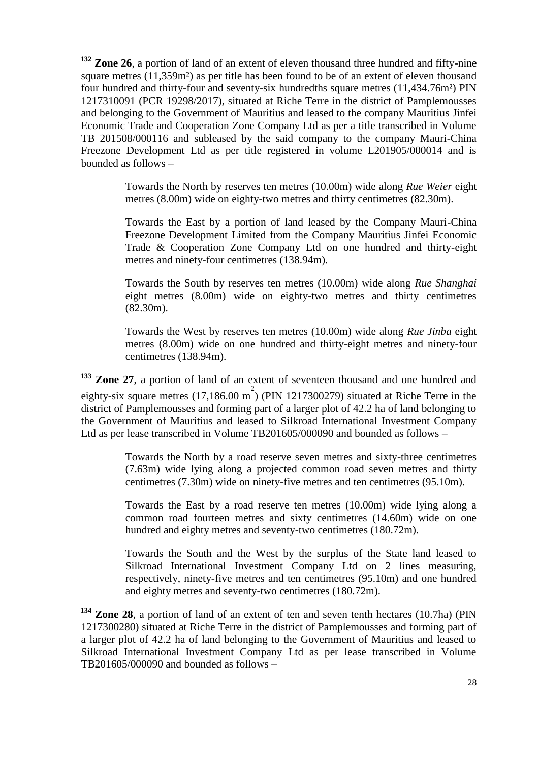[132] **Zone 26**, a portion of land of an extent of eleven thousand three hundred and fifty-nine square metres (11,359m²) as per title has been found to be of an extent of eleven thousand four hundred and thirty-four and seventy-six hundredths square metres (11,434.76m²) PIN 1217310091 (PCR 19298/2017), situated at Riche Terre in the district of Pamplemousses and belonging to the Government of Mauritius and leased to the company Mauritius Jinfei Economic Trade and Cooperation Zone Company Ltd as per a title transcribed in Volume TB 201508/000116 and subleased by the said company to the company Mauri-China Freezone Development Ltd as per title registered in volume L201905/000014 and is bounded as follows –

> Towards the North by reserves ten metres (10.00m) wide along *Rue Weier* eight metres (8.00m) wide on eighty-two metres and thirty centimetres (82.30m).
>
> Towards the East by a portion of land leased by the Company Mauri-China Freezone Development Limited from the Company Mauritius Jinfei Economic Trade & Cooperation Zone Company Ltd on one hundred and thirty-eight metres and ninety-four centimetres (138.94m).
>
> Towards the South by reserves ten metres (10.00m) wide along *Rue Shanghai* eight metres (8.00m) wide on eighty-two metres and thirty centimetres (82.30m).
>
> Towards the West by reserves ten metres (10.00m) wide along *Rue Jinba* eight metres (8.00m) wide on one hundred and thirty-eight metres and ninety-four centimetres (138.94m).

[133] **Zone 27**, a portion of land of an extent of seventeen thousand and one hundred and eighty-six square metres (17,186.00 m²) (PIN 1217300279) situated at Riche Terre in the district of Pamplemousses and forming part of a larger plot of 42.2 ha of land belonging to the Government of Mauritius and leased to Silkroad International Investment Company Ltd as per lease transcribed in Volume TB201605/000090 and bounded as follows –

> Towards the North by a road reserve seven metres and sixty-three centimetres (7.63m) wide lying along a projected common road seven metres and thirty centimetres (7.30m) wide on ninety-five metres and ten centimetres (95.10m).
>
> Towards the East by a road reserve ten metres (10.00m) wide lying along a common road fourteen metres and sixty centimetres (14.60m) wide on one hundred and eighty metres and seventy-two centimetres (180.72m).
>
> Towards the South and the West by the surplus of the State land leased to Silkroad International Investment Company Ltd on 2 lines measuring, respectively, ninety-five metres and ten centimetres (95.10m) and one hundred and eighty metres and seventy-two centimetres (180.72m).

[134] **Zone 28**, a portion of land of an extent of ten and seven tenth hectares (10.7ha) (PIN 1217300280) situated at Riche Terre in the district of Pamplemousses and forming part of a larger plot of 42.2 ha of land belonging to the Government of Mauritius and leased to Silkroad International Investment Company Ltd as per lease transcribed in Volume TB201605/000090 and bounded as follows –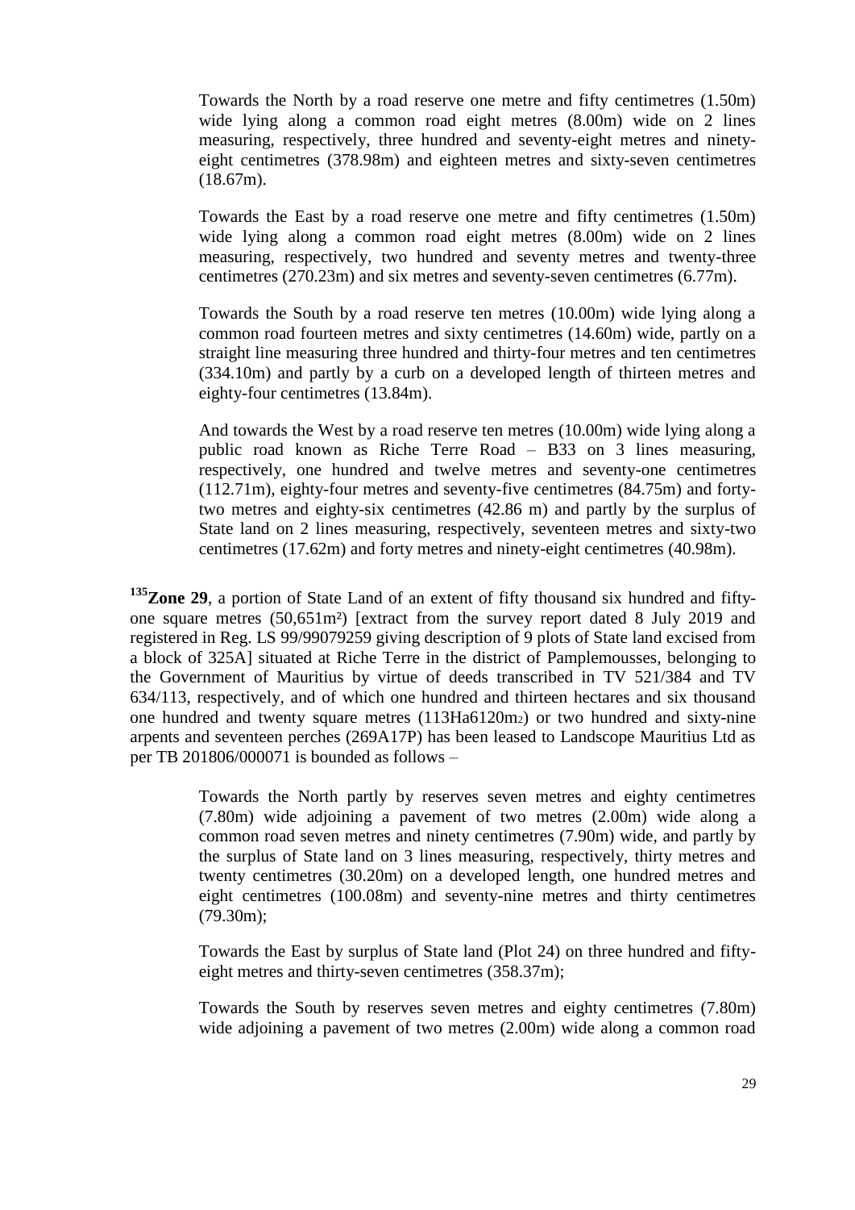Towards the North by a road reserve one metre and fifty centimetres (1.50m) wide lying along a common road eight metres (8.00m) wide on 2 lines measuring, respectively, three hundred and seventy-eight metres and ninety-eight centimetres (378.98m) and eighteen metres and sixty-seven centimetres (18.67m).

Towards the East by a road reserve one metre and fifty centimetres (1.50m) wide lying along a common road eight metres (8.00m) wide on 2 lines measuring, respectively, two hundred and seventy metres and twenty-three centimetres (270.23m) and six metres and seventy-seven centimetres (6.77m).

Towards the South by a road reserve ten metres (10.00m) wide lying along a common road fourteen metres and sixty centimetres (14.60m) wide, partly on a straight line measuring three hundred and thirty-four metres and ten centimetres (334.10m) and partly by a curb on a developed length of thirteen metres and eighty-four centimetres (13.84m).

And towards the West by a road reserve ten metres (10.00m) wide lying along a public road known as Riche Terre Road – B33 on 3 lines measuring, respectively, one hundred and twelve metres and seventy-one centimetres (112.71m), eighty-four metres and seventy-five centimetres (84.75m) and forty-two metres and eighty-six centimetres (42.86 m) and partly by the surplus of State land on 2 lines measuring, respectively, seventeen metres and sixty-two centimetres (17.62m) and forty metres and ninety-eight centimetres (40.98m).

[135]**Zone 29**, a portion of State Land of an extent of fifty thousand six hundred and fifty-one square metres (50,651m²) [extract from the survey report dated 8 July 2019 and registered in Reg. LS 99/99079259 giving description of 9 plots of State land excised from a block of 325A] situated at Riche Terre in the district of Pamplemousses, belonging to the Government of Mauritius by virtue of deeds transcribed in TV 521/384 and TV 634/113, respectively, and of which one hundred and thirteen hectares and six thousand one hundred and twenty square metres (113Ha6120m$_2$) or two hundred and sixty-nine arpents and seventeen perches (269A17P) has been leased to Landscope Mauritius Ltd as per TB 201806/000071 is bounded as follows –

Towards the North partly by reserves seven metres and eighty centimetres (7.80m) wide adjoining a pavement of two metres (2.00m) wide along a common road seven metres and ninety centimetres (7.90m) wide, and partly by the surplus of State land on 3 lines measuring, respectively, thirty metres and twenty centimetres (30.20m) on a developed length, one hundred metres and eight centimetres (100.08m) and seventy-nine metres and thirty centimetres (79.30m);

Towards the East by surplus of State land (Plot 24) on three hundred and fifty-eight metres and thirty-seven centimetres (358.37m);

Towards the South by reserves seven metres and eighty centimetres (7.80m) wide adjoining a pavement of two metres (2.00m) wide along a common road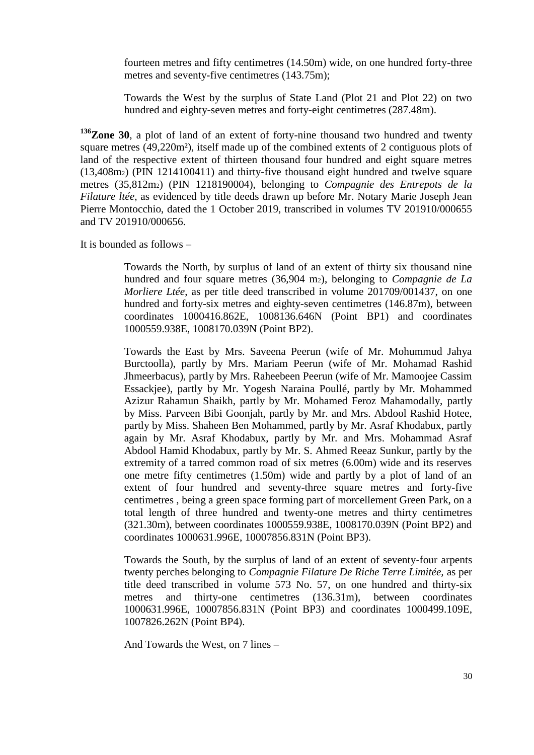fourteen metres and fifty centimetres (14.50m) wide, on one hundred forty-three metres and seventy-five centimetres (143.75m);

Towards the West by the surplus of State Land (Plot 21 and Plot 22) on two hundred and eighty-seven metres and forty-eight centimetres (287.48m).

[136]**Zone 30**, a plot of land of an extent of forty-nine thousand two hundred and twenty square metres (49,220m²), itself made up of the combined extents of 2 contiguous plots of land of the respective extent of thirteen thousand four hundred and eight square metres (13,408m2) (PIN 1214100411) and thirty-five thousand eight hundred and twelve square metres (35,812m2) (PIN 1218190004), belonging to *Compagnie des Entrepots de la Filature ltée*, as evidenced by title deeds drawn up before Mr. Notary Marie Joseph Jean Pierre Montocchio, dated the 1 October 2019, transcribed in volumes TV 201910/000655 and TV 201910/000656.

It is bounded as follows –

Towards the North, by surplus of land of an extent of thirty six thousand nine hundred and four square metres (36,904 m2), belonging to *Compagnie de La Morliere Ltée*, as per title deed transcribed in volume 201709/001437, on one hundred and forty-six metres and eighty-seven centimetres (146.87m), between coordinates 1000416.862E, 1008136.646N (Point BP1) and coordinates 1000559.938E, 1008170.039N (Point BP2).

Towards the East by Mrs. Saveena Peerun (wife of Mr. Mohummud Jahya Burctoolla), partly by Mrs. Mariam Peerun (wife of Mr. Mohamad Rashid Jhmeerbacus), partly by Mrs. Raheebeen Peerun (wife of Mr. Mamoojee Cassim Essackjee), partly by Mr. Yogesh Naraina Poullé, partly by Mr. Mohammed Azizur Rahamun Shaikh, partly by Mr. Mohamed Feroz Mahamodally, partly by Miss. Parveen Bibi Goonjah, partly by Mr. and Mrs. Abdool Rashid Hotee, partly by Miss. Shaheen Ben Mohammed, partly by Mr. Asraf Khodabux, partly again by Mr. Asraf Khodabux, partly by Mr. and Mrs. Mohammad Asraf Abdool Hamid Khodabux, partly by Mr. S. Ahmed Reeaz Sunkur, partly by the extremity of a tarred common road of six metres (6.00m) wide and its reserves one metre fifty centimetres (1.50m) wide and partly by a plot of land of an extent of four hundred and seventy-three square metres and forty-five centimetres , being a green space forming part of morcellement Green Park, on a total length of three hundred and twenty-one metres and thirty centimetres (321.30m), between coordinates 1000559.938E, 1008170.039N (Point BP2) and coordinates 1000631.996E, 10007856.831N (Point BP3).

Towards the South, by the surplus of land of an extent of seventy-four arpents twenty perches belonging to *Compagnie Filature De Riche Terre Limitée*, as per title deed transcribed in volume 573 No. 57, on one hundred and thirty-six metres and thirty-one centimetres (136.31m), between coordinates 1000631.996E, 10007856.831N (Point BP3) and coordinates 1000499.109E, 1007826.262N (Point BP4).

And Towards the West, on 7 lines –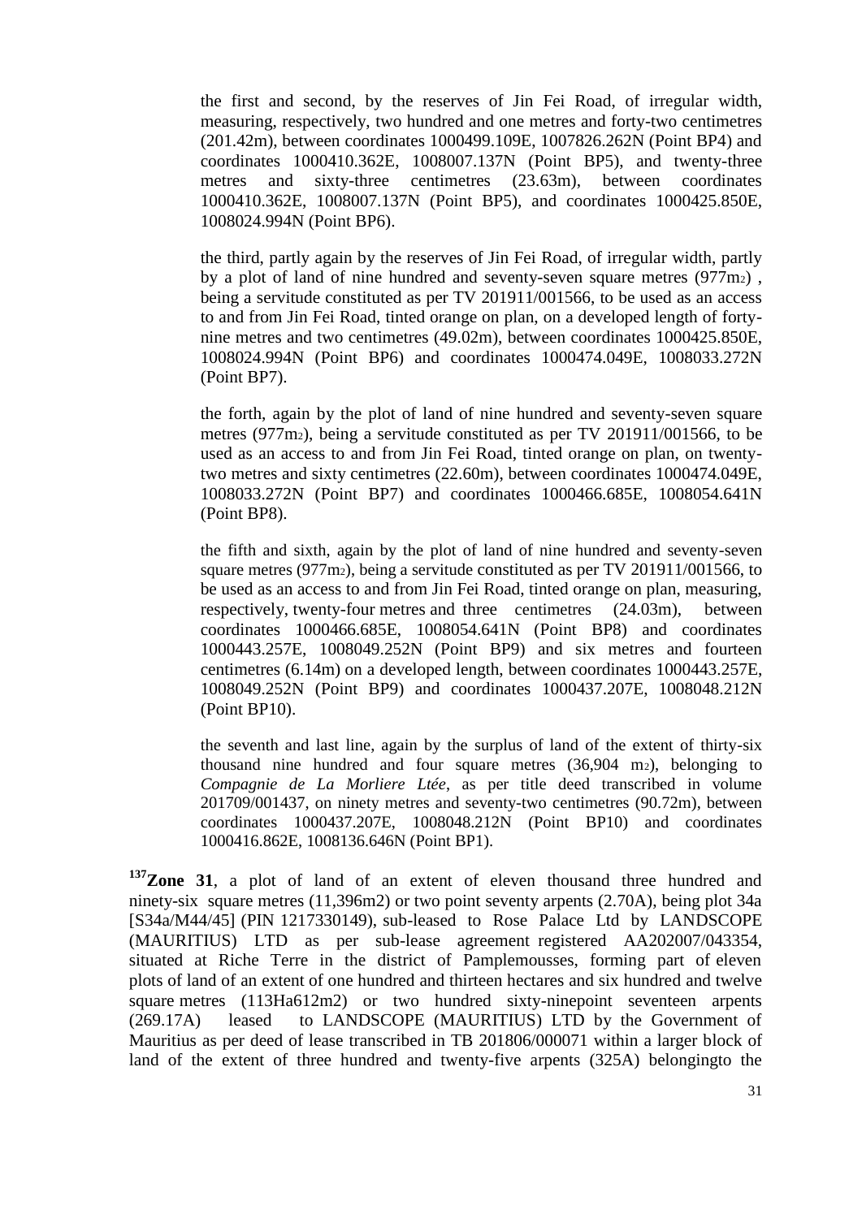the first and second, by the reserves of Jin Fei Road, of irregular width, measuring, respectively, two hundred and one metres and forty-two centimetres (201.42m), between coordinates 1000499.109E, 1007826.262N (Point BP4) and coordinates 1000410.362E, 1008007.137N (Point BP5), and twenty-three metres and sixty-three centimetres (23.63m), between coordinates 1000410.362E, 1008007.137N (Point BP5), and coordinates 1000425.850E, 1008024.994N (Point BP6).

the third, partly again by the reserves of Jin Fei Road, of irregular width, partly by a plot of land of nine hundred and seventy-seven square metres ($977m_2$) , being a servitude constituted as per TV 201911/001566, to be used as an access to and from Jin Fei Road, tinted orange on plan, on a developed length of forty-nine metres and two centimetres (49.02m), between coordinates 1000425.850E, 1008024.994N (Point BP6) and coordinates 1000474.049E, 1008033.272N (Point BP7).

the forth, again by the plot of land of nine hundred and seventy-seven square metres ($977m_2$), being a servitude constituted as per TV 201911/001566, to be used as an access to and from Jin Fei Road, tinted orange on plan, on twenty-two metres and sixty centimetres (22.60m), between coordinates 1000474.049E, 1008033.272N (Point BP7) and coordinates 1000466.685E, 1008054.641N (Point BP8).

the fifth and sixth, again by the plot of land of nine hundred and seventy-seven square metres ($977m_2$), being a servitude constituted as per TV 201911/001566, to be used as an access to and from Jin Fei Road, tinted orange on plan, measuring, respectively, twenty-four metres and three centimetres (24.03m), between coordinates 1000466.685E, 1008054.641N (Point BP8) and coordinates 1000443.257E, 1008049.252N (Point BP9) and six metres and fourteen centimetres (6.14m) on a developed length, between coordinates 1000443.257E, 1008049.252N (Point BP9) and coordinates 1000437.207E, 1008048.212N (Point BP10).

the seventh and last line, again by the surplus of land of the extent of thirty-six thousand nine hundred and four square metres (36,904 $m_2$), belonging to *Compagnie de La Morliere Ltée*, as per title deed transcribed in volume 201709/001437, on ninety metres and seventy-two centimetres (90.72m), between coordinates 1000437.207E, 1008048.212N (Point BP10) and coordinates 1000416.862E, 1008136.646N (Point BP1).

[137]**Zone 31**, a plot of land of an extent of eleven thousand three hundred and ninety-six square metres (11,396m2) or two point seventy arpents (2.70A), being plot 34a [S34a/M44/45] (PIN 1217330149), sub-leased to Rose Palace Ltd by LANDSCOPE (MAURITIUS) LTD as per sub-lease agreement registered AA202007/043354, situated at Riche Terre in the district of Pamplemousses, forming part of eleven plots of land of an extent of one hundred and thirteen hectares and six hundred and twelve square metres (113Ha612m2) or two hundred sixty-ninepoint seventeen arpents (269.17A) leased to LANDSCOPE (MAURITIUS) LTD by the Government of Mauritius as per deed of lease transcribed in TB 201806/000071 within a larger block of land of the extent of three hundred and twenty-five arpents (325A) belongingto the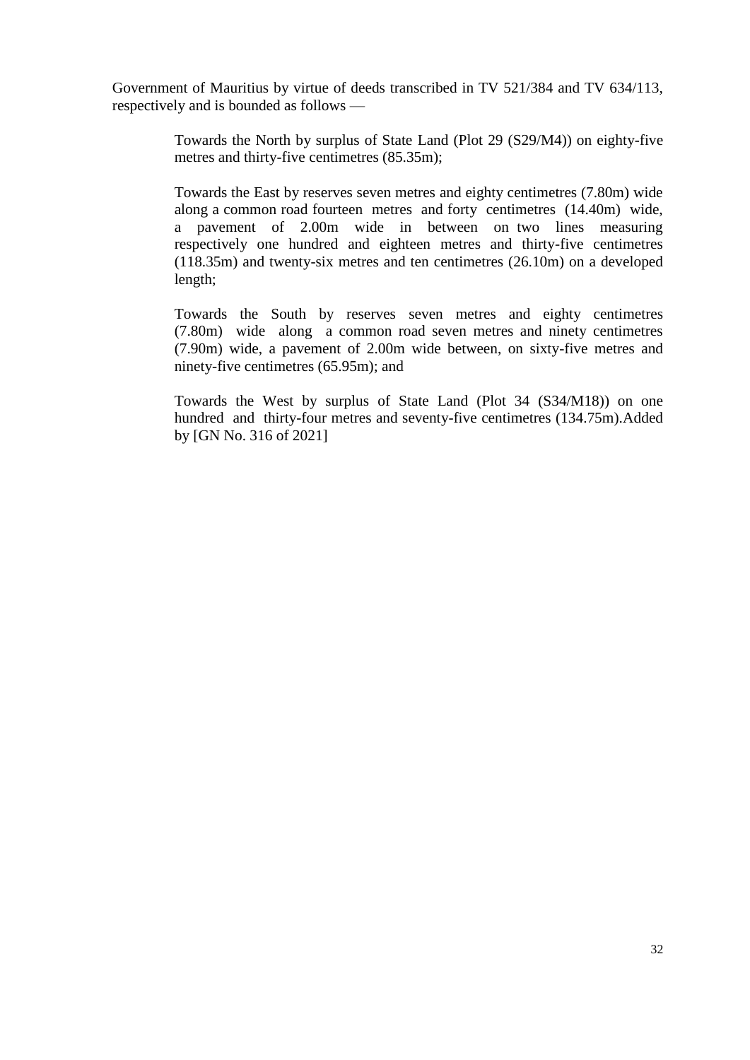Government of Mauritius by virtue of deeds transcribed in TV 521/384 and TV 634/113, respectively and is bounded as follows —

> Towards the North by surplus of State Land (Plot 29 (S29/M4)) on eighty-five metres and thirty-five centimetres (85.35m);
>
> Towards the East by reserves seven metres and eighty centimetres (7.80m) wide along a common road fourteen metres and forty centimetres (14.40m) wide, a pavement of 2.00m wide in between on two lines measuring respectively one hundred and eighteen metres and thirty-five centimetres (118.35m) and twenty-six metres and ten centimetres (26.10m) on a developed length;
>
> Towards the South by reserves seven metres and eighty centimetres (7.80m) wide along a common road seven metres and ninety centimetres (7.90m) wide, a pavement of 2.00m wide between, on sixty-five metres and ninety-five centimetres (65.95m); and
>
> Towards the West by surplus of State Land (Plot 34 (S34/M18)) on one hundred and thirty-four metres and seventy-five centimetres (134.75m).Added by [GN No. 316 of 2021]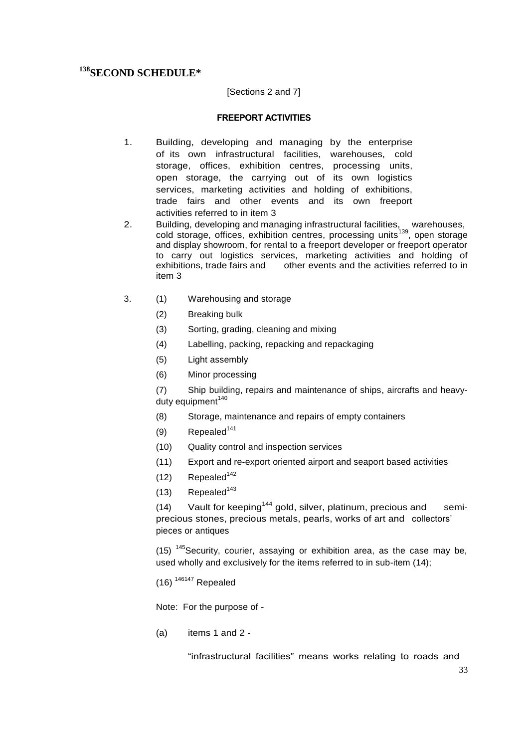# [138]SECOND SCHEDULE*

[Sections 2 and 7]

**FREEPORT ACTIVITIES**

1. Building, developing and managing by the enterprise of its own infrastructural facilities, warehouses, cold storage, offices, exhibition centres, processing units, open storage, the carrying out of its own logistics services, marketing activities and holding of exhibitions, trade fairs and other events and its own freeport activities referred to in item 3
2. Building, developing and managing infrastructural facilities, warehouses, cold storage, offices, exhibition centres, processing units[139], open storage and display showroom, for rental to a freeport developer or freeport operator to carry out logistics services, marketing activities and holding of exhibitions, trade fairs and other events and the activities referred to in item 3
3. (1) Warehousing and storage

   (2) Breaking bulk

   (3) Sorting, grading, cleaning and mixing

   (4) Labelling, packing, repacking and repackaging

   (5) Light assembly

   (6) Minor processing

   (7) Ship building, repairs and maintenance of ships, aircrafts and heavy-duty equipment[140]

   (8) Storage, maintenance and repairs of empty containers

   (9) Repealed[141]

   (10) Quality control and inspection services

   (11) Export and re-export oriented airport and seaport based activities

   (12) Repealed[142]

   (13) Repealed[143]

   (14) Vault for keeping[144] gold, silver, platinum, precious and semi-precious stones, precious metals, pearls, works of art and collectors' pieces or antiques

   (15) [145]Security, courier, assaying or exhibition area, as the case may be, used wholly and exclusively for the items referred to in sub-item (14);

   (16) [146][147] Repealed

Note: For the purpose of -

(a) items 1 and 2 -

"infrastructural facilities" means works relating to roads and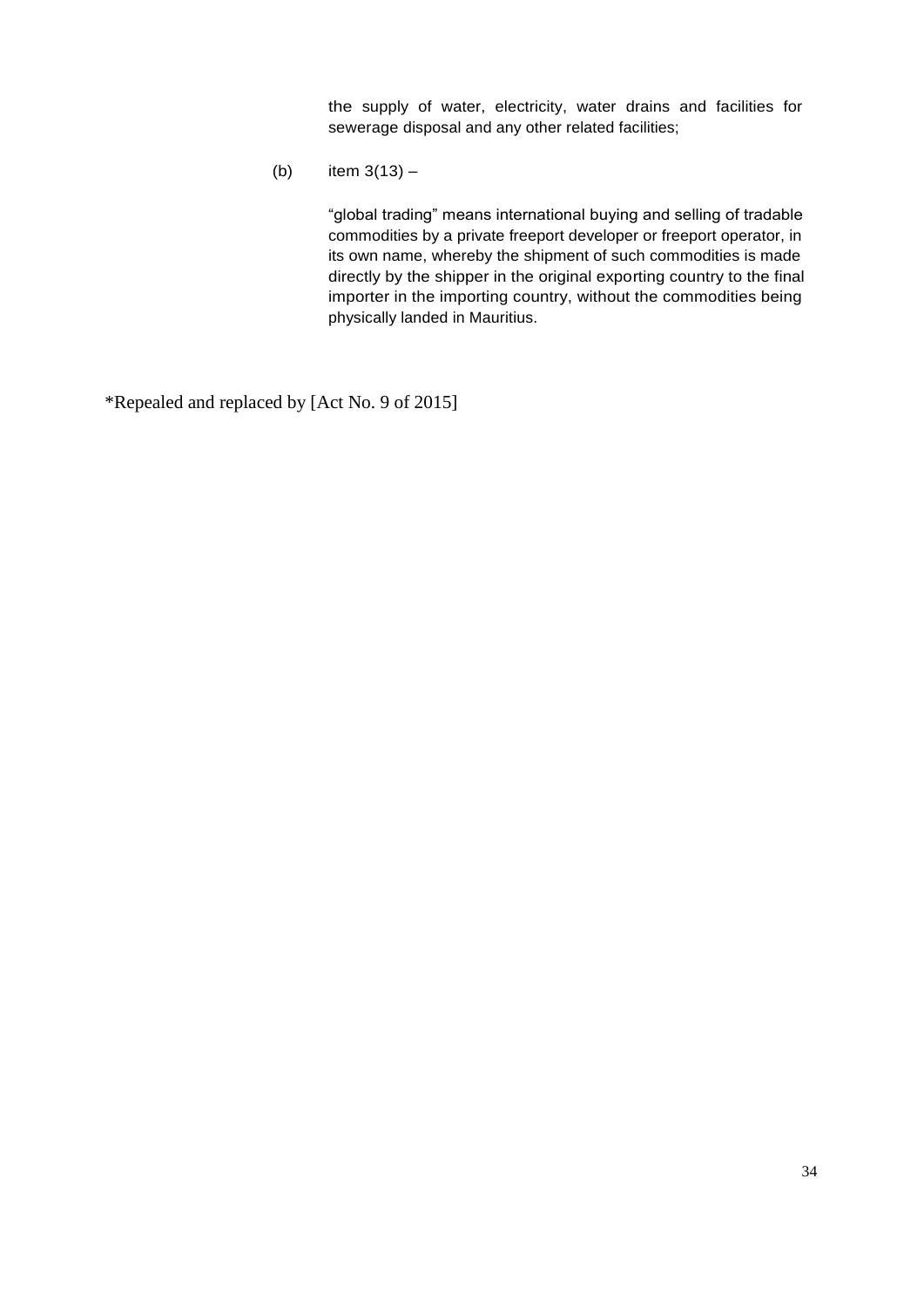the supply of water, electricity, water drains and facilities for sewerage disposal and any other related facilities;

(b) item 3(13) –

"global trading" means international buying and selling of tradable commodities by a private freeport developer or freeport operator, in its own name, whereby the shipment of such commodities is made directly by the shipper in the original exporting country to the final importer in the importing country, without the commodities being physically landed in Mauritius.

*Repealed and replaced by [Act No. 9 of 2015]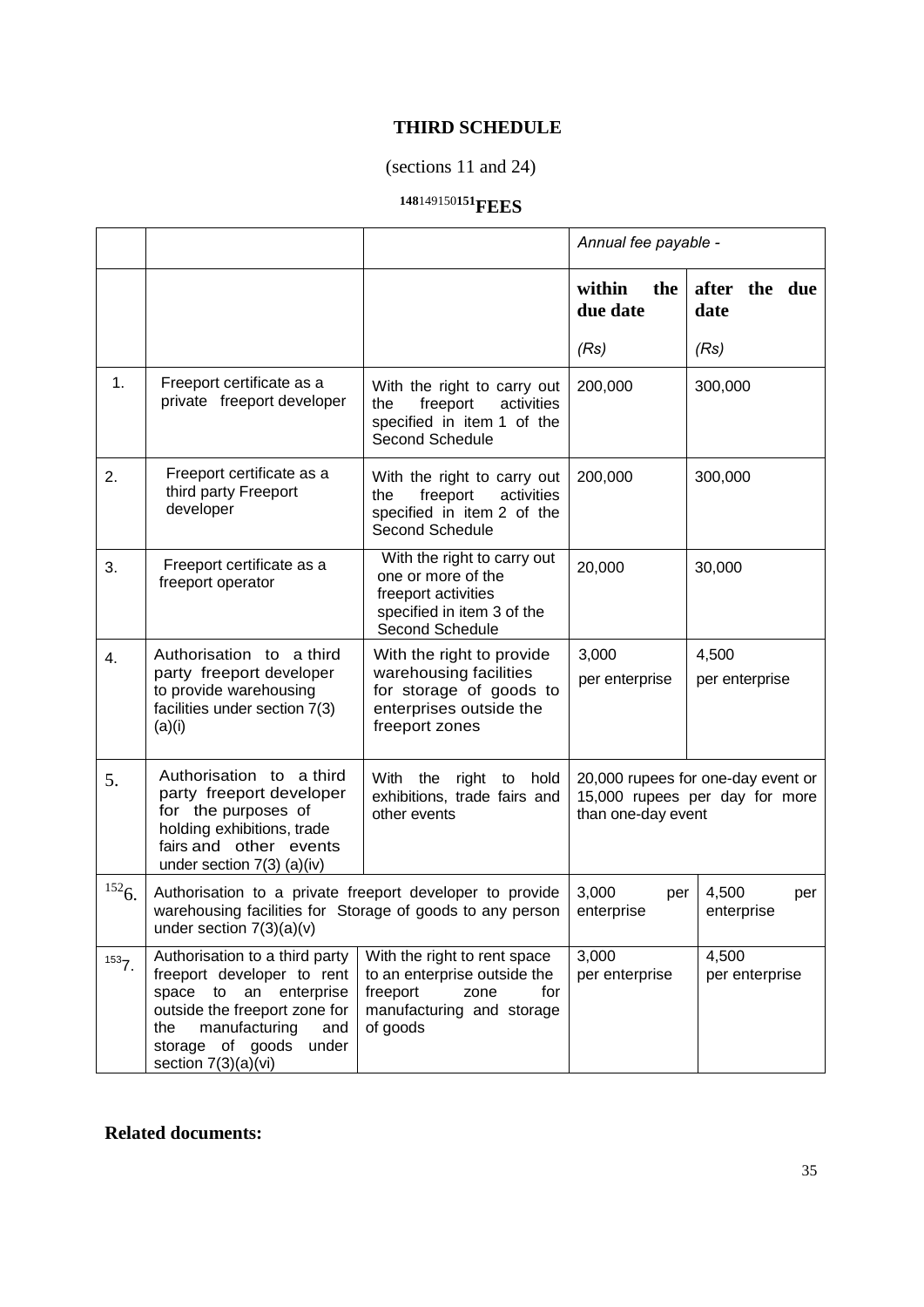## THIRD SCHEDULE

(sections 11 and 24)

### [148][149][150][151]FEES

| | | | Annual fee payable - | |
|---|---|---|---|---|
| | | | **within the due date** (Rs) | **after the due date** (Rs) |
| 1. | Freeport certificate as a private freeport developer | With the right to carry out the freeport activities specified in item 1 of the Second Schedule | 200,000 | 300,000 |
| 2. | Freeport certificate as a third party Freeport developer | With the right to carry out the freeport activities specified in item 2 of the Second Schedule | 200,000 | 300,000 |
| 3. | Freeport certificate as a freeport operator | With the right to carry out one or more of the freeport activities specified in item 3 of the Second Schedule | 20,000 | 30,000 |
| 4. | Authorisation to a third party freeport developer to provide warehousing facilities under section 7(3)(a)(i) | With the right to provide warehousing facilities for storage of goods to enterprises outside the freeport zones | 3,000 per enterprise | 4,500 per enterprise |
| 5. | Authorisation to a third party freeport developer for the purposes of holding exhibitions, trade fairs and other events under section 7(3) (a)(iv) | With the right to hold exhibitions, trade fairs and other events | 20,000 rupees for one-day event or 15,000 rupees per day for more than one-day event | |
| [152]6. | Authorisation to a private freeport developer to provide warehousing facilities for Storage of goods to any person under section 7(3)(a)(v) | | 3,000 per enterprise | 4,500 per enterprise |
| [153]7. | Authorisation to a third party freeport developer to rent space to an enterprise outside the freeport zone for the manufacturing and storage of goods under section 7(3)(a)(vi) | With the right to rent space to an enterprise outside the freeport zone for manufacturing and storage of goods | 3,000 per enterprise | 4,500 per enterprise |

**Related documents:**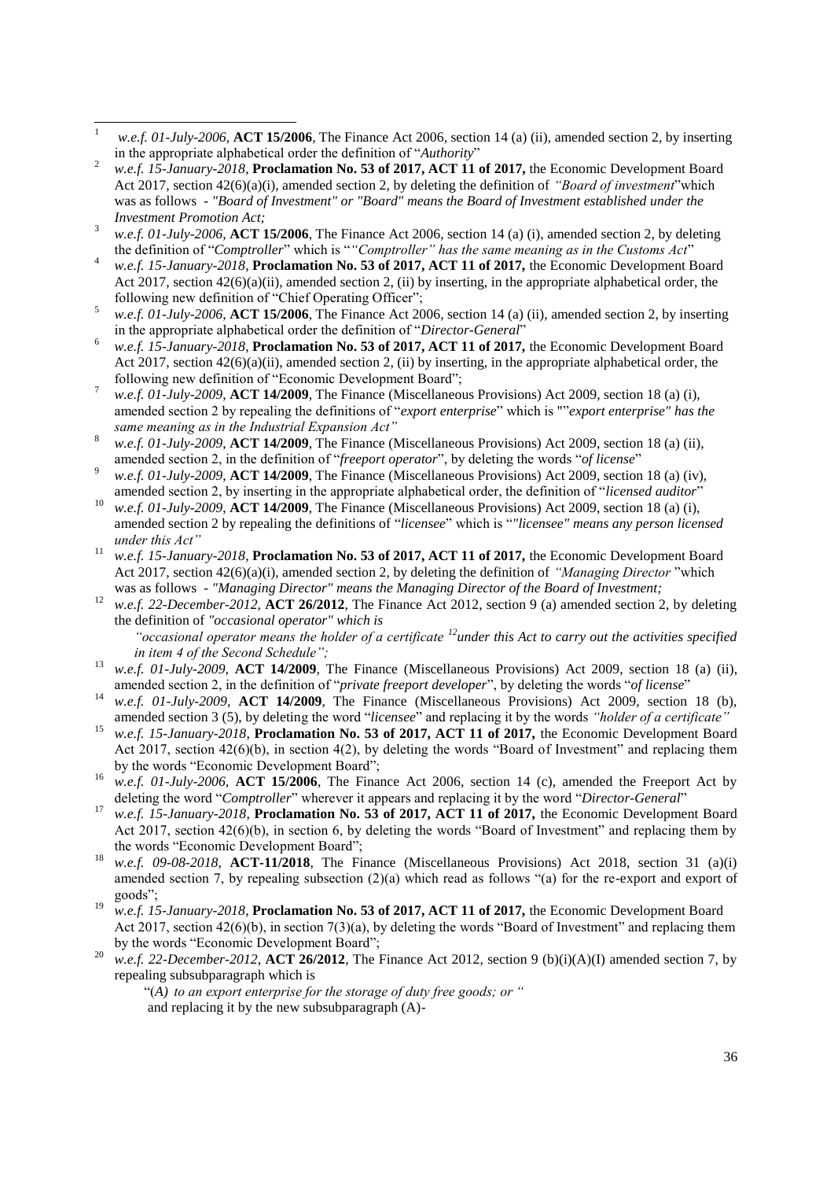1 *w.e.f. 01-July-2006*, **ACT 15/2006**, The Finance Act 2006, section 14 (a) (ii), amended section 2, by inserting in the appropriate alphabetical order the definition of "*Authority*"

2 *w.e.f. 15-January-2018*, **Proclamation No. 53 of 2017, ACT 11 of 2017,** the Economic Development Board Act 2017, section 42(6)(a)(i), amended section 2, by deleting the definition of *"Board of investment"* which was as follows - *"Board of Investment" or "Board" means the Board of Investment established under the Investment Promotion Act;*

3 *w.e.f. 01-July-2006*, **ACT 15/2006**, The Finance Act 2006, section 14 (a) (i), amended section 2, by deleting the definition of "*Comptroller*" which is "*"Comptroller" has the same meaning as in the Customs Act*"

4 *w.e.f. 15-January-2018*, **Proclamation No. 53 of 2017, ACT 11 of 2017,** the Economic Development Board Act 2017, section 42(6)(a)(ii), amended section 2, (ii) by inserting, in the appropriate alphabetical order, the following new definition of "Chief Operating Officer";

5 *w.e.f. 01-July-2006*, **ACT 15/2006**, The Finance Act 2006, section 14 (a) (ii), amended section 2, by inserting in the appropriate alphabetical order the definition of "*Director-General*"

6 *w.e.f. 15-January-2018*, **Proclamation No. 53 of 2017, ACT 11 of 2017,** the Economic Development Board Act 2017, section 42(6)(a)(ii), amended section 2, (ii) by inserting, in the appropriate alphabetical order, the following new definition of "Economic Development Board";

7 *w.e.f. 01-July-2009*, **ACT 14/2009**, The Finance (Miscellaneous Provisions) Act 2009, section 18 (a) (i), amended section 2 by repealing the definitions of "*export enterprise*" which is ""*export enterprise" has the same meaning as in the Industrial Expansion Act"*

8 *w.e.f. 01-July-2009*, **ACT 14/2009**, The Finance (Miscellaneous Provisions) Act 2009, section 18 (a) (ii), amended section 2, in the definition of "*freeport operator*", by deleting the words "*of license*"

9 *w.e.f. 01-July-2009*, **ACT 14/2009**, The Finance (Miscellaneous Provisions) Act 2009, section 18 (a) (iv), amended section 2, by inserting in the appropriate alphabetical order, the definition of "*licensed auditor*"

10 *w.e.f. 01-July-2009*, **ACT 14/2009**, The Finance (Miscellaneous Provisions) Act 2009, section 18 (a) (i), amended section 2 by repealing the definitions of "*licensee*" which is "*"licensee" means any person licensed under this Act"*

11 *w.e.f. 15-January-2018*, **Proclamation No. 53 of 2017, ACT 11 of 2017,** the Economic Development Board Act 2017, section 42(6)(a)(i), amended section 2, by deleting the definition of *"Managing Director"* which was as follows - *"Managing Director" means the Managing Director of the Board of Investment;*

12 *w.e.f. 22-December-2012*, **ACT 26/2012**, The Finance Act 2012, section 9 (a) amended section 2, by deleting the definition of *"occasional operator" which is*

*"occasional operator means the holder of a certificate* [12] *under this Act to carry out the activities specified in item 4 of the Second Schedule";*

13 *w.e.f. 01-July-2009*, **ACT 14/2009**, The Finance (Miscellaneous Provisions) Act 2009, section 18 (a) (ii), amended section 2, in the definition of "*private freeport developer*", by deleting the words "*of license*"

14 *w.e.f. 01-July-2009*, **ACT 14/2009**, The Finance (Miscellaneous Provisions) Act 2009, section 18 (b), amended section 3 (5), by deleting the word "*licensee*" and replacing it by the words *"holder of a certificate"*

15 *w.e.f. 15-January-2018*, **Proclamation No. 53 of 2017, ACT 11 of 2017,** the Economic Development Board Act 2017, section 42(6)(b), in section 4(2), by deleting the words "Board of Investment" and replacing them by the words "Economic Development Board";

16 *w.e.f. 01-July-2006*, **ACT 15/2006**, The Finance Act 2006, section 14 (c), amended the Freeport Act by deleting the word "*Comptroller*" wherever it appears and replacing it by the word "*Director-General*"

17 *w.e.f. 15-January-2018*, **Proclamation No. 53 of 2017, ACT 11 of 2017,** the Economic Development Board Act 2017, section 42(6)(b), in section 6, by deleting the words "Board of Investment" and replacing them by the words "Economic Development Board";

18 *w.e.f. 09-08-2018*, **ACT-11/2018**, The Finance (Miscellaneous Provisions) Act 2018, section 31 (a)(i) amended section 7, by repealing subsection (2)(a) which read as follows "(a) for the re-export and export of goods";

19 *w.e.f. 15-January-2018*, **Proclamation No. 53 of 2017, ACT 11 of 2017,** the Economic Development Board Act 2017, section 42(6)(b), in section 7(3)(a), by deleting the words "Board of Investment" and replacing them by the words "Economic Development Board";

20 *w.e.f. 22-December-2012*, **ACT 26/2012**, The Finance Act 2012, section 9 (b)(i)(A)(I) amended section 7, by repealing subsubparagraph which is

"(*A) to an export enterprise for the storage of duty free goods; or "*
and replacing it by the new subsubparagraph (A)-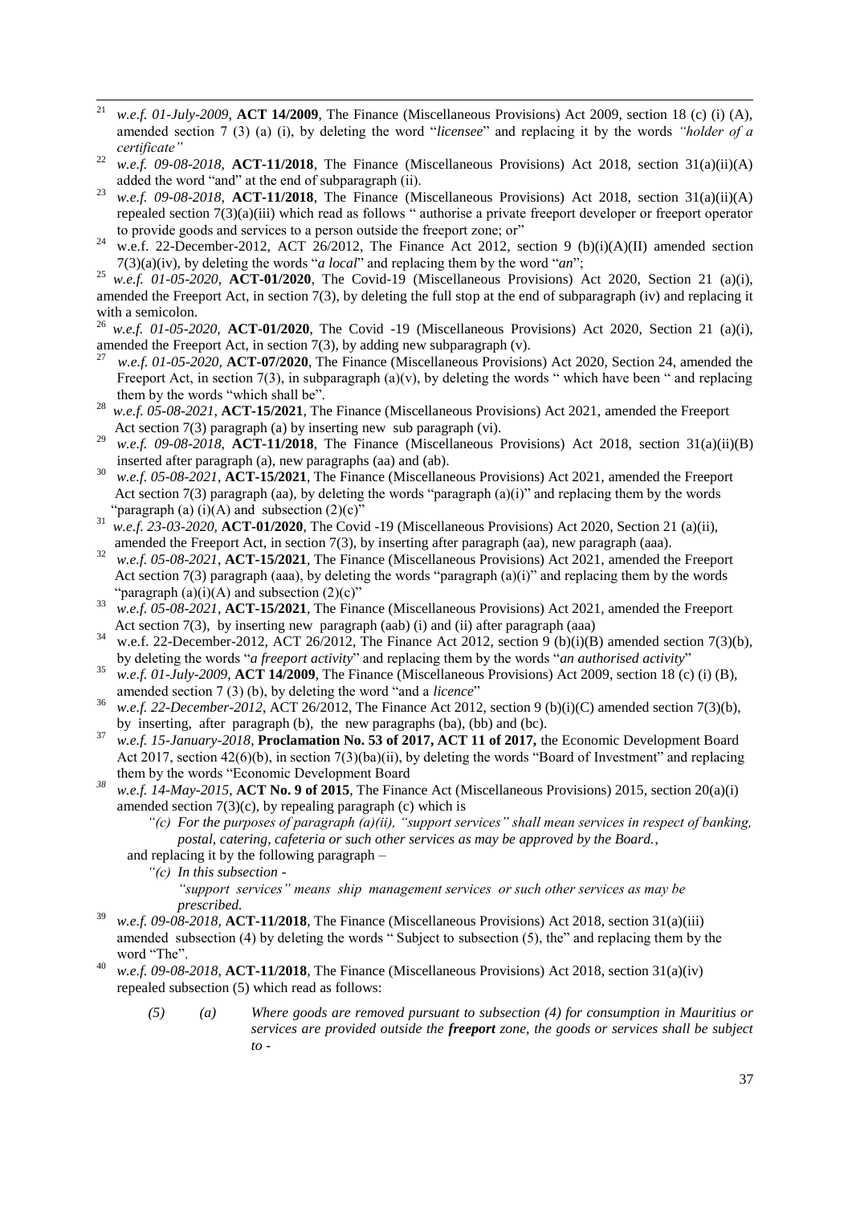[21] *w.e.f. 01-July-2009*, **ACT 14/2009**, The Finance (Miscellaneous Provisions) Act 2009, section 18 (c) (i) (A), amended section 7 (3) (a) (i), by deleting the word "*licensee*" and replacing it by the words *"holder of a certificate"*

[22] *w.e.f. 09-08-2018*, **ACT-11/2018**, The Finance (Miscellaneous Provisions) Act 2018, section 31(a)(ii)(A) added the word "and" at the end of subparagraph (ii).

[23] *w.e.f. 09-08-2018*, **ACT-11/2018**, The Finance (Miscellaneous Provisions) Act 2018, section 31(a)(ii)(A) repealed section 7(3)(a)(iii) which read as follows " authorise a private freeport developer or freeport operator to provide goods and services to a person outside the freeport zone; or"

[24] w.e.f. 22-December-2012, ACT 26/2012, The Finance Act 2012, section 9 (b)(i)(A)(II) amended section 7(3)(a)(iv), by deleting the words "*a local*" and replacing them by the word "*an*";

[25] *w.e.f. 01-05-2020,* **ACT-01/2020**, The Covid-19 (Miscellaneous Provisions) Act 2020, Section 21 (a)(i), amended the Freeport Act, in section 7(3), by deleting the full stop at the end of subparagraph (iv) and replacing it with a semicolon.

[26] *w.e.f. 01-05-2020,* **ACT-01/2020**, The Covid -19 (Miscellaneous Provisions) Act 2020, Section 21 (a)(i), amended the Freeport Act, in section 7(3), by adding new subparagraph (v).

[27] *w.e.f. 01-05-2020,* **ACT-07/2020**, The Finance (Miscellaneous Provisions) Act 2020, Section 24, amended the Freeport Act, in section 7(3), in subparagraph (a)(v), by deleting the words " which have been " and replacing them by the words "which shall be".

[28] *w.e.f. 05-08-2021*, **ACT-15/2021**, The Finance (Miscellaneous Provisions) Act 2021, amended the Freeport Act section 7(3) paragraph (a) by inserting new sub paragraph (vi).

[29] *w.e.f. 09-08-2018*, **ACT-11/2018**, The Finance (Miscellaneous Provisions) Act 2018, section 31(a)(ii)(B) inserted after paragraph (a), new paragraphs (aa) and (ab).

[30] *w.e.f. 05-08-2021*, **ACT-15/2021**, The Finance (Miscellaneous Provisions) Act 2021, amended the Freeport Act section 7(3) paragraph (aa), by deleting the words "paragraph (a)(i)" and replacing them by the words "paragraph (a) (i)(A) and subsection (2)(c)"

[31] *w.e.f. 23-03-2020*, **ACT-01/2020**, The Covid -19 (Miscellaneous Provisions) Act 2020, Section 21 (a)(ii), amended the Freeport Act, in section 7(3), by inserting after paragraph (aa), new paragraph (aaa).

[32] *w.e.f. 05-08-2021*, **ACT-15/2021**, The Finance (Miscellaneous Provisions) Act 2021, amended the Freeport Act section 7(3) paragraph (aaa), by deleting the words "paragraph (a)(i)" and replacing them by the words "paragraph (a)(i)(A) and subsection (2)(c)"

[33] *w.e.f. 05-08-2021*, **ACT-15/2021**, The Finance (Miscellaneous Provisions) Act 2021, amended the Freeport Act section 7(3), by inserting new paragraph (aab) (i) and (ii) after paragraph (aaa)

[34] w.e.f. 22-December-2012, ACT 26/2012, The Finance Act 2012, section 9 (b)(i)(B) amended section 7(3)(b), by deleting the words "*a freeport activity*" and replacing them by the words "*an authorised activity*"

[35] *w.e.f. 01-July-2009*, **ACT 14/2009**, The Finance (Miscellaneous Provisions) Act 2009, section 18 (c) (i) (B), amended section 7 (3) (b), by deleting the word "and a *licence*"

[36] *w.e.f. 22-December-2012*, ACT 26/2012, The Finance Act 2012, section 9 (b)(i)(C) amended section 7(3)(b), by inserting, after paragraph (b), the new paragraphs (ba), (bb) and (bc).

[37] *w.e.f. 15-January-2018*, **Proclamation No. 53 of 2017, ACT 11 of 2017,** the Economic Development Board Act 2017, section 42(6)(b), in section 7(3)(ba)(ii), by deleting the words "Board of Investment" and replacing them by the words "Economic Development Board

[38] *w.e.f. 14-May-2015*, **ACT No. 9 of 2015**, The Finance Act (Miscellaneous Provisions) 2015, section 20(a)(i) amended section 7(3)(c), by repealing paragraph (c) which is

> *"(c) For the purposes of paragraph (a)(ii), "support services" shall mean services in respect of banking, postal, catering, cafeteria or such other services as may be approved by the Board.*,

and replacing it by the following paragraph –

> *"(c) In this subsection -*
>
> *"support services" means ship management services or such other services as may be prescribed.*

[39] *w.e.f. 09-08-2018*, **ACT-11/2018**, The Finance (Miscellaneous Provisions) Act 2018, section 31(a)(iii) amended subsection (4) by deleting the words " Subject to subsection (5), the" and replacing them by the word "The".

[40] *w.e.f. 09-08-2018*, **ACT-11/2018**, The Finance (Miscellaneous Provisions) Act 2018, section 31(a)(iv) repealed subsection (5) which read as follows:

> *(5) (a) Where goods are removed pursuant to subsection (4) for consumption in Mauritius or services are provided outside the **freeport** zone, the goods or services shall be subject to -*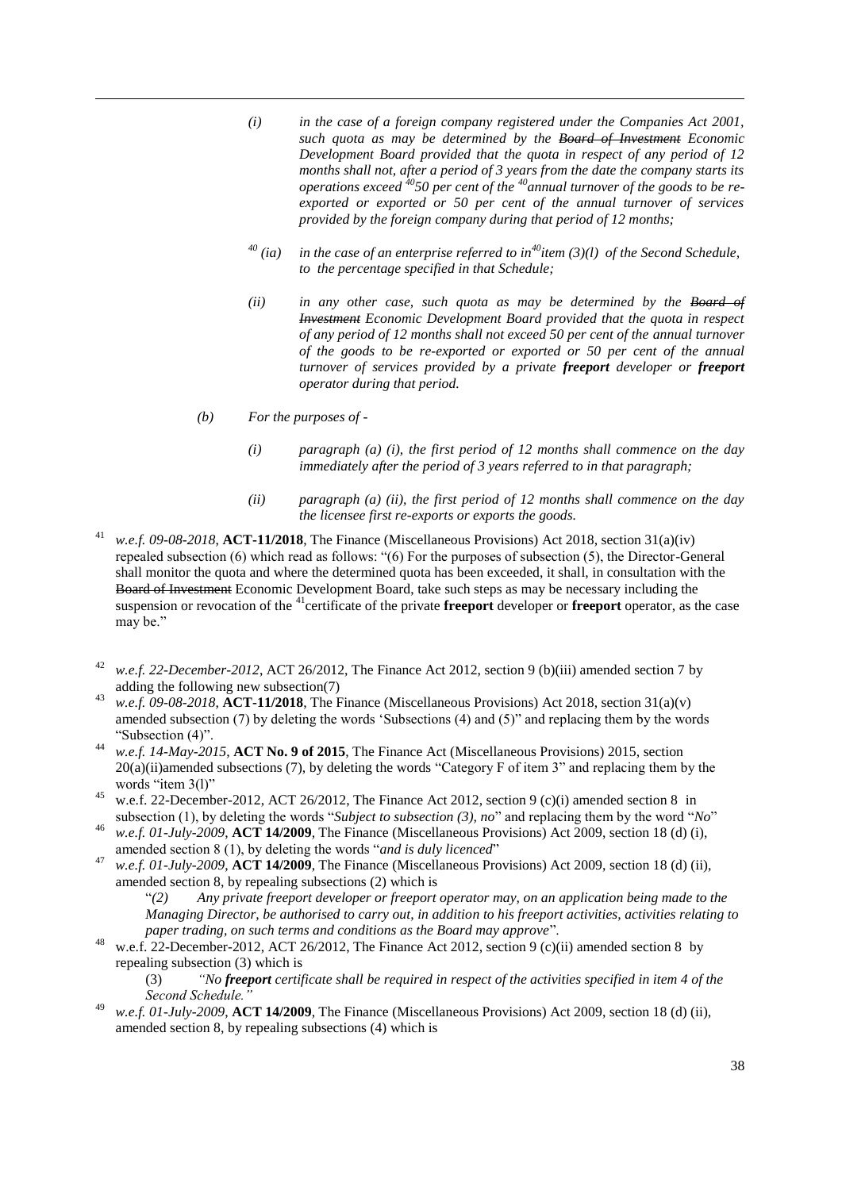*(i) in the case of a foreign company registered under the Companies Act 2001, such quota as may be determined by the ~~Board of Investment~~ Economic Development Board provided that the quota in respect of any period of 12 months shall not, after a period of 3 years from the date the company starts its operations exceed [40]50 per cent of the [40]annual turnover of the goods to be re-exported or exported or 50 per cent of the annual turnover of services provided by the foreign company during that period of 12 months;*

[40] *(ia) in the case of an enterprise referred to in[40]item (3)(l) of the Second Schedule, to the percentage specified in that Schedule;*

*(ii) in any other case, such quota as may be determined by the ~~Board of Investment~~ Economic Development Board provided that the quota in respect of any period of 12 months shall not exceed 50 per cent of the annual turnover of the goods to be re-exported or exported or 50 per cent of the annual turnover of services provided by a private **freeport** developer or **freeport** operator during that period.*

*(b) For the purposes of -*

*(i) paragraph (a) (i), the first period of 12 months shall commence on the day immediately after the period of 3 years referred to in that paragraph;*

*(ii) paragraph (a) (ii), the first period of 12 months shall commence on the day the licensee first re-exports or exports the goods.*

[41] *w.e.f. 09-08-2018*, **ACT-11/2018**, The Finance (Miscellaneous Provisions) Act 2018, section 31(a)(iv) repealed subsection (6) which read as follows: "(6) For the purposes of subsection (5), the Director-General shall monitor the quota and where the determined quota has been exceeded, it shall, in consultation with the ~~Board of Investment~~ Economic Development Board, take such steps as may be necessary including the suspension or revocation of the [41]certificate of the private **freeport** developer or **freeport** operator, as the case may be."

[42] *w.e.f. 22-December-2012*, ACT 26/2012, The Finance Act 2012, section 9 (b)(iii) amended section 7 by adding the following new subsection(7)

[43] *w.e.f. 09-08-2018*, **ACT-11/2018**, The Finance (Miscellaneous Provisions) Act 2018, section 31(a)(v) amended subsection (7) by deleting the words 'Subsections (4) and (5)" and replacing them by the words "Subsection (4)".

[44] *w.e.f. 14-May-2015*, **ACT No. 9 of 2015**, The Finance Act (Miscellaneous Provisions) 2015, section 20(a)(ii)amended subsections (7), by deleting the words "Category F of item 3" and replacing them by the words "item 3(l)"

[45] w.e.f. 22-December-2012, ACT 26/2012, The Finance Act 2012, section 9 (c)(i) amended section 8 in subsection (1), by deleting the words "*Subject to subsection (3), no*" and replacing them by the word "*No*"

[46] *w.e.f. 01-July-2009*, **ACT 14/2009**, The Finance (Miscellaneous Provisions) Act 2009, section 18 (d) (i), amended section 8 (1), by deleting the words "*and is duly licenced*"

[47] *w.e.f. 01-July-2009*, **ACT 14/2009**, The Finance (Miscellaneous Provisions) Act 2009, section 18 (d) (ii), amended section 8, by repealing subsections (2) which is

"*(2) Any private freeport developer or freeport operator may, on an application being made to the Managing Director, be authorised to carry out, in addition to his freeport activities, activities relating to paper trading, on such terms and conditions as the Board may approve*".

[48] w.e.f. 22-December-2012, ACT 26/2012, The Finance Act 2012, section 9 (c)(ii) amended section 8 by repealing subsection (3) which is

(3) *"No **freeport** certificate shall be required in respect of the activities specified in item 4 of the Second Schedule."*

[49] *w.e.f. 01-July-2009*, **ACT 14/2009**, The Finance (Miscellaneous Provisions) Act 2009, section 18 (d) (ii), amended section 8, by repealing subsections (4) which is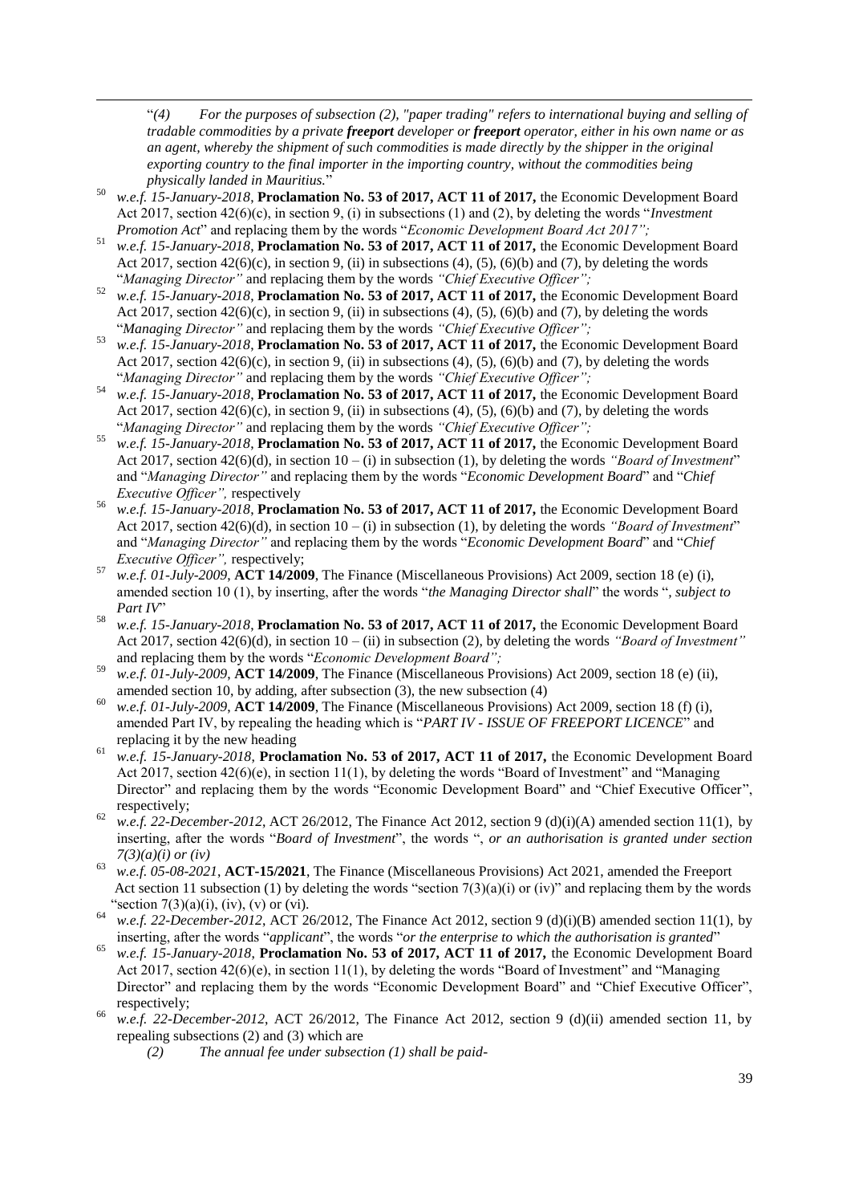"*(4) For the purposes of subsection (2), "paper trading" refers to international buying and selling of tradable commodities by a private **freeport** developer or **freeport** operator, either in his own name or as an agent, whereby the shipment of such commodities is made directly by the shipper in the original exporting country to the final importer in the importing country, without the commodities being physically landed in Mauritius.*"

[50] *w.e.f. 15-January-2018*, **Proclamation No. 53 of 2017, ACT 11 of 2017,** the Economic Development Board Act 2017, section 42(6)(c), in section 9, (i) in subsections (1) and (2), by deleting the words "*Investment Promotion Act*" and replacing them by the words "*Economic Development Board Act 2017";*

[51] *w.e.f. 15-January-2018*, **Proclamation No. 53 of 2017, ACT 11 of 2017,** the Economic Development Board Act 2017, section 42(6)(c), in section 9, (ii) in subsections (4), (5), (6)(b) and (7), by deleting the words "*Managing Director"* and replacing them by the words *"Chief Executive Officer";*

[52] *w.e.f. 15-January-2018*, **Proclamation No. 53 of 2017, ACT 11 of 2017,** the Economic Development Board Act 2017, section 42(6)(c), in section 9, (ii) in subsections (4), (5), (6)(b) and (7), by deleting the words "*Managing Director"* and replacing them by the words *"Chief Executive Officer";*

[53] *w.e.f. 15-January-2018*, **Proclamation No. 53 of 2017, ACT 11 of 2017,** the Economic Development Board Act 2017, section 42(6)(c), in section 9, (ii) in subsections (4), (5), (6)(b) and (7), by deleting the words "*Managing Director"* and replacing them by the words *"Chief Executive Officer";*

[54] *w.e.f. 15-January-2018*, **Proclamation No. 53 of 2017, ACT 11 of 2017,** the Economic Development Board Act 2017, section 42(6)(c), in section 9, (ii) in subsections (4), (5), (6)(b) and (7), by deleting the words "*Managing Director"* and replacing them by the words *"Chief Executive Officer";*

[55] *w.e.f. 15-January-2018*, **Proclamation No. 53 of 2017, ACT 11 of 2017,** the Economic Development Board Act 2017, section 42(6)(d), in section 10 – (i) in subsection (1), by deleting the words *"Board of Investment*" and "*Managing Director"* and replacing them by the words "*Economic Development Board*" and "*Chief Executive Officer",* respectively

[56] *w.e.f. 15-January-2018*, **Proclamation No. 53 of 2017, ACT 11 of 2017,** the Economic Development Board Act 2017, section 42(6)(d), in section 10 – (i) in subsection (1), by deleting the words *"Board of Investment*" and "*Managing Director"* and replacing them by the words "*Economic Development Board*" and "*Chief Executive Officer",* respectively;

[57] *w.e.f. 01-July-2009*, **ACT 14/2009**, The Finance (Miscellaneous Provisions) Act 2009, section 18 (e) (i), amended section 10 (1), by inserting, after the words "*the Managing Director shall*" the words "*, subject to Part IV*"

[58] *w.e.f. 15-January-2018*, **Proclamation No. 53 of 2017, ACT 11 of 2017,** the Economic Development Board Act 2017, section 42(6)(d), in section 10 – (ii) in subsection (2), by deleting the words *"Board of Investment"* and replacing them by the words "*Economic Development Board";*

[59] *w.e.f. 01-July-2009*, **ACT 14/2009**, The Finance (Miscellaneous Provisions) Act 2009, section 18 (e) (ii), amended section 10, by adding, after subsection (3), the new subsection (4)

[60] *w.e.f. 01-July-2009*, **ACT 14/2009**, The Finance (Miscellaneous Provisions) Act 2009, section 18 (f) (i), amended Part IV, by repealing the heading which is "*PART IV - ISSUE OF FREEPORT LICENCE*" and replacing it by the new heading

[61] *w.e.f. 15-January-2018*, **Proclamation No. 53 of 2017, ACT 11 of 2017,** the Economic Development Board Act 2017, section 42(6)(e), in section 11(1), by deleting the words "Board of Investment" and "Managing Director" and replacing them by the words "Economic Development Board" and "Chief Executive Officer", respectively;

[62] *w.e.f. 22-December-2012*, ACT 26/2012, The Finance Act 2012, section 9 (d)(i)(A) amended section 11(1), by inserting, after the words "*Board of Investment*", the words "*, or an authorisation is granted under section 7(3)(a)(i) or (iv)*"

[63] *w.e.f. 05-08-2021*, **ACT-15/2021**, The Finance (Miscellaneous Provisions) Act 2021, amended the Freeport Act section 11 subsection (1) by deleting the words "section 7(3)(a)(i) or (iv)" and replacing them by the words "section 7(3)(a)(i), (iv), (v) or (vi).

[64] *w.e.f. 22-December-2012*, ACT 26/2012, The Finance Act 2012, section 9 (d)(i)(B) amended section 11(1), by inserting, after the words "*applicant*", the words "*or the enterprise to which the authorisation is granted*"

[65] *w.e.f. 15-January-2018*, **Proclamation No. 53 of 2017, ACT 11 of 2017,** the Economic Development Board Act 2017, section 42(6)(e), in section 11(1), by deleting the words "Board of Investment" and "Managing Director" and replacing them by the words "Economic Development Board" and "Chief Executive Officer", respectively;

[66] *w.e.f. 22-December-2012*, ACT 26/2012, The Finance Act 2012, section 9 (d)(ii) amended section 11, by repealing subsections (2) and (3) which are

*(2) The annual fee under subsection (1) shall be paid-*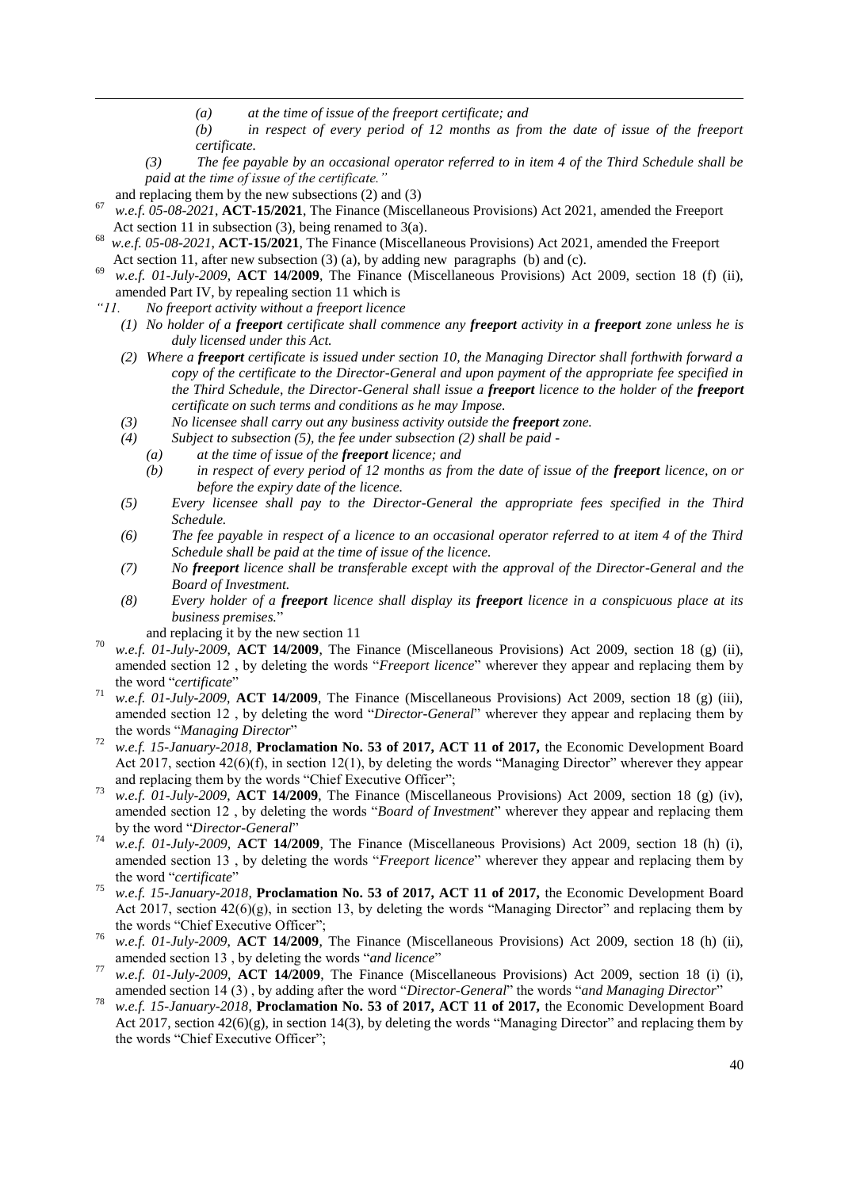*(a) at the time of issue of the freeport certificate; and*

*(b) in respect of every period of 12 months as from the date of issue of the freeport certificate.*

*(3) The fee payable by an occasional operator referred to in item 4 of the Third Schedule shall be paid at the time of issue of the certificate."*

and replacing them by the new subsections (2) and (3)

[67] *w.e.f. 05-08-2021*, **ACT-15/2021**, The Finance (Miscellaneous Provisions) Act 2021, amended the Freeport Act section 11 in subsection (3), being renamed to 3(a).

[68] *w.e.f. 05-08-2021*, **ACT-15/2021**, The Finance (Miscellaneous Provisions) Act 2021, amended the Freeport Act section 11, after new subsection (3) (a), by adding new paragraphs (b) and (c).

[69] *w.e.f. 01-July-2009*, **ACT 14/2009**, The Finance (Miscellaneous Provisions) Act 2009, section 18 (f) (ii), amended Part IV, by repealing section 11 which is

*"11. No freeport activity without a freeport licence*

*(1) No holder of a **freeport** certificate shall commence any **freeport** activity in a **freeport** zone unless he is duly licensed under this Act.*

*(2) Where a **freeport** certificate is issued under section 10, the Managing Director shall forthwith forward a copy of the certificate to the Director-General and upon payment of the appropriate fee specified in the Third Schedule, the Director-General shall issue a **freeport** licence to the holder of the **freeport** certificate on such terms and conditions as he may Impose.*

*(3) No licensee shall carry out any business activity outside the **freeport** zone.*

*(4) Subject to subsection (5), the fee under subsection (2) shall be paid -*

*(a) at the time of issue of the **freeport** licence; and*

*(b) in respect of every period of 12 months as from the date of issue of the **freeport** licence, on or before the expiry date of the licence.*

*(5) Every licensee shall pay to the Director-General the appropriate fees specified in the Third Schedule.*

*(6) The fee payable in respect of a licence to an occasional operator referred to at item 4 of the Third Schedule shall be paid at the time of issue of the licence.*

*(7) No **freeport** licence shall be transferable except with the approval of the Director-General and the Board of Investment.*

*(8) Every holder of a **freeport** licence shall display its **freeport** licence in a conspicuous place at its business premises.*"

and replacing it by the new section 11

[70] *w.e.f. 01-July-2009*, **ACT 14/2009**, The Finance (Miscellaneous Provisions) Act 2009, section 18 (g) (ii), amended section 12 , by deleting the words "*Freeport licence*" wherever they appear and replacing them by the word "*certificate*"

[71] *w.e.f. 01-July-2009*, **ACT 14/2009**, The Finance (Miscellaneous Provisions) Act 2009, section 18 (g) (iii), amended section 12 , by deleting the word "*Director-General*" wherever they appear and replacing them by the words "*Managing Director*"

[72] *w.e.f. 15-January-2018*, **Proclamation No. 53 of 2017, ACT 11 of 2017,** the Economic Development Board Act 2017, section 42(6)(f), in section 12(1), by deleting the words "Managing Director" wherever they appear and replacing them by the words "Chief Executive Officer";

[73] *w.e.f. 01-July-2009*, **ACT 14/2009**, The Finance (Miscellaneous Provisions) Act 2009, section 18 (g) (iv), amended section 12 , by deleting the words "*Board of Investment*" wherever they appear and replacing them by the word "*Director-General*"

[74] *w.e.f. 01-July-2009*, **ACT 14/2009**, The Finance (Miscellaneous Provisions) Act 2009, section 18 (h) (i), amended section 13 , by deleting the words "*Freeport licence*" wherever they appear and replacing them by the word "*certificate*"

[75] *w.e.f. 15-January-2018*, **Proclamation No. 53 of 2017, ACT 11 of 2017,** the Economic Development Board Act 2017, section 42(6)(g), in section 13, by deleting the words "Managing Director" and replacing them by the words "Chief Executive Officer";

[76] *w.e.f. 01-July-2009*, **ACT 14/2009**, The Finance (Miscellaneous Provisions) Act 2009, section 18 (h) (ii), amended section 13 , by deleting the words "*and licence*"

[77] *w.e.f. 01-July-2009*, **ACT 14/2009**, The Finance (Miscellaneous Provisions) Act 2009, section 18 (i) (i), amended section 14 (3) , by adding after the word "*Director-General*" the words "*and Managing Director*"

[78] *w.e.f. 15-January-2018*, **Proclamation No. 53 of 2017, ACT 11 of 2017,** the Economic Development Board Act 2017, section 42(6)(g), in section 14(3), by deleting the words "Managing Director" and replacing them by the words "Chief Executive Officer";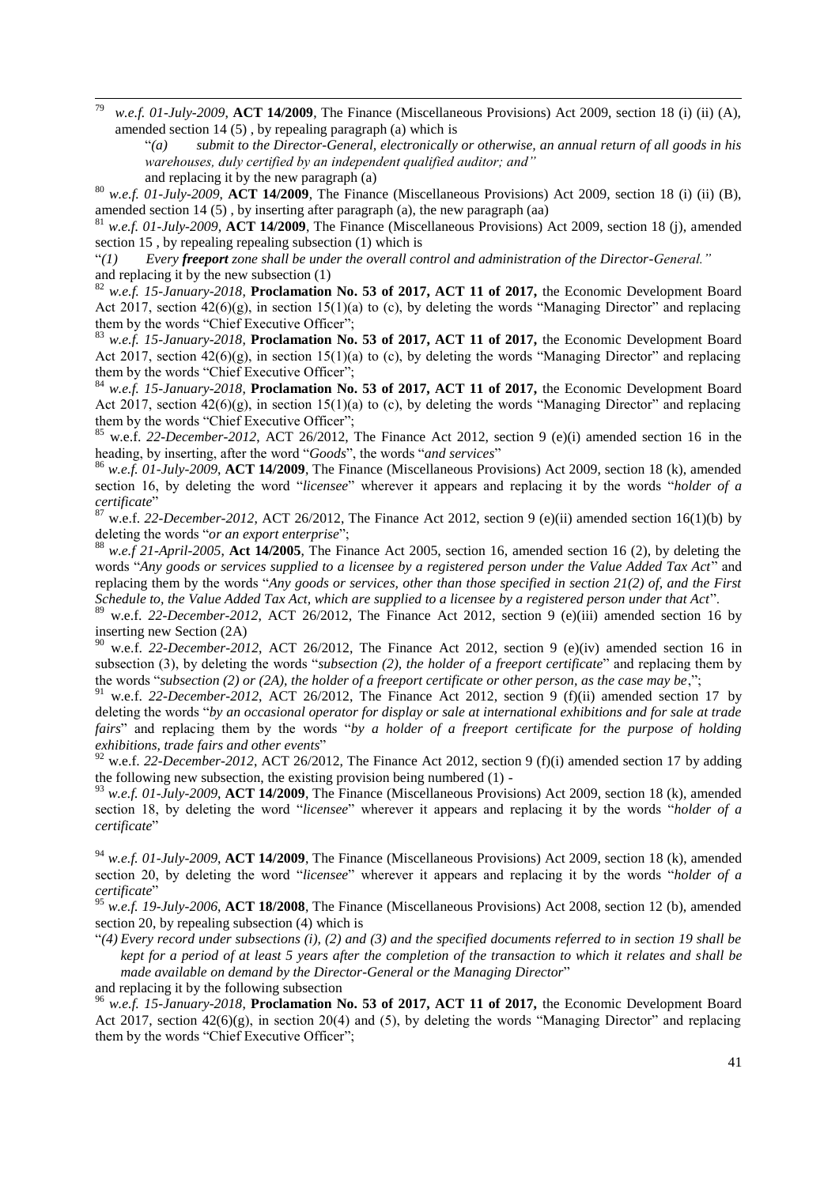[79] *w.e.f. 01-July-2009*, **ACT 14/2009**, The Finance (Miscellaneous Provisions) Act 2009, section 18 (i) (ii) (A), amended section 14 (5) , by repealing paragraph (a) which is

"*(a) submit to the Director-General, electronically or otherwise, an annual return of all goods in his warehouses, duly certified by an independent qualified auditor; and"*

and replacing it by the new paragraph (a)

[80] *w.e.f. 01-July-2009*, **ACT 14/2009**, The Finance (Miscellaneous Provisions) Act 2009, section 18 (i) (ii) (B), amended section 14 (5) , by inserting after paragraph (a), the new paragraph (aa)

[81] *w.e.f. 01-July-2009*, **ACT 14/2009**, The Finance (Miscellaneous Provisions) Act 2009, section 18 (j), amended section 15 , by repealing repealing subsection (1) which is

"*(1) Every **freeport** zone shall be under the overall control and administration of the Director-General."*

and replacing it by the new subsection (1)

[82] *w.e.f. 15-January-2018*, **Proclamation No. 53 of 2017, ACT 11 of 2017,** the Economic Development Board Act 2017, section 42(6)(g), in section 15(1)(a) to (c), by deleting the words "Managing Director" and replacing them by the words "Chief Executive Officer";

[83] *w.e.f. 15-January-2018*, **Proclamation No. 53 of 2017, ACT 11 of 2017,** the Economic Development Board Act 2017, section 42(6)(g), in section 15(1)(a) to (c), by deleting the words "Managing Director" and replacing them by the words "Chief Executive Officer";

[84] *w.e.f. 15-January-2018*, **Proclamation No. 53 of 2017, ACT 11 of 2017,** the Economic Development Board Act 2017, section 42(6)(g), in section 15(1)(a) to (c), by deleting the words "Managing Director" and replacing them by the words "Chief Executive Officer";

[85] w.e.f. *22-December-2012*, ACT 26/2012, The Finance Act 2012, section 9 (e)(i) amended section 16 in the heading, by inserting, after the word "*Goods*", the words "*and services*"

[86] *w.e.f. 01-July-2009*, **ACT 14/2009**, The Finance (Miscellaneous Provisions) Act 2009, section 18 (k), amended section 16, by deleting the word "*licensee*" wherever it appears and replacing it by the words "*holder of a certificate*"

[87] w.e.f. *22-December-2012*, ACT 26/2012, The Finance Act 2012, section 9 (e)(ii) amended section 16(1)(b) by deleting the words "*or an export enterprise*";

[88] *w.e.f 21-April-2005*, **Act 14/2005**, The Finance Act 2005, section 16, amended section 16 (2), by deleting the words "*Any goods or services supplied to a licensee by a registered person under the Value Added Tax Act*" and replacing them by the words "*Any goods or services, other than those specified in section 21(2) of, and the First Schedule to, the Value Added Tax Act, which are supplied to a licensee by a registered person under that Act*".

[89] w.e.f. *22-December-2012*, ACT 26/2012, The Finance Act 2012, section 9 (e)(iii) amended section 16 by inserting new Section (2A)

[90] w.e.f. *22-December-2012*, ACT 26/2012, The Finance Act 2012, section 9 (e)(iv) amended section 16 in subsection (3), by deleting the words "*subsection (2), the holder of a freeport certificate*" and replacing them by the words "*subsection (2) or (2A), the holder of a freeport certificate or other person, as the case may be*,";

[91] w.e.f. *22-December-2012*, ACT 26/2012, The Finance Act 2012, section 9 (f)(ii) amended section 17 by deleting the words "*by an occasional operator for display or sale at international exhibitions and for sale at trade fairs*" and replacing them by the words "*by a holder of a freeport certificate for the purpose of holding exhibitions, trade fairs and other events*"

[92] w.e.f. *22-December-2012*, ACT 26/2012, The Finance Act 2012, section 9 (f)(i) amended section 17 by adding the following new subsection, the existing provision being numbered (1) -

[93] *w.e.f. 01-July-2009*, **ACT 14/2009**, The Finance (Miscellaneous Provisions) Act 2009, section 18 (k), amended section 18, by deleting the word "*licensee*" wherever it appears and replacing it by the words "*holder of a certificate*"

[94] *w.e.f. 01-July-2009*, **ACT 14/2009**, The Finance (Miscellaneous Provisions) Act 2009, section 18 (k), amended section 20, by deleting the word "*licensee*" wherever it appears and replacing it by the words "*holder of a certificate*"

[95] *w.e.f. 19-July-2006*, **ACT 18/2008**, The Finance (Miscellaneous Provisions) Act 2008, section 12 (b), amended section 20, by repealing subsection (4) which is

"*(4) Every record under subsections (i), (2) and (3) and the specified documents referred to in section 19 shall be kept for a period of at least 5 years after the completion of the transaction to which it relates and shall be made available on demand by the Director-General or the Managing Director*"

and replacing it by the following subsection

[96] *w.e.f. 15-January-2018*, **Proclamation No. 53 of 2017, ACT 11 of 2017,** the Economic Development Board Act 2017, section 42(6)(g), in section 20(4) and (5), by deleting the words "Managing Director" and replacing them by the words "Chief Executive Officer";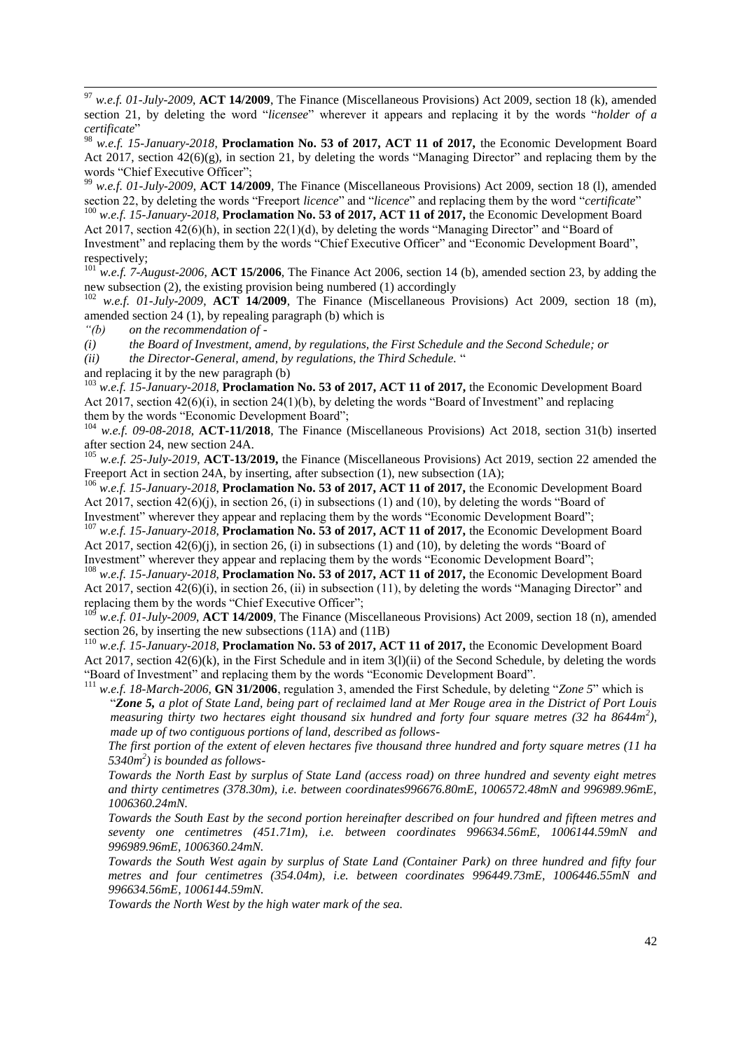[97] *w.e.f. 01-July-2009*, **ACT 14/2009**, The Finance (Miscellaneous Provisions) Act 2009, section 18 (k), amended section 21, by deleting the word "*licensee*" wherever it appears and replacing it by the words "*holder of a certificate*"

[98] *w.e.f. 15-January-2018*, **Proclamation No. 53 of 2017, ACT 11 of 2017,** the Economic Development Board Act 2017, section 42(6)(g), in section 21, by deleting the words "Managing Director" and replacing them by the words "Chief Executive Officer";

[99] *w.e.f. 01-July-2009*, **ACT 14/2009**, The Finance (Miscellaneous Provisions) Act 2009, section 18 (l), amended section 22, by deleting the words "Freeport *licence*" and "*licence*" and replacing them by the word "*certificate*"

[100] *w.e.f. 15-January-2018*, **Proclamation No. 53 of 2017, ACT 11 of 2017,** the Economic Development Board Act 2017, section 42(6)(h), in section 22(1)(d), by deleting the words "Managing Director" and "Board of Investment" and replacing them by the words "Chief Executive Officer" and "Economic Development Board", respectively;

[101] *w.e.f. 7-August-2006*, **ACT 15/2006**, The Finance Act 2006, section 14 (b), amended section 23, by adding the new subsection (2), the existing provision being numbered (1) accordingly

[102] *w.e.f. 01-July-2009*, **ACT 14/2009**, The Finance (Miscellaneous Provisions) Act 2009, section 18 (m), amended section 24 (1), by repealing paragraph (b) which is

*"(b) on the recommendation of -*

*(i) the Board of Investment, amend, by regulations, the First Schedule and the Second Schedule; or*

*(ii) the Director-General, amend, by regulations, the Third Schedule.* "

and replacing it by the new paragraph (b)

[103] *w.e.f. 15-January-2018*, **Proclamation No. 53 of 2017, ACT 11 of 2017,** the Economic Development Board Act 2017, section 42(6)(i), in section 24(1)(b), by deleting the words "Board of Investment" and replacing them by the words "Economic Development Board";

[104] *w.e.f. 09-08-2018*, **ACT-11/2018**, The Finance (Miscellaneous Provisions) Act 2018, section 31(b) inserted after section 24, new section 24A.

[105] *w.e.f. 25-July-2019*, **ACT-13/2019,** the Finance (Miscellaneous Provisions) Act 2019, section 22 amended the Freeport Act in section 24A, by inserting, after subsection (1), new subsection (1A);

[106] *w.e.f. 15-January-2018*, **Proclamation No. 53 of 2017, ACT 11 of 2017,** the Economic Development Board Act 2017, section 42(6)(j), in section 26, (i) in subsections (1) and (10), by deleting the words "Board of Investment" wherever they appear and replacing them by the words "Economic Development Board";

[107] *w.e.f. 15-January-2018*, **Proclamation No. 53 of 2017, ACT 11 of 2017,** the Economic Development Board Act 2017, section 42(6)(j), in section 26, (i) in subsections (1) and (10), by deleting the words "Board of Investment" wherever they appear and replacing them by the words "Economic Development Board";

[108] *w.e.f. 15-January-2018*, **Proclamation No. 53 of 2017, ACT 11 of 2017,** the Economic Development Board Act 2017, section 42(6)(i), in section 26, (ii) in subsection (11), by deleting the words "Managing Director" and replacing them by the words "Chief Executive Officer";

[109] *w.e.f. 01-July-2009*, **ACT 14/2009**, The Finance (Miscellaneous Provisions) Act 2009, section 18 (n), amended section 26, by inserting the new subsections (11A) and (11B)

[110] *w.e.f. 15-January-2018*, **Proclamation No. 53 of 2017, ACT 11 of 2017,** the Economic Development Board Act 2017, section 42(6)(k), in the First Schedule and in item 3(l)(ii) of the Second Schedule, by deleting the words "Board of Investment" and replacing them by the words "Economic Development Board".

[111] *w.e.f. 18-March-2006*, **GN 31/2006**, regulation 3, amended the First Schedule, by deleting "*Zone 5*" which is

"***Zone 5,*** *a plot of State Land, being part of reclaimed land at Mer Rouge area in the District of Port Louis measuring thirty two hectares eight thousand six hundred and forty four square metres (32 ha 8644m$^2$), made up of two contiguous portions of land, described as follows-*

*The first portion of the extent of eleven hectares five thousand three hundred and forty square metres (11 ha 5340m$^2$) is bounded as follows-*

*Towards the North East by surplus of State Land (access road) on three hundred and seventy eight metres and thirty centimetres (378.30m), i.e. between coordinates996676.80mE, 1006572.48mN and 996989.96mE, 1006360.24mN.*

*Towards the South East by the second portion hereinafter described on four hundred and fifteen metres and seventy one centimetres (451.71m), i.e. between coordinates 996634.56mE, 1006144.59mN and 996989.96mE, 1006360.24mN.*

*Towards the South West again by surplus of State Land (Container Park) on three hundred and fifty four metres and four centimetres (354.04m), i.e. between coordinates 996449.73mE, 1006446.55mN and 996634.56mE, 1006144.59mN.*

*Towards the North West by the high water mark of the sea.*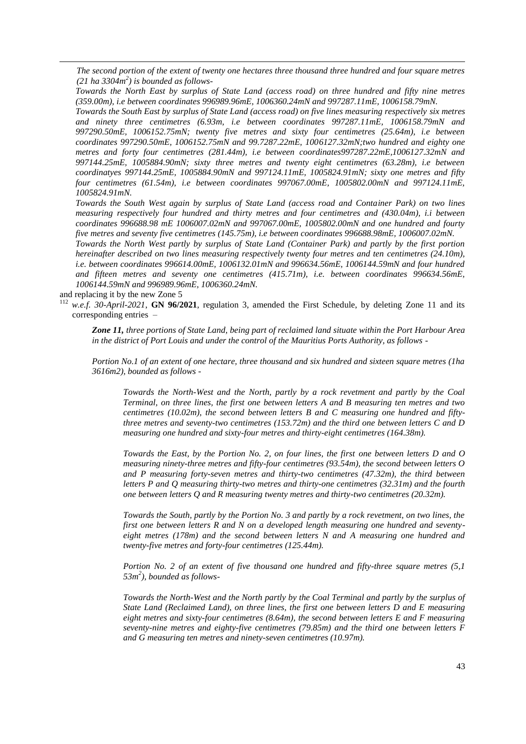*The second portion of the extent of twenty one hectares three thousand three hundred and four square metres (21 ha 3304m$^2$) is bounded as follows-*

*Towards the North East by surplus of State Land (access road) on three hundred and fifty nine metres (359.00m), i.e between coordinates 996989.96mE, 1006360.24mN and 997287.11mE, 1006158.79mN.*

*Towards the South East by surplus of State Land (access road) on five lines measuring respectively six metres and ninety three centimetres (6.93m, i.e between coordinates 997287.11mE, 1006158.79mN and 997290.50mE, 1006152.75mN; twenty five metres and sixty four centimetres (25.64m), i.e between coordinates 997290.50mE, 1006152.75mN and 99.7287.22mE, 1006127.32mN;two hundred and eighty one metres and forty four centimetres (281.44m), i.e between coordinates997287.22mE,1006127.32mN and 997144.25mE, 1005884.90mN; sixty three metres and twenty eight centimetres (63.28m), i.e between coordinatyes 997144.25mE, 1005884.90mN and 997124.11mE, 1005824.91mN; sixty one metres and fifty four centimetres (61.54m), i.e between coordinates 997067.00mE, 1005802.00mN and 997124.11mE, 1005824.91mN.*

*Towards the South West again by surplus of State Land (access road and Container Park) on two lines measuring respectively four hundred and thirty metres and four centimetres and (430.04m), i.i between coordinates 996688.98 mE 1006007.02mN and 997067.00mE, 1005802.00mN and one hundred and fourty five metres and seventy five centimetres (145.75m), i.e between coordinates 996688.98mE, 1006007.02mN.*

*Towards the North West partly by surplus of State Land (Container Park) and partly by the first portion hereinafter described on two lines measuring respectively twenty four metres and ten centimetres (24.10m), i.e. between coordinates 996614.00mE, 1006132.01mN and 996634.56mE, 1006144.59mN and four hundred and fifteen metres and seventy one centimetres (415.71m), i.e. between coordinates 996634.56mE, 1006144.59mN and 996989.96mE, 1006360.24mN.*

and replacing it by the new Zone 5

[112] *w.e.f. 30-April-2021*, **GN 96/2021**, regulation 3, amended the First Schedule, by deleting Zone 11 and its corresponding entries –

> ***Zone 11,*** *three portions of State Land, being part of reclaimed land situate within the Port Harbour Area in the district of Port Louis and under the control of the Mauritius Ports Authority, as follows -*
>
> *Portion No.1 of an extent of one hectare, three thousand and six hundred and sixteen square metres (1ha 3616m2), bounded as follows -*
>
> > *Towards the North-West and the North, partly by a rock revetment and partly by the Coal Terminal, on three lines, the first one between letters A and B measuring ten metres and two centimetres (10.02m), the second between letters B and C measuring one hundred and fifty-three metres and seventy-two centimetres (153.72m) and the third one between letters C and D measuring one hundred and sixty-four metres and thirty-eight centimetres (164.38m).*
> >
> > *Towards the East, by the Portion No. 2, on four lines, the first one between letters D and O measuring ninety-three metres and fifty-four centimetres (93.54m), the second between letters O and P measuring forty-seven metres and thirty-two centimetres (47.32m), the third between letters P and Q measuring thirty-two metres and thirty-one centimetres (32.31m) and the fourth one between letters Q and R measuring twenty metres and thirty-two centimetres (20.32m).*
> >
> > *Towards the South, partly by the Portion No. 3 and partly by a rock revetment, on two lines, the first one between letters R and N on a developed length measuring one hundred and seventy-eight metres (178m) and the second between letters N and A measuring one hundred and twenty-five metres and forty-four centimetres (125.44m).*
> >
> > *Portion No. 2 of an extent of five thousand one hundred and fifty-three square metres (5,1 53m$^2$), bounded as follows-*
> >
> > *Towards the North-West and the North partly by the Coal Terminal and partly by the surplus of State Land (Reclaimed Land), on three lines, the first one between letters D and E measuring eight metres and sixty-four centimetres (8.64m), the second between letters E and F measuring seventy-nine metres and eighty-five centimetres (79.85m) and the third one between letters F and G measuring ten metres and ninety-seven centimetres (10.97m).*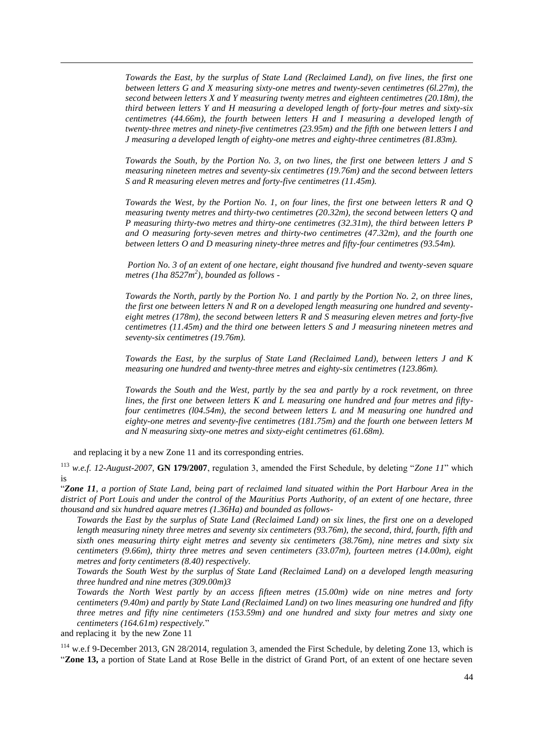*Towards the East, by the surplus of State Land (Reclaimed Land), on five lines, the first one between letters G and X measuring sixty-one metres and twenty-seven centimetres (6l.27m), the second between letters X and Y measuring twenty metres and eighteen centimetres (20.18m), the third between letters Y and H measuring a developed length of forty-four metres and sixty-six centimetres (44.66m), the fourth between letters H and I measuring a developed length of twenty-three metres and ninety-five centimetres (23.95m) and the fifth one between letters I and J measuring a developed length of eighty-one metres and eighty-three centimetres (81.83m).*

*Towards the South, by the Portion No. 3, on two lines, the first one between letters J and S measuring nineteen metres and seventy-six centimetres (19.76m) and the second between letters S and R measuring eleven metres and forty-five centimetres (11.45m).*

*Towards the West, by the Portion No. 1, on four lines, the first one between letters R and Q measuring twenty metres and thirty-two centimetres (20.32m), the second between letters Q and P measuring thirty-two metres and thirty-one centimetres (32.31m), the third between letters P and O measuring forty-seven metres and thirty-two centimetres (47.32m), and the fourth one between letters O and D measuring ninety-three metres and fifty-four centimetres (93.54m).*

*Portion No. 3 of an extent of one hectare, eight thousand five hundred and twenty-seven square metres (1ha 8527m$^2$), bounded as follows -*

*Towards the North, partly by the Portion No. 1 and partly by the Portion No. 2, on three lines, the first one between letters N and R on a developed length measuring one hundred and seventy-eight metres (178m), the second between letters R and S measuring eleven metres and forty-five centimetres (11.45m) and the third one between letters S and J measuring nineteen metres and seventy-six centimetres (19.76m).*

*Towards the East, by the surplus of State Land (Reclaimed Land), between letters J and K measuring one hundred and twenty-three metres and eighty-six centimetres (123.86m).*

*Towards the South and the West, partly by the sea and partly by a rock revetment, on three lines, the first one between letters K and L measuring one hundred and four metres and fifty-four centimetres (l04.54m), the second between letters L and M measuring one hundred and eighty-one metres and seventy-five centimetres (181.75m) and the fourth one between letters M and N measuring sixty-one metres and sixty-eight centimetres (61.68m).*

and replacing it by a new Zone 11 and its corresponding entries.

[113] *w.e.f. 12-August-2007*, **GN 179/2007**, regulation 3, amended the First Schedule, by deleting "*Zone 11*" which is

"***Zone 11****, a portion of State Land, being part of reclaimed land situated within the Port Harbour Area in the district of Port Louis and under the control of the Mauritius Ports Authority, of an extent of one hectare, three thousand and six hundred aquare metres (1.36Ha) and bounded as follows-*

*Towards the East by the surplus of State Land (Reclaimed Land) on six lines, the first one on a developed length measuring ninety three metres and seventy six centimeters (93.76m), the second, third, fourth, fifth and sixth ones measuring thirty eight metres and seventy six centimeters (38.76m), nine metres and sixty six centimeters (9.66m), thirty three metres and seven centimeters (33.07m), fourteen metres (14.00m), eight metres and forty centimeters (8.40) respectively.*

*Towards the South West by the surplus of State Land (Reclaimed Land) on a developed length measuring three hundred and nine metres (309.00m)3*

*Towards the North West partly by an access fifteen metres (15.00m) wide on nine metres and forty centimeters (9.40m) and partly by State Land (Reclaimed Land) on two lines measuring one hundred and fifty three metres and fifty nine centimeters (153.59m) and one hundred and sixty four metres and sixty one centimeters (164.61m) respectively.*"

and replacing it by the new Zone 11

[114] w.e.f 9-December 2013, GN 28/2014, regulation 3, amended the First Schedule, by deleting Zone 13, which is "**Zone 13,** a portion of State Land at Rose Belle in the district of Grand Port, of an extent of one hectare seven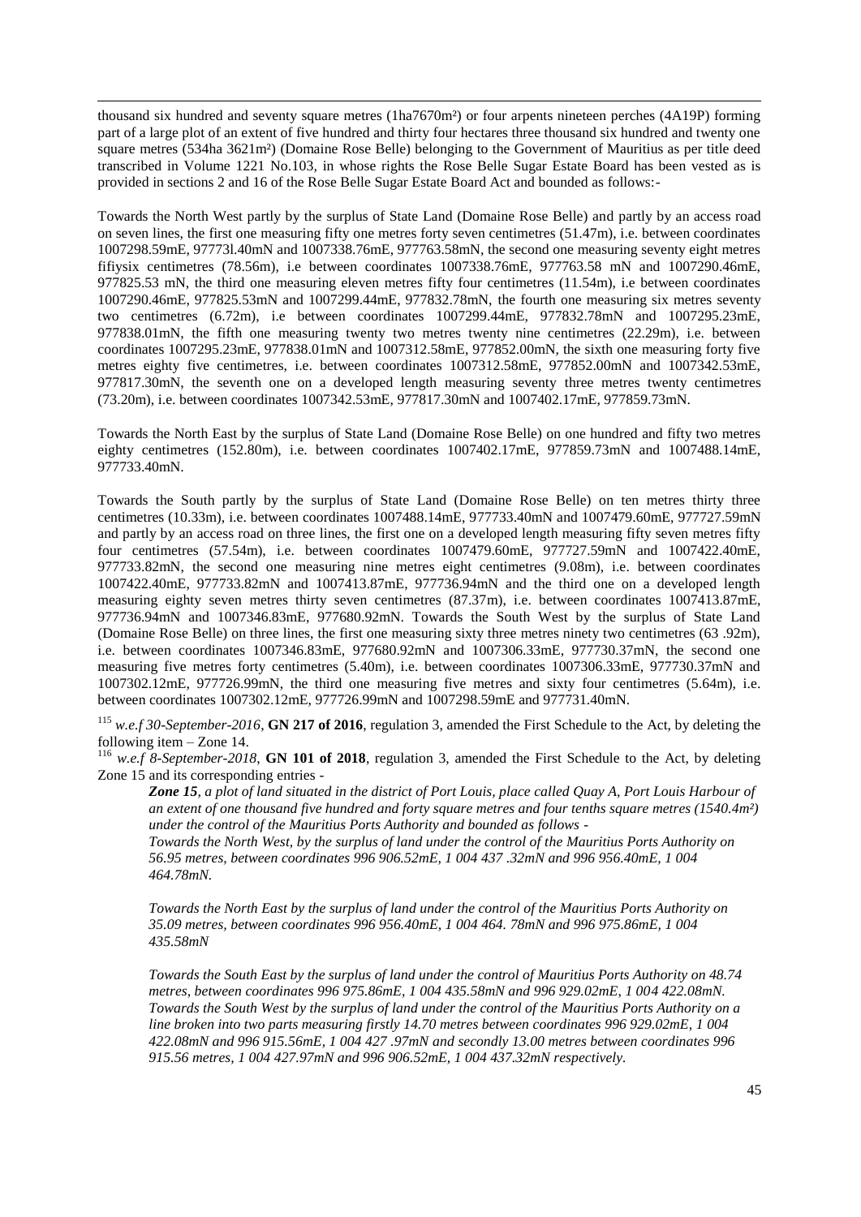thousand six hundred and seventy square metres (1ha7670m²) or four arpents nineteen perches (4A19P) forming part of a large plot of an extent of five hundred and thirty four hectares three thousand six hundred and twenty one square metres (534ha 3621m²) (Domaine Rose Belle) belonging to the Government of Mauritius as per title deed transcribed in Volume 1221 No.103, in whose rights the Rose Belle Sugar Estate Board has been vested as is provided in sections 2 and 16 of the Rose Belle Sugar Estate Board Act and bounded as follows:-

Towards the North West partly by the surplus of State Land (Domaine Rose Belle) and partly by an access road on seven lines, the first one measuring fifty one metres forty seven centimetres (51.47m), i.e. between coordinates 1007298.59mE, 97773l.40mN and 1007338.76mE, 977763.58mN, the second one measuring seventy eight metres fifiysix centimetres (78.56m), i.e between coordinates 1007338.76mE, 977763.58 mN and 1007290.46mE, 977825.53 mN, the third one measuring eleven metres fifty four centimetres (11.54m), i.e between coordinates 1007290.46mE, 977825.53mN and 1007299.44mE, 977832.78mN, the fourth one measuring six metres seventy two centimetres (6.72m), i.e between coordinates 1007299.44mE, 977832.78mN and 1007295.23mE, 977838.01mN, the fifth one measuring twenty two metres twenty nine centimetres (22.29m), i.e. between coordinates 1007295.23mE, 977838.01mN and 1007312.58mE, 977852.00mN, the sixth one measuring forty five metres eighty five centimetres, i.e. between coordinates 1007312.58mE, 977852.00mN and 1007342.53mE, 977817.30mN, the seventh one on a developed length measuring seventy three metres twenty centimetres (73.20m), i.e. between coordinates 1007342.53mE, 977817.30mN and 1007402.17mE, 977859.73mN.

Towards the North East by the surplus of State Land (Domaine Rose Belle) on one hundred and fifty two metres eighty centimetres (152.80m), i.e. between coordinates 1007402.17mE, 977859.73mN and 1007488.14mE, 977733.40mN.

Towards the South partly by the surplus of State Land (Domaine Rose Belle) on ten metres thirty three centimetres (10.33m), i.e. between coordinates 1007488.14mE, 977733.40mN and 1007479.60mE, 977727.59mN and partly by an access road on three lines, the first one on a developed length measuring fifty seven metres fifty four centimetres (57.54m), i.e. between coordinates 1007479.60mE, 977727.59mN and 1007422.40mE, 977733.82mN, the second one measuring nine metres eight centimetres (9.08m), i.e. between coordinates 1007422.40mE, 977733.82mN and 1007413.87mE, 977736.94mN and the third one on a developed length measuring eighty seven metres thirty seven centimetres (87.37m), i.e. between coordinates 1007413.87mE, 977736.94mN and 1007346.83mE, 977680.92mN. Towards the South West by the surplus of State Land (Domaine Rose Belle) on three lines, the first one measuring sixty three metres ninety two centimetres (63 .92m), i.e. between coordinates 1007346.83mE, 977680.92mN and 1007306.33mE, 977730.37mN, the second one measuring five metres forty centimetres (5.40m), i.e. between coordinates 1007306.33mE, 977730.37mN and 1007302.12mE, 977726.99mN, the third one measuring five metres and sixty four centimetres (5.64m), i.e. between coordinates 1007302.12mE, 977726.99mN and 1007298.59mE and 977731.40mN.

[115] *w.e.f 30-September-2016*, **GN 217 of 2016**, regulation 3, amended the First Schedule to the Act, by deleting the following item – Zone 14.

[116] *w.e.f 8-September-2018*, **GN 101 of 2018**, regulation 3, amended the First Schedule to the Act, by deleting Zone 15 and its corresponding entries -

> ***Zone 15****, a plot of land situated in the district of Port Louis, place called Quay A, Port Louis Harbour of an extent of one thousand five hundred and forty square metres and four tenths square metres (1540.4m²) under the control of the Mauritius Ports Authority and bounded as follows -*
> *Towards the North West, by the surplus of land under the control of the Mauritius Ports Authority on 56.95 metres, between coordinates 996 906.52mE, 1 004 437 .32mN and 996 956.40mE, 1 004 464.78mN.*
>
> *Towards the North East by the surplus of land under the control of the Mauritius Ports Authority on 35.09 metres, between coordinates 996 956.40mE, 1 004 464. 78mN and 996 975.86mE, 1 004 435.58mN*
>
> *Towards the South East by the surplus of land under the control of Mauritius Ports Authority on 48.74 metres, between coordinates 996 975.86mE, 1 004 435.58mN and 996 929.02mE, 1 004 422.08mN.*
> *Towards the South West by the surplus of land under the control of the Mauritius Ports Authority on a line broken into two parts measuring firstly 14.70 metres between coordinates 996 929.02mE, 1 004 422.08mN and 996 915.56mE, 1 004 427 .97mN and secondly 13.00 metres between coordinates 996 915.56 metres, 1 004 427.97mN and 996 906.52mE, 1 004 437.32mN respectively.*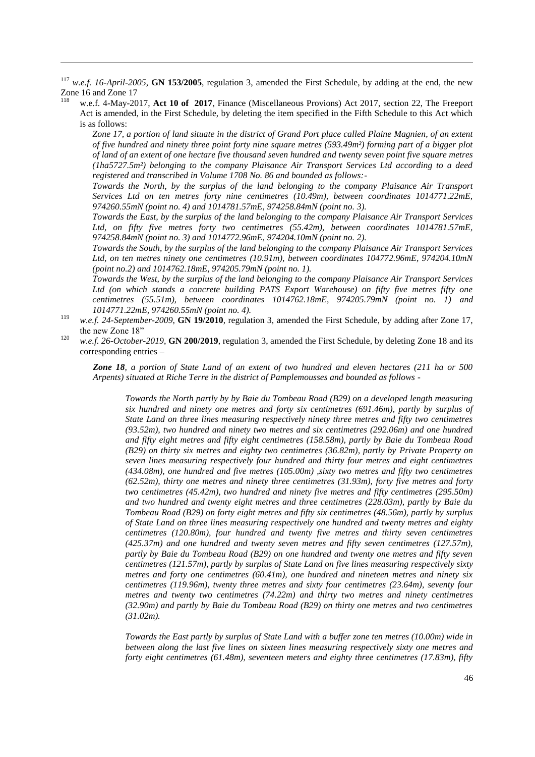[117] *w.e.f. 16-April-2005*, **GN 153/2005**, regulation 3, amended the First Schedule, by adding at the end, the new Zone 16 and Zone 17

[118] w.e.f. 4-May-2017, **Act 10 of 2017**, Finance (Miscellaneous Provions) Act 2017, section 22, The Freeport Act is amended, in the First Schedule, by deleting the item specified in the Fifth Schedule to this Act which is as follows:

*Zone 17, a portion of land situate in the district of Grand Port place called Plaine Magnien, of an extent of five hundred and ninety three point forty nine square metres (593.49m²) forming part of a bigger plot of land of an extent of one hectare five thousand seven hundred and twenty seven point five square metres (1ha5727.5m²) belonging to the company Plaisance Air Transport Services Ltd according to a deed registered and transcribed in Volume 1708 No. 86 and bounded as follows:-*

*Towards the North, by the surplus of the land belonging to the company Plaisance Air Transport Services Ltd on ten metres forty nine centimetres (10.49m), between coordinates 1014771.22mE, 974260.55mN (point no. 4) and 1014781.57mE, 974258.84mN (point no. 3).*

*Towards the East, by the surplus of the land belonging to the company Plaisance Air Transport Services Ltd, on fifty five metres forty two centimetres (55.42m), between coordinates 1014781.57mE, 974258.84mN (point no. 3) and 1014772.96mE, 974204.10mN (point no. 2).*

*Towards the South, by the surplus of the land belonging to the company Plaisance Air Transport Services Ltd, on ten metres ninety one centimetres (10.91m), between coordinates 104772.96mE, 974204.10mN (point no.2) and 1014762.18mE, 974205.79mN (point no. 1).*

*Towards the West, by the surplus of the land belonging to the company Plaisance Air Transport Services Ltd (on which stands a concrete building PATS Export Warehouse) on fifty five metres fifty one centimetres (55.51m), between coordinates 1014762.18mE, 974205.79mN (point no. 1) and 1014771.22mE, 974260.55mN (point no. 4).*

[119] *w.e.f. 24-September-2009*, **GN 19/2010**, regulation 3, amended the First Schedule, by adding after Zone 17, the new Zone 18"

[120] *w.e.f. 26-October-2019*, **GN 200/2019**, regulation 3, amended the First Schedule, by deleting Zone 18 and its corresponding entries –

***Zone 18****, a portion of State Land of an extent of two hundred and eleven hectares (211 ha or 500 Arpents) situated at Riche Terre in the district of Pamplemousses and bounded as follows -*

*Towards the North partly by by Baie du Tombeau Road (B29) on a developed length measuring six hundred and ninety one metres and forty six centimetres (691.46m), partly by surplus of State Land on three lines measuring respectively ninety three metres and fifty two centimetres (93.52m), two hundred and ninety two metres and six centimetres (292.06m) and one hundred and fifty eight metres and fifty eight centimetres (158.58m), partly by Baie du Tombeau Road (B29) on thirty six metres and eighty two centimetres (36.82m), partly by Private Property on seven lines measuring respectively four hundred and thirty four metres and eight centimetres (434.08m), one hundred and five metres (105.00m) ,sixty two metres and fifty two centimetres (62.52m), thirty one metres and ninety three centimetres (31.93m), forty five metres and forty two centimetres (45.42m), two hundred and ninety five metres and fifty centimetres (295.50m) and two hundred and twenty eight metres and three centimetres (228.03m), partly by Baie du Tombeau Road (B29) on forty eight metres and fifty six centimetres (48.56m), partly by surplus of State Land on three lines measuring respectively one hundred and twenty metres and eighty centimetres (120.80m), four hundred and twenty five metres and thirty seven centimetres (425.37m) and one hundred and twenty seven metres and fifty seven centimetres (127.57m), partly by Baie du Tombeau Road (B29) on one hundred and twenty one metres and fifty seven centimetres (121.57m), partly by surplus of State Land on five lines measuring respectively sixty metres and forty one centimetres (60.41m), one hundred and nineteen metres and ninety six centimetres (119.96m), twenty three metres and sixty four centimetres (23.64m), seventy four metres and twenty two centimetres (74.22m) and thirty two metres and ninety centimetres (32.90m) and partly by Baie du Tombeau Road (B29) on thirty one metres and two centimetres (31.02m).*

*Towards the East partly by surplus of State Land with a buffer zone ten metres (10.00m) wide in between along the last five lines on sixteen lines measuring respectively sixty one metres and forty eight centimetres (61.48m), seventeen meters and eighty three centimetres (17.83m), fifty*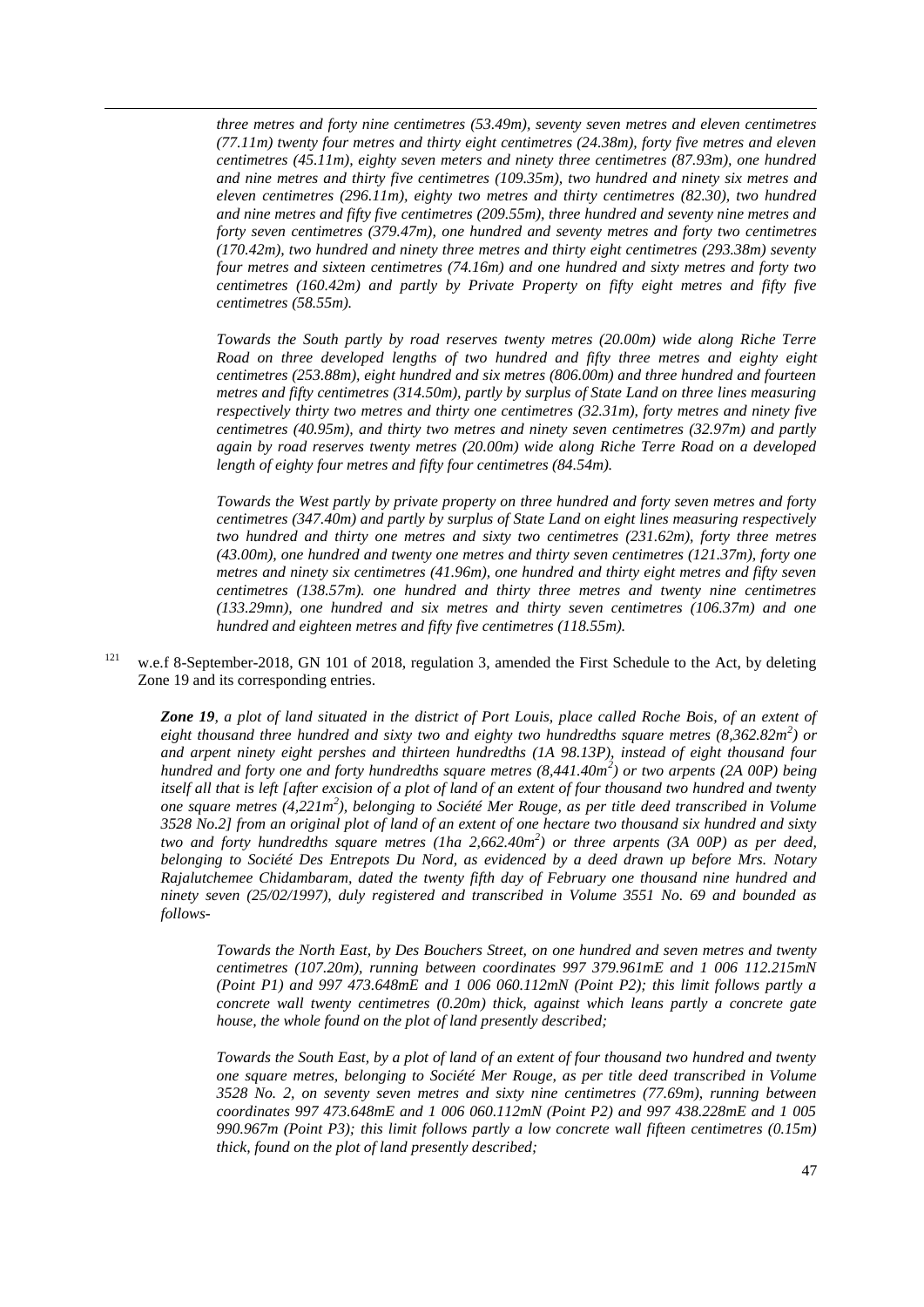*three metres and forty nine centimetres (53.49m), seventy seven metres and eleven centimetres (77.11m) twenty four metres and thirty eight centimetres (24.38m), forty five metres and eleven centimetres (45.11m), eighty seven meters and ninety three centimetres (87.93m), one hundred and nine metres and thirty five centimetres (109.35m), two hundred and ninety six metres and eleven centimetres (296.11m), eighty two metres and thirty centimetres (82.30), two hundred and nine metres and fifty five centimetres (209.55m), three hundred and seventy nine metres and forty seven centimetres (379.47m), one hundred and seventy metres and forty two centimetres (170.42m), two hundred and ninety three metres and thirty eight centimetres (293.38m) seventy four metres and sixteen centimetres (74.16m) and one hundred and sixty metres and forty two centimetres (160.42m) and partly by Private Property on fifty eight metres and fifty five centimetres (58.55m).*

*Towards the South partly by road reserves twenty metres (20.00m) wide along Riche Terre Road on three developed lengths of two hundred and fifty three metres and eighty eight centimetres (253.88m), eight hundred and six metres (806.00m) and three hundred and fourteen metres and fifty centimetres (314.50m), partly by surplus of State Land on three lines measuring respectively thirty two metres and thirty one centimetres (32.31m), forty metres and ninety five centimetres (40.95m), and thirty two metres and ninety seven centimetres (32.97m) and partly again by road reserves twenty metres (20.00m) wide along Riche Terre Road on a developed length of eighty four metres and fifty four centimetres (84.54m).*

*Towards the West partly by private property on three hundred and forty seven metres and forty centimetres (347.40m) and partly by surplus of State Land on eight lines measuring respectively two hundred and thirty one metres and sixty two centimetres (231.62m), forty three metres (43.00m), one hundred and twenty one metres and thirty seven centimetres (121.37m), forty one metres and ninety six centimetres (41.96m), one hundred and thirty eight metres and fifty seven centimetres (138.57m). one hundred and thirty three metres and twenty nine centimetres (133.29mn), one hundred and six metres and thirty seven centimetres (106.37m) and one hundred and eighteen metres and fifty five centimetres (118.55m).*

[121] w.e.f 8-September-2018, GN 101 of 2018, regulation 3, amended the First Schedule to the Act, by deleting Zone 19 and its corresponding entries.

***Zone 19**, a plot of land situated in the district of Port Louis, place called Roche Bois, of an extent of eight thousand three hundred and sixty two and eighty two hundredths square metres (8,362.82m$^2$) or and arpent ninety eight pershes and thirteen hundredths (1A 98.13P), instead of eight thousand four hundred and forty one and forty hundredths square metres (8,441.40m$^2$) or two arpents (2A 00P) being itself all that is left [after excision of a plot of land of an extent of four thousand two hundred and twenty one square metres (4,221m$^2$), belonging to Société Mer Rouge, as per title deed transcribed in Volume 3528 No.2] from an original plot of land of an extent of one hectare two thousand six hundred and sixty two and forty hundredths square metres (1ha 2,662.40m$^2$) or three arpents (3A 00P) as per deed, belonging to Société Des Entrepots Du Nord, as evidenced by a deed drawn up before Mrs. Notary Rajalutchemee Chidambaram, dated the twenty fifth day of February one thousand nine hundred and ninety seven (25/02/1997), duly registered and transcribed in Volume 3551 No. 69 and bounded as follows-*

*Towards the North East, by Des Bouchers Street, on one hundred and seven metres and twenty centimetres (107.20m), running between coordinates 997 379.961mE and 1 006 112.215mN (Point P1) and 997 473.648mE and 1 006 060.112mN (Point P2); this limit follows partly a concrete wall twenty centimetres (0.20m) thick, against which leans partly a concrete gate house, the whole found on the plot of land presently described;*

*Towards the South East, by a plot of land of an extent of four thousand two hundred and twenty one square metres, belonging to Société Mer Rouge, as per title deed transcribed in Volume 3528 No. 2, on seventy seven metres and sixty nine centimetres (77.69m), running between coordinates 997 473.648mE and 1 006 060.112mN (Point P2) and 997 438.228mE and 1 005 990.967m (Point P3); this limit follows partly a low concrete wall fifteen centimetres (0.15m) thick, found on the plot of land presently described;*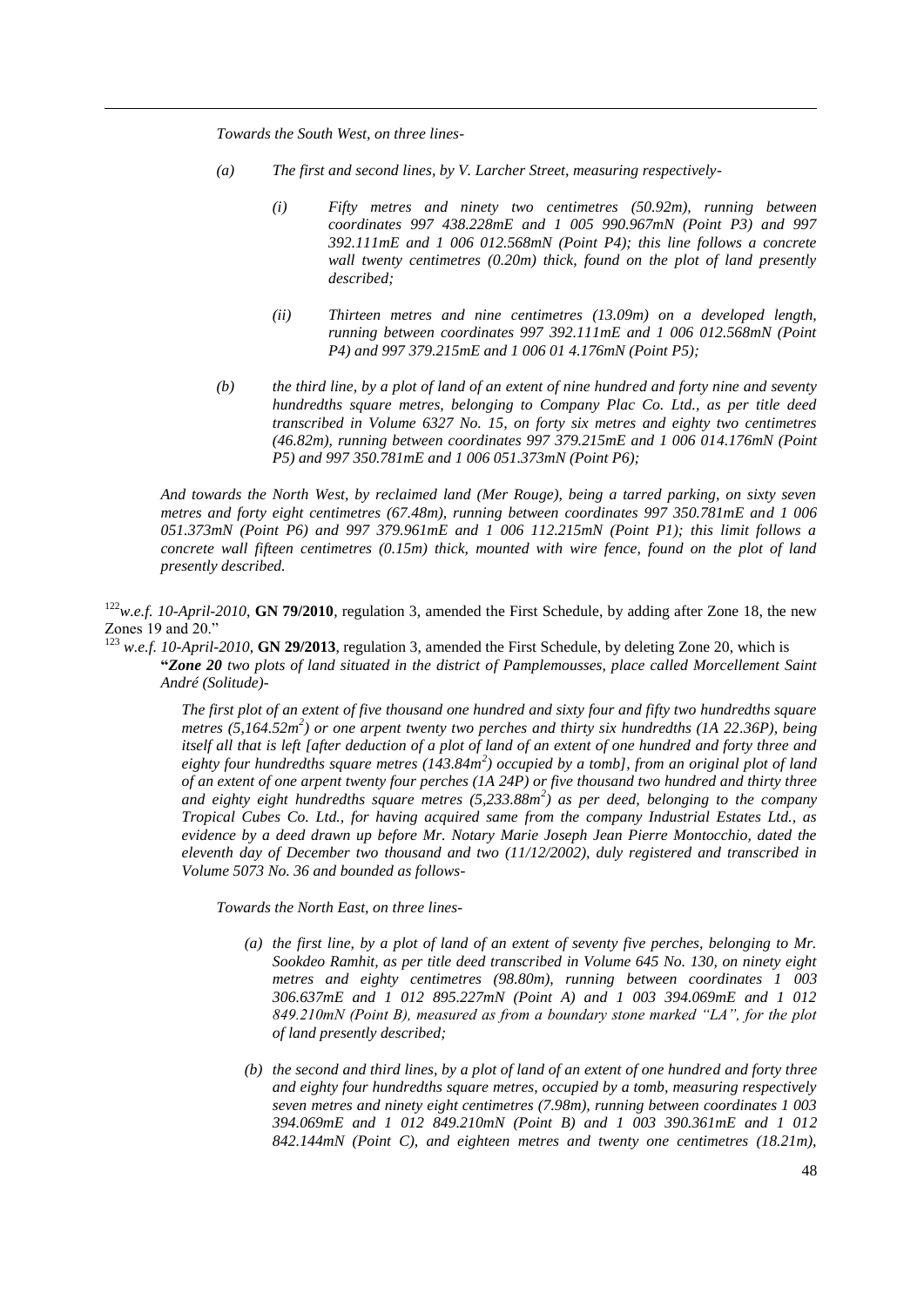*Towards the South West, on three lines-*

- *(a) The first and second lines, by V. Larcher Street, measuring respectively-*

  - *(i) Fifty metres and ninety two centimetres (50.92m), running between coordinates 997 438.228mE and 1 005 990.967mN (Point P3) and 997 392.111mE and 1 006 012.568mN (Point P4); this line follows a concrete wall twenty centimetres (0.20m) thick, found on the plot of land presently described;*

  - *(ii) Thirteen metres and nine centimetres (13.09m) on a developed length, running between coordinates 997 392.111mE and 1 006 012.568mN (Point P4) and 997 379.215mE and 1 006 01 4.176mN (Point P5);*

- *(b) the third line, by a plot of land of an extent of nine hundred and forty nine and seventy hundredths square metres, belonging to Company Plac Co. Ltd., as per title deed transcribed in Volume 6327 No. 15, on forty six metres and eighty two centimetres (46.82m), running between coordinates 997 379.215mE and 1 006 014.176mN (Point P5) and 997 350.781mE and 1 006 051.373mN (Point P6);*

*And towards the North West, by reclaimed land (Mer Rouge), being a tarred parking, on sixty seven metres and forty eight centimetres (67.48m), running between coordinates 997 350.781mE and 1 006 051.373mN (Point P6) and 997 379.961mE and 1 006 112.215mN (Point P1); this limit follows a concrete wall fifteen centimetres (0.15m) thick, mounted with wire fence, found on the plot of land presently described.*

---

[122] *w.e.f. 10-April-2010*, **GN 79/2010**, regulation 3, amended the First Schedule, by adding after Zone 18, the new Zones 19 and 20."

[123] *w.e.f. 10-April-2010*, **GN 29/2013**, regulation 3, amended the First Schedule, by deleting Zone 20, which is "***Zone 20*** *two plots of land situated in the district of Pamplemousses, place called Morcellement Saint André (Solitude)-*

> *The first plot of an extent of five thousand one hundred and sixty four and fifty two hundredths square metres ($5,164.52m^2$) or one arpent twenty two perches and thirty six hundredths (1A 22.36P), being itself all that is left [after deduction of a plot of land of an extent of one hundred and forty three and eighty four hundredths square metres ($143.84m^2$) occupied by a tomb], from an original plot of land of an extent of one arpent twenty four perches (1A 24P) or five thousand two hundred and thirty three and eighty eight hundredths square metres ($5,233.88m^2$) as per deed, belonging to the company Tropical Cubes Co. Ltd., for having acquired same from the company Industrial Estates Ltd., as evidence by a deed drawn up before Mr. Notary Marie Joseph Jean Pierre Montocchio, dated the eleventh day of December two thousand and two (11/12/2002), duly registered and transcribed in Volume 5073 No. 36 and bounded as follows-*
>
> *Towards the North East, on three lines-*
>
> - *(a) the first line, by a plot of land of an extent of seventy five perches, belonging to Mr. Sookdeo Ramhit, as per title deed transcribed in Volume 645 No. 130, on ninety eight metres and eighty centimetres (98.80m), running between coordinates 1 003 306.637mE and 1 012 895.227mN (Point A) and 1 003 394.069mE and 1 012 849.210mN (Point B), measured as from a boundary stone marked "LA", for the plot of land presently described;*
>
> - *(b) the second and third lines, by a plot of land of an extent of one hundred and forty three and eighty four hundredths square metres, occupied by a tomb, measuring respectively seven metres and ninety eight centimetres (7.98m), running between coordinates 1 003 394.069mE and 1 012 849.210mN (Point B) and 1 003 390.361mE and 1 012 842.144mN (Point C), and eighteen metres and twenty one centimetres (18.21m),*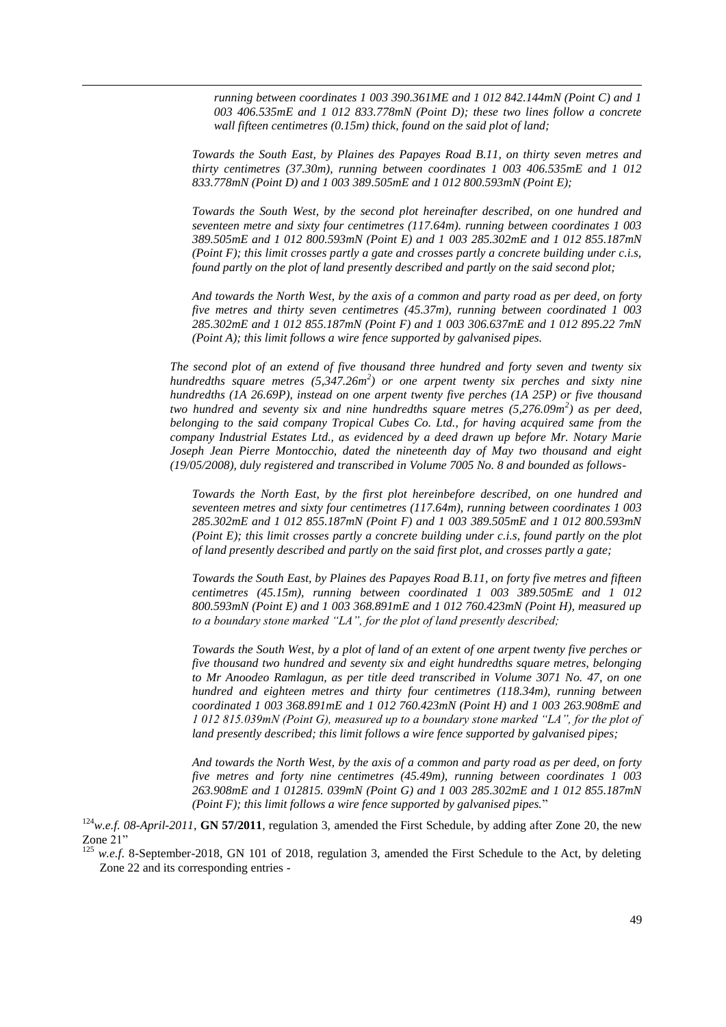*running between coordinates 1 003 390.361ME and 1 012 842.144mN (Point C) and 1 003 406.535mE and 1 012 833.778mN (Point D); these two lines follow a concrete wall fifteen centimetres (0.15m) thick, found on the said plot of land;*

*Towards the South East, by Plaines des Papayes Road B.11, on thirty seven metres and thirty centimetres (37.30m), running between coordinates 1 003 406.535mE and 1 012 833.778mN (Point D) and 1 003 389.505mE and 1 012 800.593mN (Point E);*

*Towards the South West, by the second plot hereinafter described, on one hundred and seventeen metre and sixty four centimetres (117.64m). running between coordinates 1 003 389.505mE and 1 012 800.593mN (Point E) and 1 003 285.302mE and 1 012 855.187mN (Point F); this limit crosses partly a gate and crosses partly a concrete building under c.i.s, found partly on the plot of land presently described and partly on the said second plot;*

*And towards the North West, by the axis of a common and party road as per deed, on forty five metres and thirty seven centimetres (45.37m), running between coordinated 1 003 285.302mE and 1 012 855.187mN (Point F) and 1 003 306.637mE and 1 012 895.22 7mN (Point A); this limit follows a wire fence supported by galvanised pipes.*

*The second plot of an extend of five thousand three hundred and forty seven and twenty six hundredths square metres (5,347.26m$^2$) or one arpent twenty six perches and sixty nine hundredths (1A 26.69P), instead on one arpent twenty five perches (1A 25P) or five thousand two hundred and seventy six and nine hundredths square metres (5,276.09m$^2$) as per deed, belonging to the said company Tropical Cubes Co. Ltd., for having acquired same from the company Industrial Estates Ltd., as evidenced by a deed drawn up before Mr. Notary Marie Joseph Jean Pierre Montocchio, dated the nineteenth day of May two thousand and eight (19/05/2008), duly registered and transcribed in Volume 7005 No. 8 and bounded as follows-*

*Towards the North East, by the first plot hereinbefore described, on one hundred and seventeen metres and sixty four centimetres (117.64m), running between coordinates 1 003 285.302mE and 1 012 855.187mN (Point F) and 1 003 389.505mE and 1 012 800.593mN (Point E); this limit crosses partly a concrete building under c.i.s, found partly on the plot of land presently described and partly on the said first plot, and crosses partly a gate;*

*Towards the South East, by Plaines des Papayes Road B.11, on forty five metres and fifteen centimetres (45.15m), running between coordinated 1 003 389.505mE and 1 012 800.593mN (Point E) and 1 003 368.891mE and 1 012 760.423mN (Point H), measured up to a boundary stone marked "LA", for the plot of land presently described;*

*Towards the South West, by a plot of land of an extent of one arpent twenty five perches or five thousand two hundred and seventy six and eight hundredths square metres, belonging to Mr Anoodeo Ramlagun, as per title deed transcribed in Volume 3071 No. 47, on one hundred and eighteen metres and thirty four centimetres (118.34m), running between coordinated 1 003 368.891mE and 1 012 760.423mN (Point H) and 1 003 263.908mE and 1 012 815.039mN (Point G), measured up to a boundary stone marked "LA", for the plot of land presently described; this limit follows a wire fence supported by galvanised pipes;*

*And towards the North West, by the axis of a common and party road as per deed, on forty five metres and forty nine centimetres (45.49m), running between coordinates 1 003 263.908mE and 1 012815. 039mN (Point G) and 1 003 285.302mE and 1 012 855.187mN (Point F); this limit follows a wire fence supported by galvanised pipes.*"

[124] *w.e.f. 08-April-2011*, **GN 57/2011**, regulation 3, amended the First Schedule, by adding after Zone 20, the new Zone 21"

[125] *w.e.f.* 8-September-2018, GN 101 of 2018, regulation 3, amended the First Schedule to the Act, by deleting Zone 22 and its corresponding entries -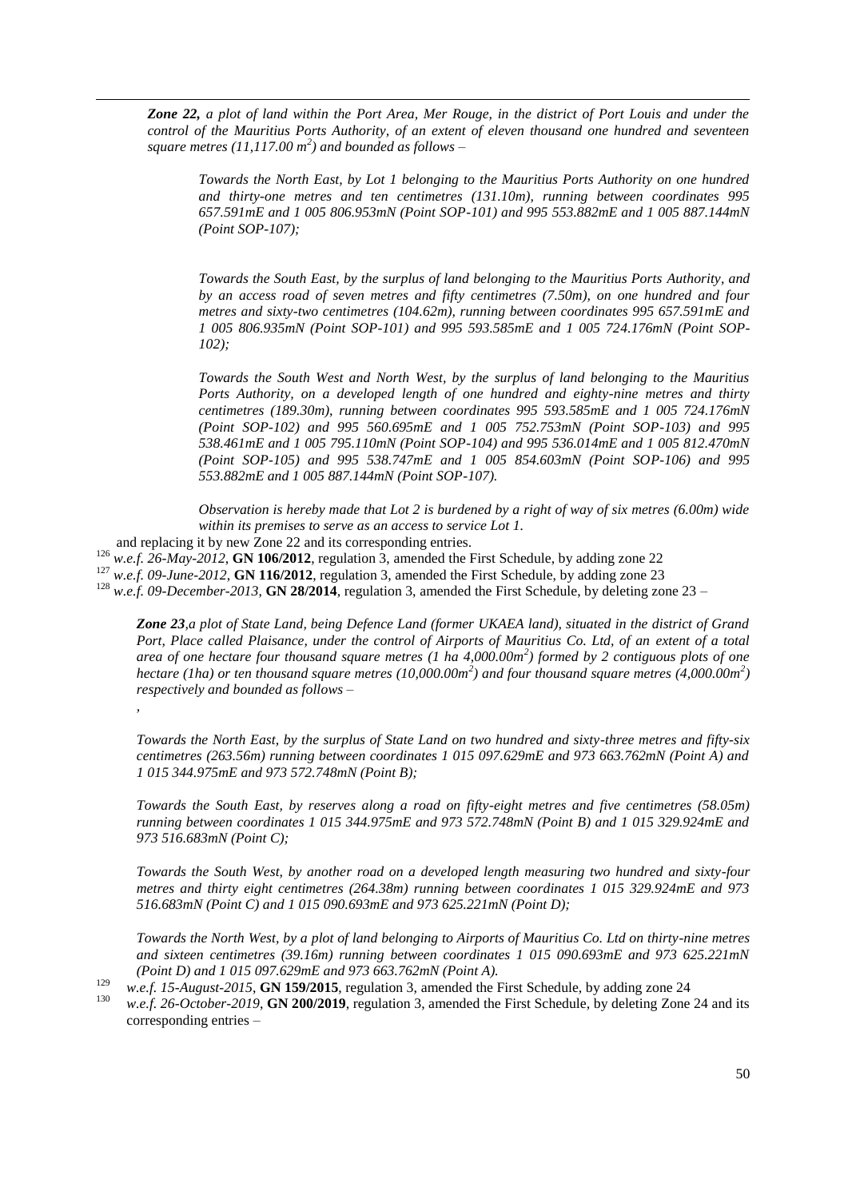*__Zone 22,__ a plot of land within the Port Area, Mer Rouge, in the district of Port Louis and under the control of the Mauritius Ports Authority, of an extent of eleven thousand one hundred and seventeen square metres (11,117.00 m$^2$) and bounded as follows –*

> *Towards the North East, by Lot 1 belonging to the Mauritius Ports Authority on one hundred and thirty-one metres and ten centimetres (131.10m), running between coordinates 995 657.591mE and 1 005 806.953mN (Point SOP-101) and 995 553.882mE and 1 005 887.144mN (Point SOP-107);*
>
> *Towards the South East, by the surplus of land belonging to the Mauritius Ports Authority, and by an access road of seven metres and fifty centimetres (7.50m), on one hundred and four metres and sixty-two centimetres (104.62m), running between coordinates 995 657.591mE and 1 005 806.935mN (Point SOP-101) and 995 593.585mE and 1 005 724.176mN (Point SOP-102);*
>
> *Towards the South West and North West, by the surplus of land belonging to the Mauritius Ports Authority, on a developed length of one hundred and eighty-nine metres and thirty centimetres (189.30m), running between coordinates 995 593.585mE and 1 005 724.176mN (Point SOP-102) and 995 560.695mE and 1 005 752.753mN (Point SOP-103) and 995 538.461mE and 1 005 795.110mN (Point SOP-104) and 995 536.014mE and 1 005 812.470mN (Point SOP-105) and 995 538.747mE and 1 005 854.603mN (Point SOP-106) and 995 553.882mE and 1 005 887.144mN (Point SOP-107).*
>
> *Observation is hereby made that Lot 2 is burdened by a right of way of six metres (6.00m) wide within its premises to serve as an access to service Lot 1.*

and replacing it by new Zone 22 and its corresponding entries.

[126] *w.e.f. 26-May-2012*, **GN 106/2012**, regulation 3, amended the First Schedule, by adding zone 22

[127] *w.e.f. 09-June-2012*, **GN 116/2012**, regulation 3, amended the First Schedule, by adding zone 23

[128] *w.e.f. 09-December-2013*, **GN 28/2014**, regulation 3, amended the First Schedule, by deleting zone 23 –

> *__Zone 23__,a plot of State Land, being Defence Land (former UKAEA land), situated in the district of Grand Port, Place called Plaisance, under the control of Airports of Mauritius Co. Ltd, of an extent of a total area of one hectare four thousand square metres (1 ha 4,000.00m$^2$) formed by 2 contiguous plots of one hectare (1ha) or ten thousand square metres (10,000.00m$^2$) and four thousand square metres (4,000.00m$^2$) respectively and bounded as follows –*
>
> *,*
>
> *Towards the North East, by the surplus of State Land on two hundred and sixty-three metres and fifty-six centimetres (263.56m) running between coordinates 1 015 097.629mE and 973 663.762mN (Point A) and 1 015 344.975mE and 973 572.748mN (Point B);*
>
> *Towards the South East, by reserves along a road on fifty-eight metres and five centimetres (58.05m) running between coordinates 1 015 344.975mE and 973 572.748mN (Point B) and 1 015 329.924mE and 973 516.683mN (Point C);*
>
> *Towards the South West, by another road on a developed length measuring two hundred and sixty-four metres and thirty eight centimetres (264.38m) running between coordinates 1 015 329.924mE and 973 516.683mN (Point C) and 1 015 090.693mE and 973 625.221mN (Point D);*
>
> *Towards the North West, by a plot of land belonging to Airports of Mauritius Co. Ltd on thirty-nine metres and sixteen centimetres (39.16m) running between coordinates 1 015 090.693mE and 973 625.221mN (Point D) and 1 015 097.629mE and 973 663.762mN (Point A).*

[129] *w.e.f. 15-August-2015*, **GN 159/2015**, regulation 3, amended the First Schedule, by adding zone 24

[130] *w.e.f. 26-October-2019*, **GN 200/2019**, regulation 3, amended the First Schedule, by deleting Zone 24 and its corresponding entries –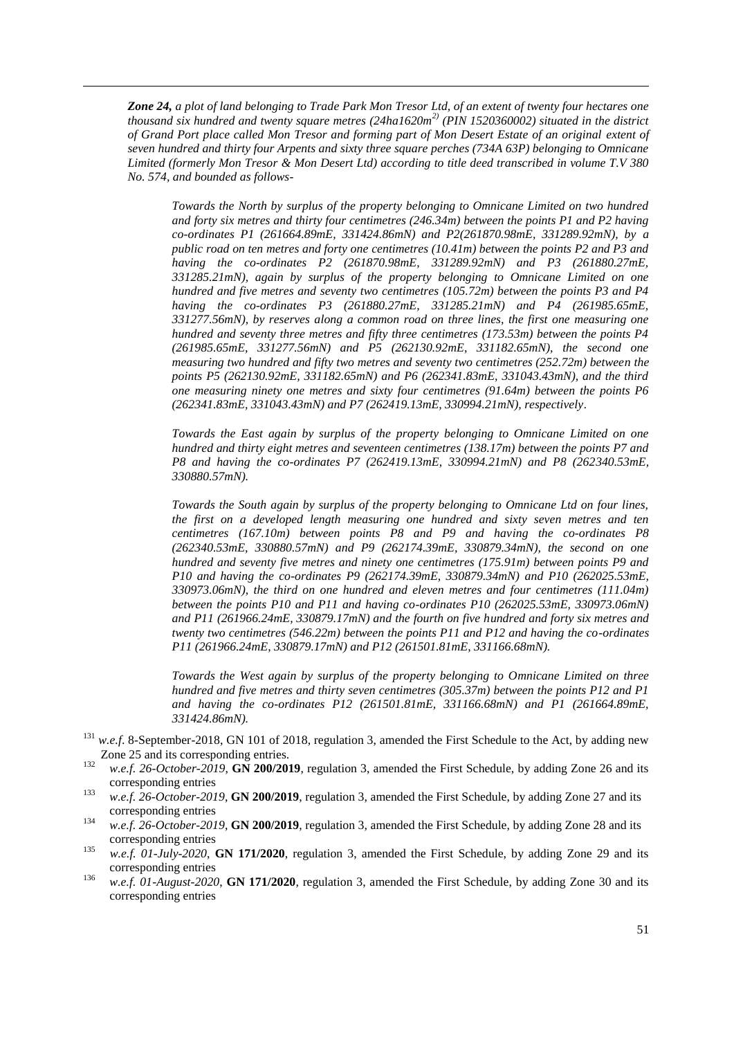***Zone 24,*** *a plot of land belonging to Trade Park Mon Tresor Ltd, of an extent of twenty four hectares one thousand six hundred and twenty square metres (24ha1620m$^{2}$) (PIN 1520360002) situated in the district of Grand Port place called Mon Tresor and forming part of Mon Desert Estate of an original extent of seven hundred and thirty four Arpents and sixty three square perches (734A 63P) belonging to Omnicane Limited (formerly Mon Tresor & Mon Desert Ltd) according to title deed transcribed in volume T.V 380 No. 574, and bounded as follows-*

> *Towards the North by surplus of the property belonging to Omnicane Limited on two hundred and forty six metres and thirty four centimetres (246.34m) between the points P1 and P2 having co-ordinates P1 (261664.89mE, 331424.86mN) and P2(261870.98mE, 331289.92mN), by a public road on ten metres and forty one centimetres (10.41m) between the points P2 and P3 and having the co-ordinates P2 (261870.98mE, 331289.92mN) and P3 (261880.27mE, 331285.21mN), again by surplus of the property belonging to Omnicane Limited on one hundred and five metres and seventy two centimetres (105.72m) between the points P3 and P4 having the co-ordinates P3 (261880.27mE, 331285.21mN) and P4 (261985.65mE, 331277.56mN), by reserves along a common road on three lines, the first one measuring one hundred and seventy three metres and fifty three centimetres (173.53m) between the points P4 (261985.65mE, 331277.56mN) and P5 (262130.92mE, 331182.65mN), the second one measuring two hundred and fifty two metres and seventy two centimetres (252.72m) between the points P5 (262130.92mE, 331182.65mN) and P6 (262341.83mE, 331043.43mN), and the third one measuring ninety one metres and sixty four centimetres (91.64m) between the points P6 (262341.83mE, 331043.43mN) and P7 (262419.13mE, 330994.21mN), respectively.*
>
> *Towards the East again by surplus of the property belonging to Omnicane Limited on one hundred and thirty eight metres and seventeen centimetres (138.17m) between the points P7 and P8 and having the co-ordinates P7 (262419.13mE, 330994.21mN) and P8 (262340.53mE, 330880.57mN).*
>
> *Towards the South again by surplus of the property belonging to Omnicane Ltd on four lines, the first on a developed length measuring one hundred and sixty seven metres and ten centimetres (167.10m) between points P8 and P9 and having the co-ordinates P8 (262340.53mE, 330880.57mN) and P9 (262174.39mE, 330879.34mN), the second on one hundred and seventy five metres and ninety one centimetres (175.91m) between points P9 and P10 and having the co-ordinates P9 (262174.39mE, 330879.34mN) and P10 (262025.53mE, 330973.06mN), the third on one hundred and eleven metres and four centimetres (111.04m) between the points P10 and P11 and having co-ordinates P10 (262025.53mE, 330973.06mN) and P11 (261966.24mE, 330879.17mN) and the fourth on five hundred and forty six metres and twenty two centimetres (546.22m) between the points P11 and P12 and having the co-ordinates P11 (261966.24mE, 330879.17mN) and P12 (261501.81mE, 331166.68mN).*
>
> *Towards the West again by surplus of the property belonging to Omnicane Limited on three hundred and five metres and thirty seven centimetres (305.37m) between the points P12 and P1 and having the co-ordinates P12 (261501.81mE, 331166.68mN) and P1 (261664.89mE, 331424.86mN).*

[131] *w.e.f.* 8-September-2018, GN 101 of 2018, regulation 3, amended the First Schedule to the Act, by adding new Zone 25 and its corresponding entries.

[132] *w.e.f. 26-October-2019*, **GN 200/2019**, regulation 3, amended the First Schedule, by adding Zone 26 and its corresponding entries

[133] *w.e.f. 26-October-2019*, **GN 200/2019**, regulation 3, amended the First Schedule, by adding Zone 27 and its corresponding entries

[134] *w.e.f. 26-October-2019*, **GN 200/2019**, regulation 3, amended the First Schedule, by adding Zone 28 and its corresponding entries

[135] *w.e.f. 01-July-2020*, **GN 171/2020**, regulation 3, amended the First Schedule, by adding Zone 29 and its corresponding entries

[136] *w.e.f. 01-August-2020*, **GN 171/2020**, regulation 3, amended the First Schedule, by adding Zone 30 and its corresponding entries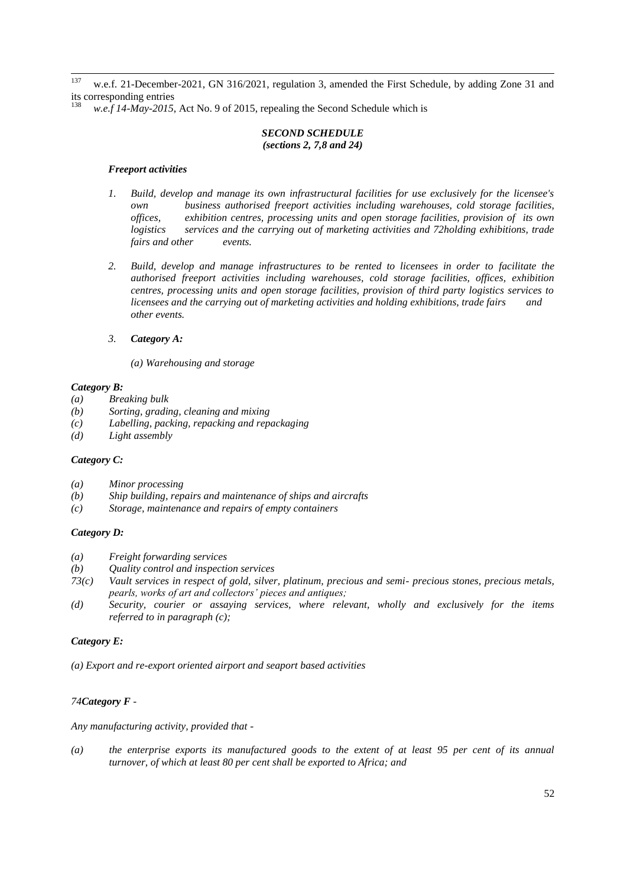[137] w.e.f. 21-December-2021, GN 316/2021, regulation 3, amended the First Schedule, by adding Zone 31 and its corresponding entries

[138] *w.e.f 14-May-2015*, Act No. 9 of 2015, repealing the Second Schedule which is

***SECOND SCHEDULE***
***(sections 2, 7,8 and 24)***

***Freeport activities***

*1. Build, develop and manage its own infrastructural facilities for use exclusively for the licensee's own business authorised freeport activities including warehouses, cold storage facilities, offices, exhibition centres, processing units and open storage facilities, provision of its own logistics services and the carrying out of marketing activities and 72holding exhibitions, trade fairs and other events.*

*2. Build, develop and manage infrastructures to be rented to licensees in order to facilitate the authorised freeport activities including warehouses, cold storage facilities, offices, exhibition centres, processing units and open storage facilities, provision of third party logistics services to licensees and the carrying out of marketing activities and holding exhibitions, trade fairs and other events.*

*3. **Category A:***

*(a) Warehousing and storage*

***Category B:***

*(a) Breaking bulk*
*(b) Sorting, grading, cleaning and mixing*
*(c) Labelling, packing, repacking and repackaging*
*(d) Light assembly*

***Category C:***

*(a) Minor processing*
*(b) Ship building, repairs and maintenance of ships and aircrafts*
*(c) Storage, maintenance and repairs of empty containers*

***Category D:***

*(a) Freight forwarding services*
*(b) Quality control and inspection services*
*73(c) Vault services in respect of gold, silver, platinum, precious and semi- precious stones, precious metals, pearls, works of art and collectors' pieces and antiques;*
*(d) Security, courier or assaying services, where relevant, wholly and exclusively for the items referred to in paragraph (c);*

***Category E:***

*(a) Export and re-export oriented airport and seaport based activities*

*74**Category F** -*

*Any manufacturing activity, provided that -*

*(a) the enterprise exports its manufactured goods to the extent of at least 95 per cent of its annual turnover, of which at least 80 per cent shall be exported to Africa; and*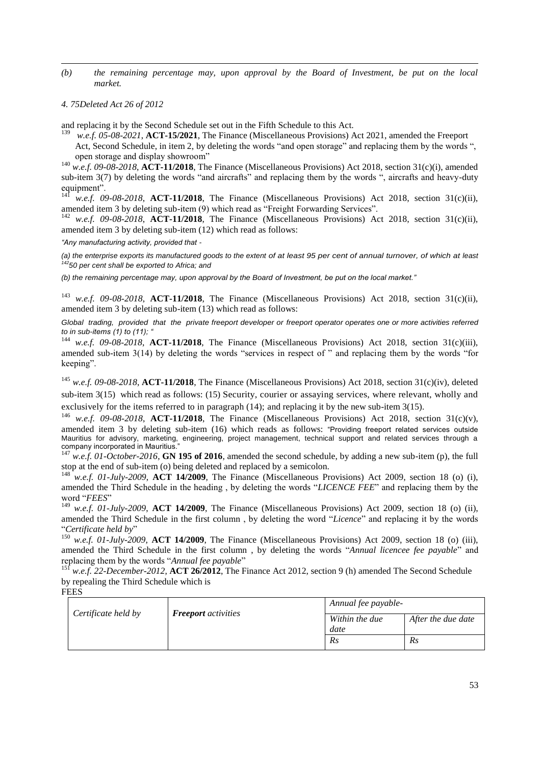*(b) the remaining percentage may, upon approval by the Board of Investment, be put on the local market.*

*4. 75Deleted Act 26 of 2012*

and replacing it by the Second Schedule set out in the Fifth Schedule to this Act.

[139] *w.e.f. 05-08-2021*, **ACT-15/2021**, The Finance (Miscellaneous Provisions) Act 2021, amended the Freeport Act, Second Schedule, in item 2, by deleting the words "and open storage" and replacing them by the words ", open storage and display showroom"

[140] *w.e.f. 09-08-2018*, **ACT-11/2018**, The Finance (Miscellaneous Provisions) Act 2018, section 31(c)(i), amended sub-item 3(7) by deleting the words "and aircrafts" and replacing them by the words ", aircrafts and heavy-duty equipment".

[141] *w.e.f. 09-08-2018*, **ACT-11/2018**, The Finance (Miscellaneous Provisions) Act 2018, section 31(c)(ii), amended item 3 by deleting sub-item (9) which read as "Freight Forwarding Services".

[142] *w.e.f. 09-08-2018*, **ACT-11/2018**, The Finance (Miscellaneous Provisions) Act 2018, section 31(c)(ii), amended item 3 by deleting sub-item (12) which read as follows:

*"Any manufacturing activity, provided that -*

*(a) the enterprise exports its manufactured goods to the extent of at least 95 per cent of annual turnover, of which at least [142]50 per cent shall be exported to Africa; and*

*(b) the remaining percentage may, upon approval by the Board of Investment, be put on the local market."*

[143] *w.e.f. 09-08-2018*, **ACT-11/2018**, The Finance (Miscellaneous Provisions) Act 2018, section 31(c)(ii), amended item 3 by deleting sub-item (13) which read as follows:

*Global trading, provided that the private freeport developer or freeport operator operates one or more activities referred to in sub-items (1) to (11); "*

[144] *w.e.f. 09-08-2018*, **ACT-11/2018**, The Finance (Miscellaneous Provisions) Act 2018, section 31(c)(iii), amended sub-item 3(14) by deleting the words "services in respect of " and replacing them by the words "for keeping".

[145] *w.e.f. 09-08-2018*, **ACT-11/2018**, The Finance (Miscellaneous Provisions) Act 2018, section 31(c)(iv), deleted sub-item 3(15) which read as follows: (15) Security, courier or assaying services, where relevant, wholly and exclusively for the items referred to in paragraph (14); and replacing it by the new sub-item 3(15).

[146] *w.e.f. 09-08-2018*, **ACT-11/2018**, The Finance (Miscellaneous Provisions) Act 2018, section 31(c)(v), amended item 3 by deleting sub-item (16) which reads as follows: "Providing freeport related services outside Mauritius for advisory, marketing, engineering, project management, technical support and related services through a company incorporated in Mauritius."

[147] *w.e.f. 01-October-2016*, **GN 195 of 2016**, amended the second schedule, by adding a new sub-item (p), the full stop at the end of sub-item (o) being deleted and replaced by a semicolon.

[148] *w.e.f. 01-July-2009*, **ACT 14/2009**, The Finance (Miscellaneous Provisions) Act 2009, section 18 (o) (i), amended the Third Schedule in the heading , by deleting the words "*LICENCE FEE*" and replacing them by the word "*FEES*"

[149] *w.e.f. 01-July-2009*, **ACT 14/2009**, The Finance (Miscellaneous Provisions) Act 2009, section 18 (o) (ii), amended the Third Schedule in the first column , by deleting the word "*Licence*" and replacing it by the words "*Certificate held by*"

[150] *w.e.f. 01-July-2009*, **ACT 14/2009**, The Finance (Miscellaneous Provisions) Act 2009, section 18 (o) (iii), amended the Third Schedule in the first column , by deleting the words "*Annual licencee fee payable*" and replacing them by the words "*Annual fee payable*"

[151] *w.e.f. 22-December-2012*, **ACT 26/2012**, The Finance Act 2012, section 9 (h) amended The Second Schedule by repealing the Third Schedule which is

FEES

| *Certificate held by* | ***Freeport** activities* | *Annual fee payable-* | |
|---|---|---|---|
| | | *Within the due date* | *After the due date* |
| | | *Rs* | *Rs* |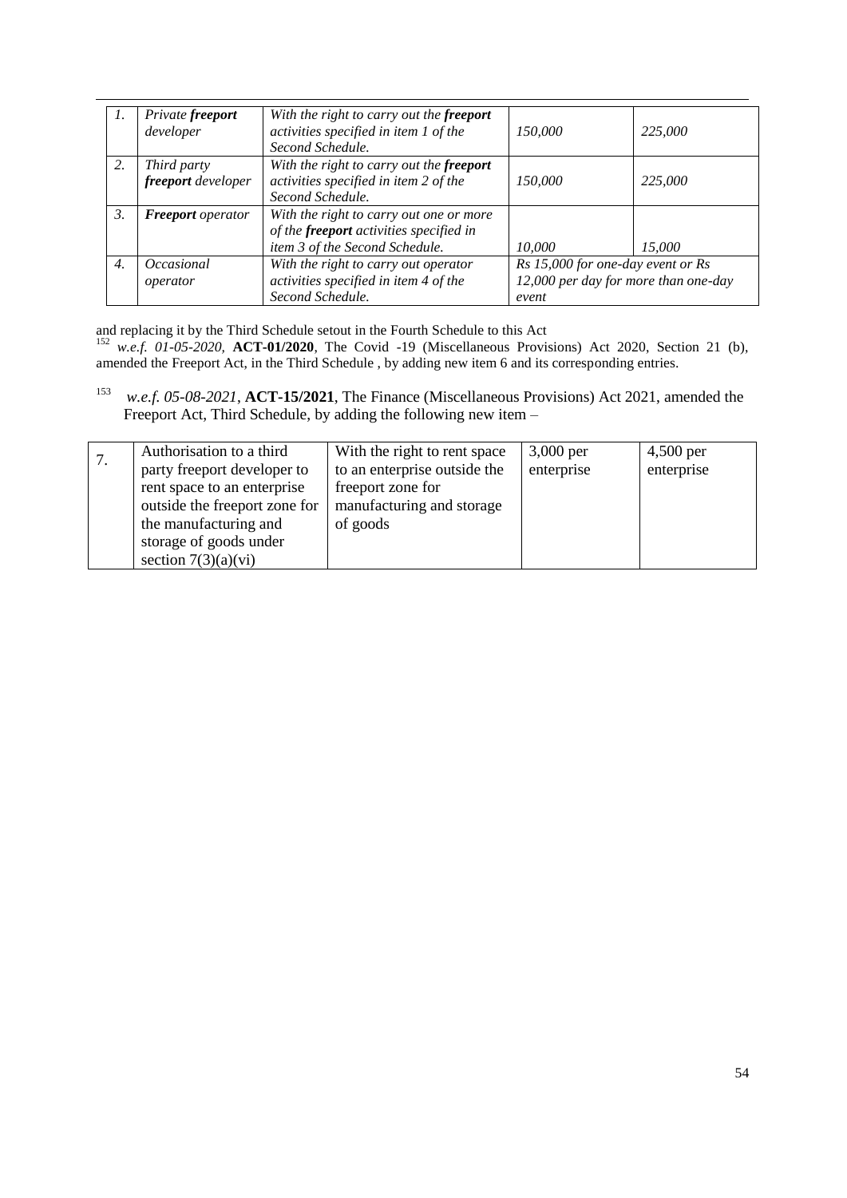| | | | | |
|---|---|---|---|---|
| *1.* | *Private **freeport** developer* | *With the right to carry out the **freeport** activities specified in item 1 of the Second Schedule.* | *150,000* | *225,000* |
| *2.* | *Third party **freeport** developer* | *With the right to carry out the **freeport** activities specified in item 2 of the Second Schedule.* | *150,000* | *225,000* |
| *3.* | ***Freeport** operator* | *With the right to carry out one or more of the **freeport** activities specified in item 3 of the Second Schedule.* | *10,000* | *15,000* |
| *4.* | *Occasional operator* | *With the right to carry out operator activities specified in item 4 of the Second Schedule.* | *Rs 15,000 for one-day event or Rs 12,000 per day for more than one-day event* | |

and replacing it by the Third Schedule setout in the Fourth Schedule to this Act

[152] *w.e.f. 01-05-2020,* **ACT-01/2020**, The Covid -19 (Miscellaneous Provisions) Act 2020, Section 21 (b), amended the Freeport Act, in the Third Schedule , by adding new item 6 and its corresponding entries.

[153] *w.e.f. 05-08-2021*, **ACT-15/2021**, The Finance (Miscellaneous Provisions) Act 2021, amended the Freeport Act, Third Schedule, by adding the following new item –

| | | | | |
|---|---|---|---|---|
| 7. | Authorisation to a third party freeport developer to rent space to an enterprise outside the freeport zone for the manufacturing and storage of goods under section 7(3)(a)(vi) | With the right to rent space to an enterprise outside the freeport zone for manufacturing and storage of goods | 3,000 per enterprise | 4,500 per enterprise |